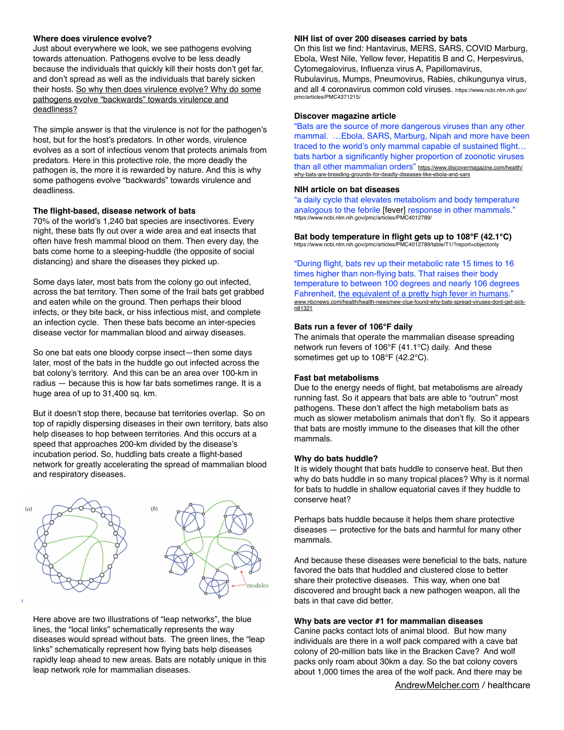### Where does virulence evolve?

Just about everywhere we look, we see pathogens evolving towards attenuation. Pathogens evolve to be less deadly because the individuals that quickly kill their hosts don't get far, and don't spread as well as the individuals that barely sicken their hosts. So why then does virulence evolve? Why do some pathogens evolve "backwards" towards virulence and deadliness?

The simple answer is that the virulence is not for the pathogen's host, but for the host's predators. In other words, virulence evolves as a sort of infectious venom that protects animals from predators. Here in this protective role, the more deadly the pathogen is, the more it is rewarded by nature. And this is why some pathogens evolve "backwards" towards virulence and deadliness.

### The flight-based, disease network of bats

70% of the world's 1,240 bat species are insectivores. Every night, these bats fly out over a wide area and eat insects that often have fresh mammal blood on them. Then every day, the bats come home to a sleeping-huddle (the opposite of social distancing) and share the diseases they picked up.

Some days later, most bats from the colony go out infected, across the bat territory. Then some of the frail bats get grabbed and eaten while on the ground. Then perhaps their blood infects, or they bite back, or hiss infectious mist, and complete an infection cycle. Then these bats become an inter-species disease vector for mammalian blood and airway diseases.

So one bat eats one bloody corpse insect—then some days later, most of the bats in the huddle go out infected across the bat colony's territory. And this can be an area over 100-km in radius — because this is how far bats sometimes range. It is a huge area of up to 31,400 sq. km.

But it doesn't stop there, because bat territories overlap. So on top of rapidly dispersing diseases in their own territory, bats also help diseases to hop between territories. And this occurs at a speed that approaches 200-km divided by the disease's incubation period. So, huddling bats create a flight-based network for greatly accelerating the spread of mammalian blood and respiratory diseases.

Here above are two illustrations of "leap networks", the blue lines, the "local links" schematically represents the way diseases would spread without bats. The green lines, the "leap links" schematically represent how flying bats help diseases rapidly leap ahead to new areas. Bats are notably unique in this leap network role for mammalian diseases.

### NIH list of over 200 diseases carried by bats

On this list we find: Hantavirus, MERS, SARS, COVID Marburg, Ebola, West Nile, Yellow fever, Hepatitis B and C, Herpesvirus, Cytomegalovirus, Influenza virus A, Papillomavirus, Rubulavirus, Mumps, Pneumovirus, Rabies, chikungunya virus, and all 4 coronavirus common cold viruses. https://www.ncbi.nlm.nih.gov/pmc/articles/PMC4371215/

### Discover magazine article

"Bats are the source of more dangerous viruses than any other mammal. …Ebola, SARS, Marburg, Nipah and more have been traced to the world's only mammal capable of sustained flight… bats harbor a significantly higher proportion of zoonotic viruses than all other mammalian orders" https://www.discovermagazine.com/health/why-bats-are-breeding-grounds-for-deadly-diseases-like-ebola-and-sars

### NIH article on bat diseases

"a daily cycle that elevates metabolism and body temperature analogous to the febrile [fever] response in other mammals." https://www.ncbi.nlm.nih.gov/pmc/articles/PMC4012789/

### Bat body temperature in flight gets up to 108°F (42.1°C)

https://www.ncbi.nlm.nih.gov/pmc/articles/PMC4012789/table/T1/?report=objectonly

"During flight, bats rev up their metabolic rate 15 times to 16 times higher than non-flying bats. That raises their body temperature to between 100 degrees and nearly 106 degrees Fahrenheit, the equivalent of a pretty high fever in humans." www.nbcnews.com/health/health-news/new-clue-found-why-bats-spread-viruses-dont-get-sick-n81321

### Bats run a fever of 106°F daily

The animals that operate the mammalian disease spreading network run fevers of 106°F (41.1°C) daily. And these sometimes get up to 108°F (42.2°C).

### Fast bat metabolisms

Due to the energy needs of flight, bat metabolisms are already running fast. So it appears that bats are able to "outrun" most pathogens. These don't affect the high metabolism bats as much as slower metabolism animals that don't fly. So it appears that bats are mostly immune to the diseases that kill the other mammals.

### Why do bats huddle?

It is widely thought that bats huddle to conserve heat. But then why do bats huddle in so many tropical places? Why is it normal for bats to huddle in shallow equatorial caves if they huddle to conserve heat?

Perhaps bats huddle because it helps them share protective diseases — protective for the bats and harmful for many other mammals.

And because these diseases were beneficial to the bats, nature favored the bats that huddled and clustered close to better share their protective diseases. This way, when one bat discovered and brought back a new pathogen weapon, all the bats in that cave did better.

### Why bats are vector #1 for mammalian diseases

Canine packs contact lots of animal blood. But how many individuals are there in a wolf pack compared with a cave bat colony of 20-million bats like in the Bracken Cave? And wolf packs only roam about 30km a day. So the bat colony covers about 1,000 times the area of the wolf pack. And there may be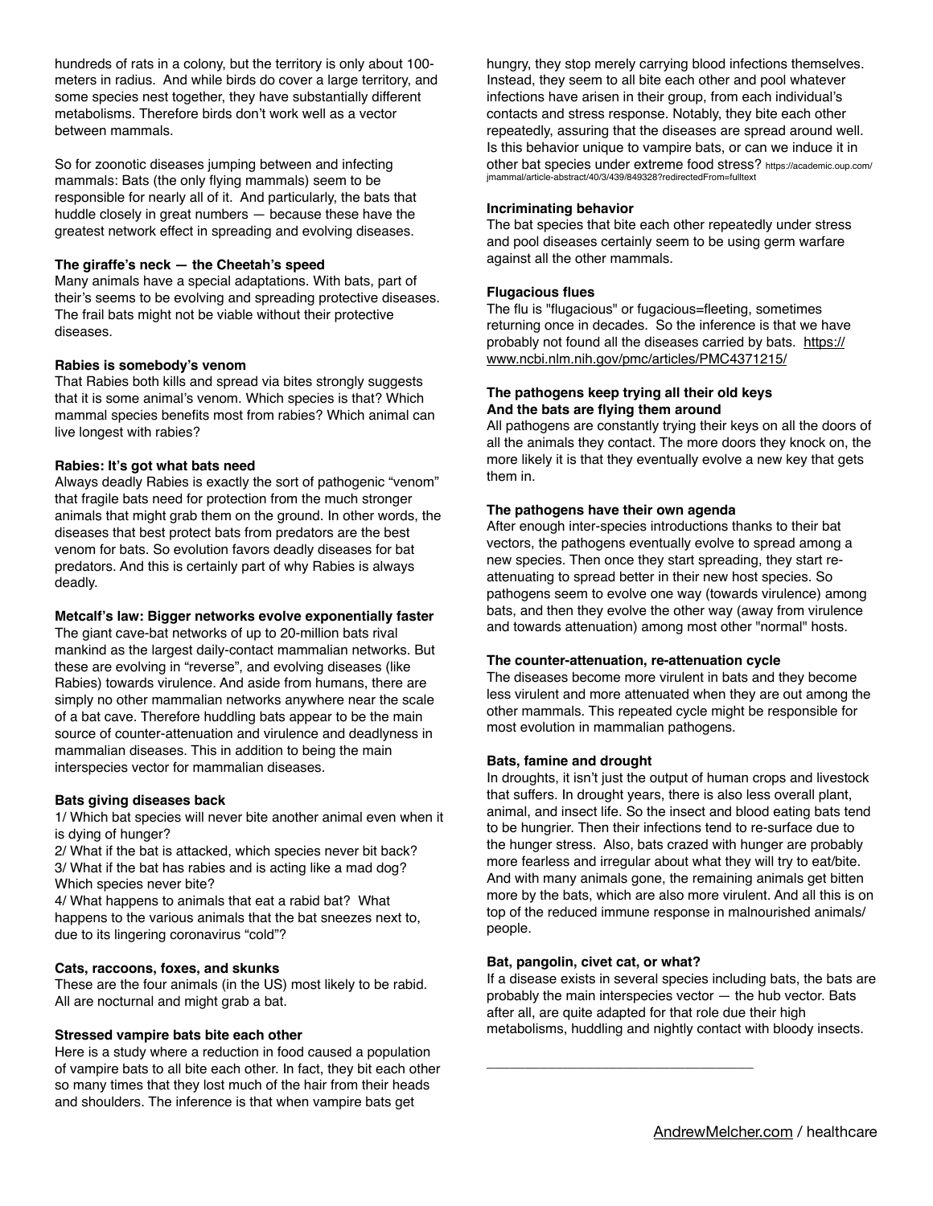hundreds of rats in a colony, but the territory is only about 100-meters in radius. And while birds do cover a large territory, and some species nest together, they have substantially different metabolisms. Therefore birds don't work well as a vector between mammals.

So for zoonotic diseases jumping between and infecting mammals: Bats (the only flying mammals) seem to be responsible for nearly all of it. And particularly, the bats that huddle closely in great numbers — because these have the greatest network effect in spreading and evolving diseases.

**The giraffe's neck — the Cheetah's speed**

Many animals have a special adaptations. With bats, part of their's seems to be evolving and spreading protective diseases. The frail bats might not be viable without their protective diseases.

**Rabies is somebody's venom**

That Rabies both kills and spread via bites strongly suggests that it is some animal's venom. Which species is that? Which mammal species benefits most from rabies? Which animal can live longest with rabies?

**Rabies: It's got what bats need**

Always deadly Rabies is exactly the sort of pathogenic "venom" that fragile bats need for protection from the much stronger animals that might grab them on the ground. In other words, the diseases that best protect bats from predators are the best venom for bats. So evolution favors deadly diseases for bat predators. And this is certainly part of why Rabies is always deadly.

**Metcalf's law: Bigger networks evolve exponentially faster**

The giant cave-bat networks of up to 20-million bats rival mankind as the largest daily-contact mammalian networks. But these are evolving in "reverse", and evolving diseases (like Rabies) towards virulence. And aside from humans, there are simply no other mammalian networks anywhere near the scale of a bat cave. Therefore huddling bats appear to be the main source of counter-attenuation and virulence and deadlyness in mammalian diseases. This in addition to being the main interspecies vector for mammalian diseases.

**Bats giving diseases back**

1/ Which bat species will never bite another animal even when it is dying of hunger?
2/ What if the bat is attacked, which species never bit back?
3/ What if the bat has rabies and is acting like a mad dog? Which species never bite?
4/ What happens to animals that eat a rabid bat? What happens to the various animals that the bat sneezes next to, due to its lingering coronavirus "cold"?

**Cats, raccoons, foxes, and skunks**

These are the four animals (in the US) most likely to be rabid. All are nocturnal and might grab a bat.

**Stressed vampire bats bite each other**

Here is a study where a reduction in food caused a population of vampire bats to all bite each other. In fact, they bit each other so many times that they lost much of the hair from their heads and shoulders. The inference is that when vampire bats get hungry, they stop merely carrying blood infections themselves. Instead, they seem to all bite each other and pool whatever infections have arisen in their group, from each individual's contacts and stress response. Notably, they bite each other repeatedly, assuring that the diseases are spread around well. Is this behavior unique to vampire bats, or can we induce it in other bat species under extreme food stress? https://academic.oup.com/jmammal/article-abstract/40/3/439/849328?redirectedFrom=fulltext

**Incriminating behavior**

The bat species that bite each other repeatedly under stress and pool diseases certainly seem to be using germ warfare against all the other mammals.

**Flugacious flues**

The flu is "flugacious" or fugacious=fleeting, sometimes returning once in decades. So the inference is that we have probably not found all the diseases carried by bats. https://www.ncbi.nlm.nih.gov/pmc/articles/PMC4371215/

**The pathogens keep trying all their old keys**
**And the bats are flying them around**

All pathogens are constantly trying their keys on all the doors of all the animals they contact. The more doors they knock on, the more likely it is that they eventually evolve a new key that gets them in.

**The pathogens have their own agenda**

After enough inter-species introductions thanks to their bat vectors, the pathogens eventually evolve to spread among a new species. Then once they start spreading, they start re-attenuating to spread better in their new host species. So pathogens seem to evolve one way (towards virulence) among bats, and then they evolve the other way (away from virulence and towards attenuation) among most other "normal" hosts.

**The counter-attenuation, re-attenuation cycle**

The diseases become more virulent in bats and they become less virulent and more attenuated when they are out among the other mammals. This repeated cycle might be responsible for most evolution in mammalian pathogens.

**Bats, famine and drought**

In droughts, it isn't just the output of human crops and livestock that suffers. In drought years, there is also less overall plant, animal, and insect life. So the insect and blood eating bats tend to be hungrier. Then their infections tend to re-surface due to the hunger stress. Also, bats crazed with hunger are probably more fearless and irregular about what they will try to eat/bite. And with many animals gone, the remaining animals get bitten more by the bats, which are also more virulent. And all this is on top of the reduced immune response in malnourished animals/people.

**Bat, pangolin, civet cat, or what?**

If a disease exists in several species including bats, the bats are probably the main interspecies vector — the hub vector. Bats after all, are quite adapted for that role due their high metabolisms, huddling and nightly contact with bloody insects.

---

AndrewMelcher.com / healthcare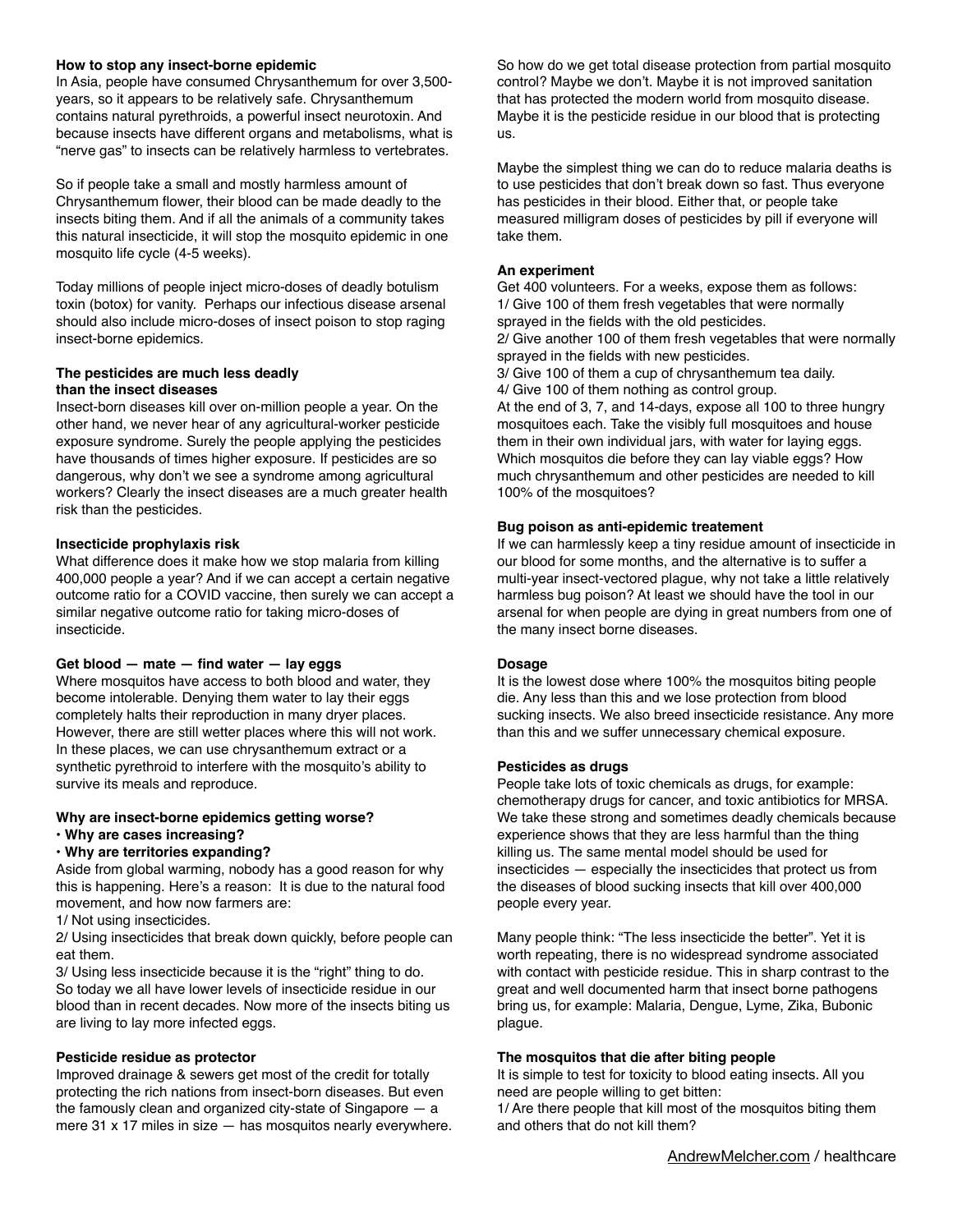**How to stop any insect-borne epidemic**

In Asia, people have consumed Chrysanthemum for over 3,500-years, so it appears to be relatively safe. Chrysanthemum contains natural pyrethroids, a powerful insect neurotoxin. And because insects have different organs and metabolisms, what is "nerve gas" to insects can be relatively harmless to vertebrates.

So if people take a small and mostly harmless amount of Chrysanthemum flower, their blood can be made deadly to the insects biting them. And if all the animals of a community takes this natural insecticide, it will stop the mosquito epidemic in one mosquito life cycle (4-5 weeks).

Today millions of people inject micro-doses of deadly botulism toxin (botox) for vanity. Perhaps our infectious disease arsenal should also include micro-doses of insect poison to stop raging insect-borne epidemics.

**The pesticides are much less deadly than the insect diseases**

Insect-born diseases kill over on-million people a year. On the other hand, we never hear of any agricultural-worker pesticide exposure syndrome. Surely the people applying the pesticides have thousands of times higher exposure. If pesticides are so dangerous, why don't we see a syndrome among agricultural workers? Clearly the insect diseases are a much greater health risk than the pesticides.

**Insecticide prophylaxis risk**

What difference does it make how we stop malaria from killing 400,000 people a year? And if we can accept a certain negative outcome ratio for a COVID vaccine, then surely we can accept a similar negative outcome ratio for taking micro-doses of insecticide.

**Get blood — mate — find water — lay eggs**

Where mosquitos have access to both blood and water, they become intolerable. Denying them water to lay their eggs completely halts their reproduction in many dryer places. However, there are still wetter places where this will not work. In these places, we can use chrysanthemum extract or a synthetic pyrethroid to interfere with the mosquito's ability to survive its meals and reproduce.

**Why are insect-borne epidemics getting worse?**
- **Why are cases increasing?**
- **Why are territories expanding?**

Aside from global warming, nobody has a good reason for why this is happening. Here's a reason: It is due to the natural food movement, and how now farmers are:

1/ Not using insecticides.
2/ Using insecticides that break down quickly, before people can eat them.
3/ Using less insecticide because it is the "right" thing to do.

So today we all have lower levels of insecticide residue in our blood than in recent decades. Now more of the insects biting us are living to lay more infected eggs.

**Pesticide residue as protector**

Improved drainage & sewers get most of the credit for totally protecting the rich nations from insect-born diseases. But even the famously clean and organized city-state of Singapore — a mere 31 x 17 miles in size — has mosquitos nearly everywhere. So how do we get total disease protection from partial mosquito control? Maybe we don't. Maybe it is not improved sanitation that has protected the modern world from mosquito disease. Maybe it is the pesticide residue in our blood that is protecting us.

Maybe the simplest thing we can do to reduce malaria deaths is to use pesticides that don't break down so fast. Thus everyone has pesticides in their blood. Either that, or people take measured milligram doses of pesticides by pill if everyone will take them.

**An experiment**

Get 400 volunteers. For a weeks, expose them as follows:

1/ Give 100 of them fresh vegetables that were normally sprayed in the fields with the old pesticides.
2/ Give another 100 of them fresh vegetables that were normally sprayed in the fields with new pesticides.
3/ Give 100 of them a cup of chrysanthemum tea daily.
4/ Give 100 of them nothing as control group.

At the end of 3, 7, and 14-days, expose all 100 to three hungry mosquitoes each. Take the visibly full mosquitoes and house them in their own individual jars, with water for laying eggs. Which mosquitos die before they can lay viable eggs? How much chrysanthemum and other pesticides are needed to kill 100% of the mosquitoes?

**Bug poison as anti-epidemic treatement**

If we can harmlessly keep a tiny residue amount of insecticide in our blood for some months, and the alternative is to suffer a multi-year insect-vectored plague, why not take a little relatively harmless bug poison? At least we should have the tool in our arsenal for when people are dying in great numbers from one of the many insect borne diseases.

**Dosage**

It is the lowest dose where 100% the mosquitos biting people die. Any less than this and we lose protection from blood sucking insects. We also breed insecticide resistance. Any more than this and we suffer unnecessary chemical exposure.

**Pesticides as drugs**

People take lots of toxic chemicals as drugs, for example: chemotherapy drugs for cancer, and toxic antibiotics for MRSA. We take these strong and sometimes deadly chemicals because experience shows that they are less harmful than the thing killing us. The same mental model should be used for insecticides — especially the insecticides that protect us from the diseases of blood sucking insects that kill over 400,000 people every year.

Many people think: "The less insecticide the better". Yet it is worth repeating, there is no widespread syndrome associated with contact with pesticide residue. This in sharp contrast to the great and well documented harm that insect borne pathogens bring us, for example: Malaria, Dengue, Lyme, Zika, Bubonic plague.

**The mosquitos that die after biting people**

It is simple to test for toxicity to blood eating insects. All you need are people willing to get bitten:

1/ Are there people that kill most of the mosquitos biting them and others that do not kill them?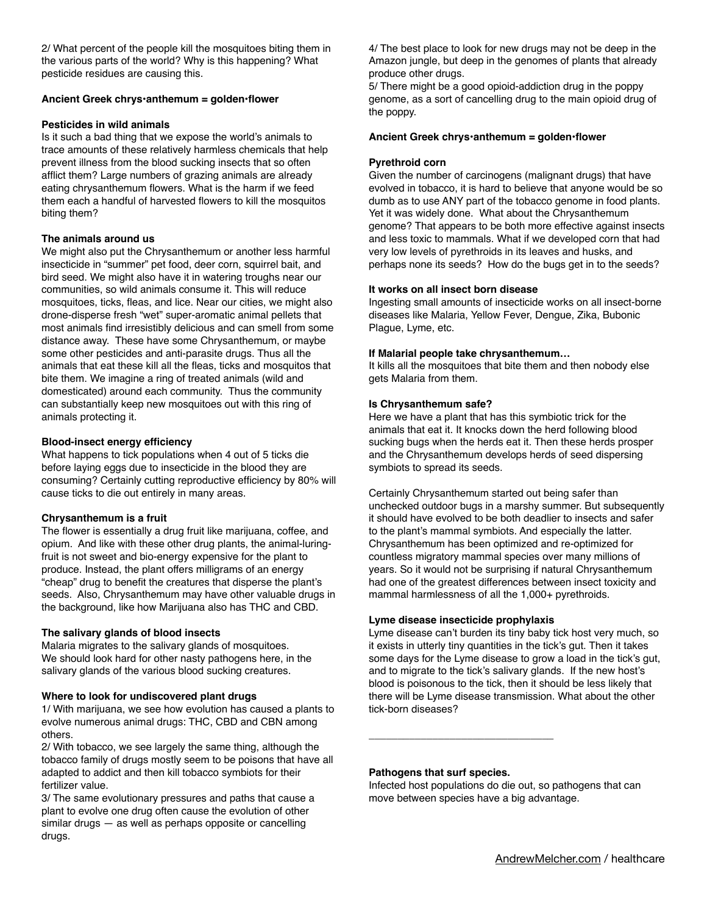2/ What percent of the people kill the mosquitoes biting them in the various parts of the world? Why is this happening? What pesticide residues are causing this.

**Ancient Greek chrys•anthemum = golden•flower**

**Pesticides in wild animals**

Is it such a bad thing that we expose the world's animals to trace amounts of these relatively harmless chemicals that help prevent illness from the blood sucking insects that so often afflict them? Large numbers of grazing animals are already eating chrysanthemum flowers. What is the harm if we feed them each a handful of harvested flowers to kill the mosquitos biting them?

**The animals around us**

We might also put the Chrysanthemum or another less harmful insecticide in "summer" pet food, deer corn, squirrel bait, and bird seed. We might also have it in watering troughs near our communities, so wild animals consume it. This will reduce mosquitoes, ticks, fleas, and lice. Near our cities, we might also drone-disperse fresh "wet" super-aromatic animal pellets that most animals find irresistibly delicious and can smell from some distance away. These have some Chrysanthemum, or maybe some other pesticides and anti-parasite drugs. Thus all the animals that eat these kill all the fleas, ticks and mosquitos that bite them. We imagine a ring of treated animals (wild and domesticated) around each community. Thus the community can substantially keep new mosquitoes out with this ring of animals protecting it.

**Blood-insect energy efficiency**

What happens to tick populations when 4 out of 5 ticks die before laying eggs due to insecticide in the blood they are consuming? Certainly cutting reproductive efficiency by 80% will cause ticks to die out entirely in many areas.

**Chrysanthemum is a fruit**

The flower is essentially a drug fruit like marijuana, coffee, and opium. And like with these other drug plants, the animal-luring-fruit is not sweet and bio-energy expensive for the plant to produce. Instead, the plant offers milligrams of an energy "cheap" drug to benefit the creatures that disperse the plant's seeds. Also, Chrysanthemum may have other valuable drugs in the background, like how Marijuana also has THC and CBD.

**The salivary glands of blood insects**

Malaria migrates to the salivary glands of mosquitoes. We should look hard for other nasty pathogens here, in the salivary glands of the various blood sucking creatures.

**Where to look for undiscovered plant drugs**

1/ With marijuana, we see how evolution has caused a plants to evolve numerous animal drugs: THC, CBD and CBN among others.

2/ With tobacco, we see largely the same thing, although the tobacco family of drugs mostly seem to be poisons that have all adapted to addict and then kill tobacco symbiots for their fertilizer value.

3/ The same evolutionary pressures and paths that cause a plant to evolve one drug often cause the evolution of other similar drugs — as well as perhaps opposite or cancelling drugs.

4/ The best place to look for new drugs may not be deep in the Amazon jungle, but deep in the genomes of plants that already produce other drugs.

5/ There might be a good opioid-addiction drug in the poppy genome, as a sort of cancelling drug to the main opioid drug of the poppy.

**Ancient Greek chrys•anthemum = golden•flower**

**Pyrethroid corn**

Given the number of carcinogens (malignant drugs) that have evolved in tobacco, it is hard to believe that anyone would be so dumb as to use ANY part of the tobacco genome in food plants. Yet it was widely done. What about the Chrysanthemum genome? That appears to be both more effective against insects and less toxic to mammals. What if we developed corn that had very low levels of pyrethroids in its leaves and husks, and perhaps none its seeds? How do the bugs get in to the seeds?

**It works on all insect born disease**

Ingesting small amounts of insecticide works on all insect-borne diseases like Malaria, Yellow Fever, Dengue, Zika, Bubonic Plague, Lyme, etc.

**If Malarial people take chrysanthemum…**

It kills all the mosquitoes that bite them and then nobody else gets Malaria from them.

**Is Chrysanthemum safe?**

Here we have a plant that has this symbiotic trick for the animals that eat it. It knocks down the herd following blood sucking bugs when the herds eat it. Then these herds prosper and the Chrysanthemum develops herds of seed dispersing symbiots to spread its seeds.

Certainly Chrysanthemum started out being safer than unchecked outdoor bugs in a marshy summer. But subsequently it should have evolved to be both deadlier to insects and safer to the plant's mammal symbiots. And especially the latter. Chrysanthemum has been optimized and re-optimized for countless migratory mammal species over many millions of years. So it would not be surprising if natural Chrysanthemum had one of the greatest differences between insect toxicity and mammal harmlessness of all the 1,000+ pyrethroids.

**Lyme disease insecticide prophylaxis**

Lyme disease can't burden its tiny baby tick host very much, so it exists in utterly tiny quantities in the tick's gut. Then it takes some days for the Lyme disease to grow a load in the tick's gut, and to migrate to the tick's salivary glands. If the new host's blood is poisonous to the tick, then it should be less likely that there will be Lyme disease transmission. What about the other tick-born diseases?

---

**Pathogens that surf species.**

Infected host populations do die out, so pathogens that can move between species have a big advantage.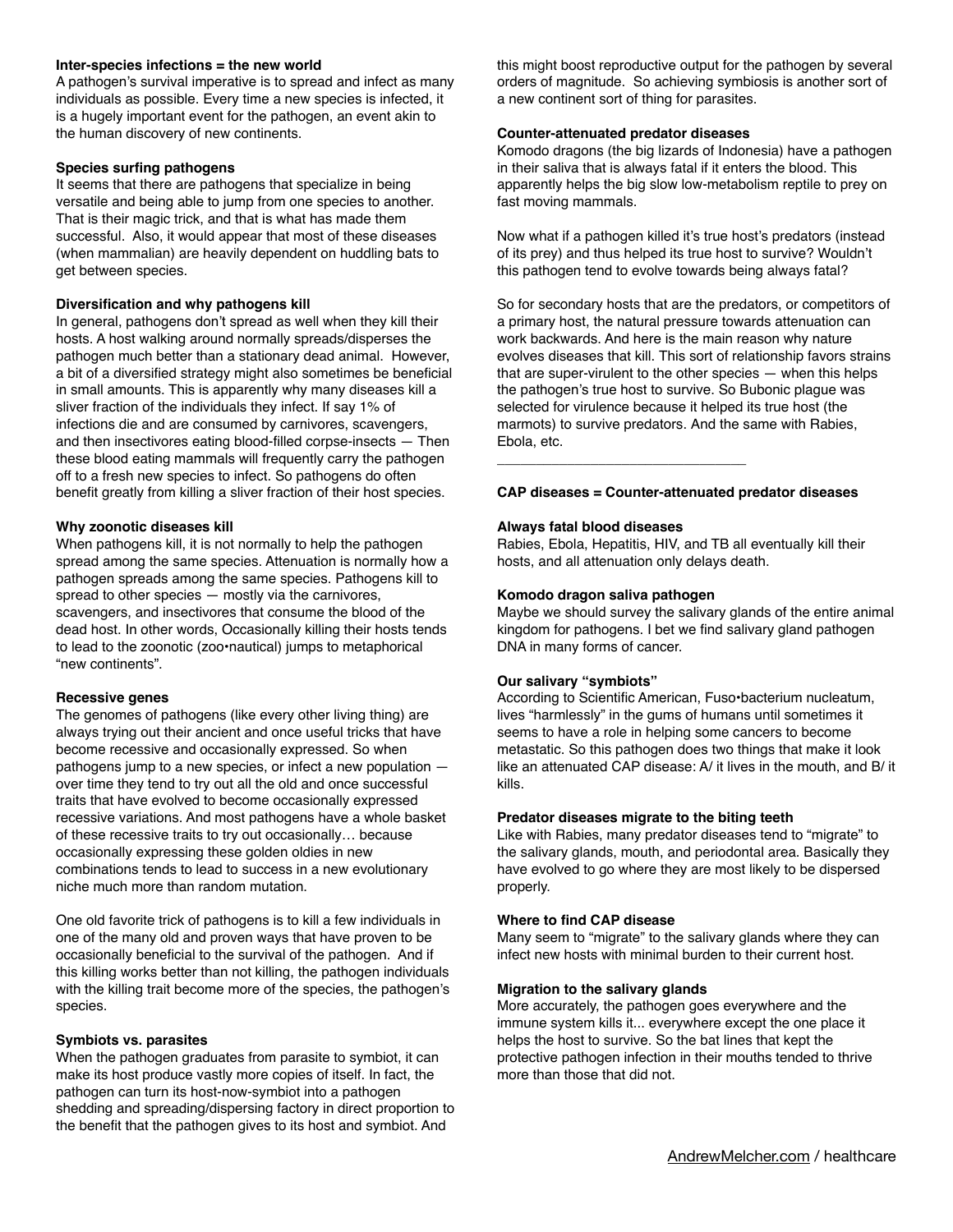**Inter-species infections = the new world**

A pathogen's survival imperative is to spread and infect as many individuals as possible. Every time a new species is infected, it is a hugely important event for the pathogen, an event akin to the human discovery of new continents.

**Species surfing pathogens**

It seems that there are pathogens that specialize in being versatile and being able to jump from one species to another. That is their magic trick, and that is what has made them successful. Also, it would appear that most of these diseases (when mammalian) are heavily dependent on huddling bats to get between species.

**Diversification and why pathogens kill**

In general, pathogens don't spread as well when they kill their hosts. A host walking around normally spreads/disperses the pathogen much better than a stationary dead animal. However, a bit of a diversified strategy might also sometimes be beneficial in small amounts. This is apparently why many diseases kill a sliver fraction of the individuals they infect. If say 1% of infections die and are consumed by carnivores, scavengers, and then insectivores eating blood-filled corpse-insects — Then these blood eating mammals will frequently carry the pathogen off to a fresh new species to infect. So pathogens do often benefit greatly from killing a sliver fraction of their host species.

**Why zoonotic diseases kill**

When pathogens kill, it is not normally to help the pathogen spread among the same species. Attenuation is normally how a pathogen spreads among the same species. Pathogens kill to spread to other species — mostly via the carnivores, scavengers, and insectivores that consume the blood of the dead host. In other words, Occasionally killing their hosts tends to lead to the zoonotic (zoo•nautical) jumps to metaphorical "new continents".

**Recessive genes**

The genomes of pathogens (like every other living thing) are always trying out their ancient and once useful tricks that have become recessive and occasionally expressed. So when pathogens jump to a new species, or infect a new population — over time they tend to try out all the old and once successful traits that have evolved to become occasionally expressed recessive variations. And most pathogens have a whole basket of these recessive traits to try out occasionally… because occasionally expressing these golden oldies in new combinations tends to lead to success in a new evolutionary niche much more than random mutation.

One old favorite trick of pathogens is to kill a few individuals in one of the many old and proven ways that have proven to be occasionally beneficial to the survival of the pathogen. And if this killing works better than not killing, the pathogen individuals with the killing trait become more of the species, the pathogen's species.

**Symbiots vs. parasites**

When the pathogen graduates from parasite to symbiot, it can make its host produce vastly more copies of itself. In fact, the pathogen can turn its host-now-symbiot into a pathogen shedding and spreading/dispersing factory in direct proportion to the benefit that the pathogen gives to its host and symbiot. And this might boost reproductive output for the pathogen by several orders of magnitude. So achieving symbiosis is another sort of a new continent sort of thing for parasites.

**Counter-attenuated predator diseases**

Komodo dragons (the big lizards of Indonesia) have a pathogen in their saliva that is always fatal if it enters the blood. This apparently helps the big slow low-metabolism reptile to prey on fast moving mammals.

Now what if a pathogen killed it's true host's predators (instead of its prey) and thus helped its true host to survive? Wouldn't this pathogen tend to evolve towards being always fatal?

So for secondary hosts that are the predators, or competitors of a primary host, the natural pressure towards attenuation can work backwards. And here is the main reason why nature evolves diseases that kill. This sort of relationship favors strains that are super-virulent to the other species — when this helps the pathogen's true host to survive. So Bubonic plague was selected for virulence because it helped its true host (the marmots) to survive predators. And the same with Rabies, Ebola, etc.

---

**CAP diseases = Counter-attenuated predator diseases**

**Always fatal blood diseases**

Rabies, Ebola, Hepatitis, HIV, and TB all eventually kill their hosts, and all attenuation only delays death.

**Komodo dragon saliva pathogen**

Maybe we should survey the salivary glands of the entire animal kingdom for pathogens. I bet we find salivary gland pathogen DNA in many forms of cancer.

**Our salivary "symbiots"**

According to Scientific American, Fuso•bacterium nucleatum, lives "harmlessly" in the gums of humans until sometimes it seems to have a role in helping some cancers to become metastatic. So this pathogen does two things that make it look like an attenuated CAP disease: A/ it lives in the mouth, and B/ it kills.

**Predator diseases migrate to the biting teeth**

Like with Rabies, many predator diseases tend to "migrate" to the salivary glands, mouth, and periodontal area. Basically they have evolved to go where they are most likely to be dispersed properly.

**Where to find CAP disease**

Many seem to "migrate" to the salivary glands where they can infect new hosts with minimal burden to their current host.

**Migration to the salivary glands**

More accurately, the pathogen goes everywhere and the immune system kills it... everywhere except the one place it helps the host to survive. So the bat lines that kept the protective pathogen infection in their mouths tended to thrive more than those that did not.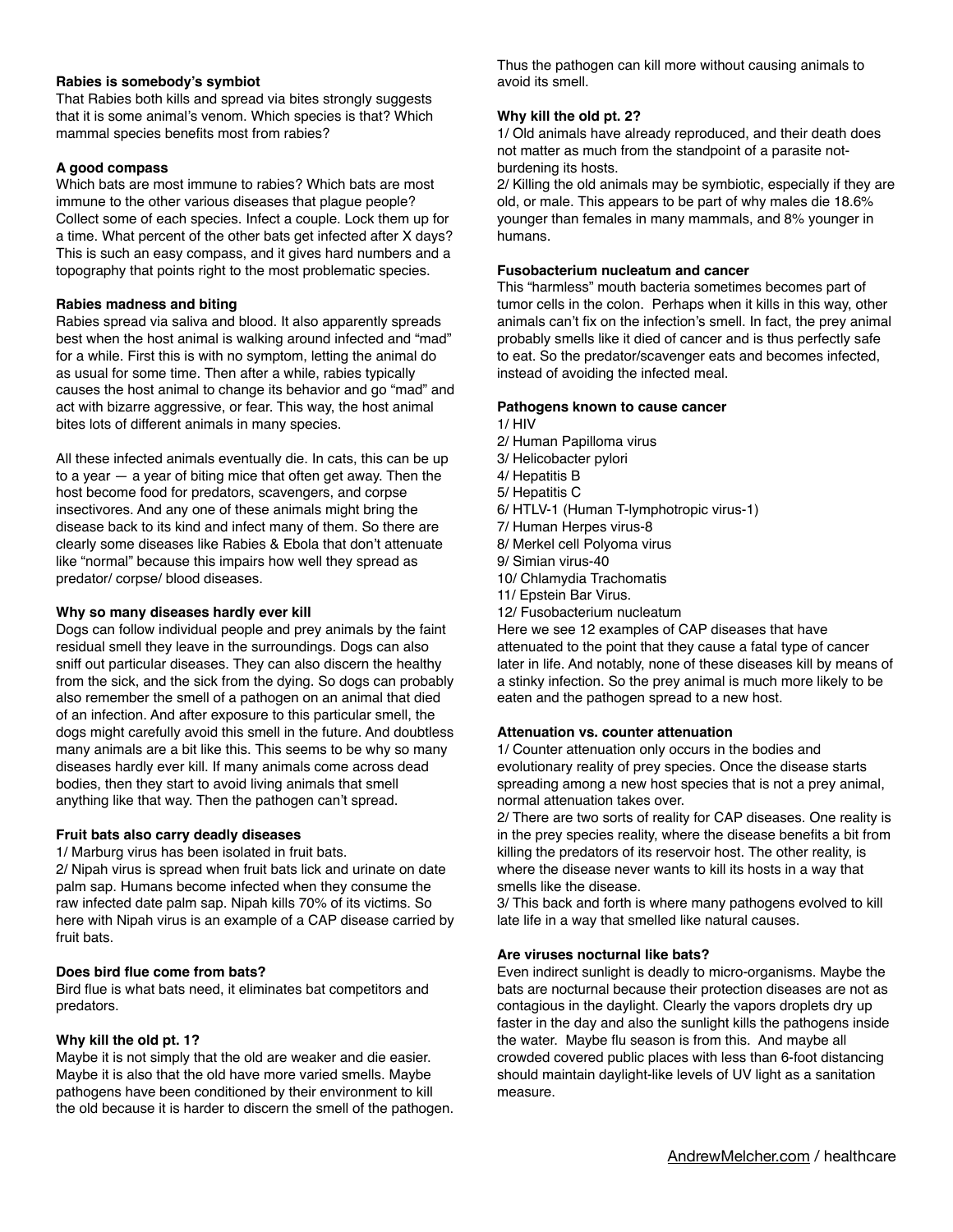**Rabies is somebody's symbiot**

That Rabies both kills and spread via bites strongly suggests that it is some animal's venom. Which species is that? Which mammal species benefits most from rabies?

**A good compass**

Which bats are most immune to rabies? Which bats are most immune to the other various diseases that plague people? Collect some of each species. Infect a couple. Lock them up for a time. What percent of the other bats get infected after X days? This is such an easy compass, and it gives hard numbers and a topography that points right to the most problematic species.

**Rabies madness and biting**

Rabies spread via saliva and blood. It also apparently spreads best when the host animal is walking around infected and "mad" for a while. First this is with no symptom, letting the animal do as usual for some time. Then after a while, rabies typically causes the host animal to change its behavior and go "mad" and act with bizarre aggressive, or fear. This way, the host animal bites lots of different animals in many species.

All these infected animals eventually die. In cats, this can be up to a year — a year of biting mice that often get away. Then the host become food for predators, scavengers, and corpse insectivores. And any one of these animals might bring the disease back to its kind and infect many of them. So there are clearly some diseases like Rabies & Ebola that don't attenuate like "normal" because this impairs how well they spread as predator/ corpse/ blood diseases.

**Why so many diseases hardly ever kill**

Dogs can follow individual people and prey animals by the faint residual smell they leave in the surroundings. Dogs can also sniff out particular diseases. They can also discern the healthy from the sick, and the sick from the dying. So dogs can probably also remember the smell of a pathogen on an animal that died of an infection. And after exposure to this particular smell, the dogs might carefully avoid this smell in the future. And doubtless many animals are a bit like this. This seems to be why so many diseases hardly ever kill. If many animals come across dead bodies, then they start to avoid living animals that smell anything like that way. Then the pathogen can't spread.

**Fruit bats also carry deadly diseases**

1/ Marburg virus has been isolated in fruit bats.
2/ Nipah virus is spread when fruit bats lick and urinate on date palm sap. Humans become infected when they consume the raw infected date palm sap. Nipah kills 70% of its victims. So here with Nipah virus is an example of a CAP disease carried by fruit bats.

**Does bird flue come from bats?**

Bird flue is what bats need, it eliminates bat competitors and predators.

**Why kill the old pt. 1?**

Maybe it is not simply that the old are weaker and die easier. Maybe it is also that the old have more varied smells. Maybe pathogens have been conditioned by their environment to kill the old because it is harder to discern the smell of the pathogen. Thus the pathogen can kill more without causing animals to avoid its smell.

**Why kill the old pt. 2?**

1/ Old animals have already reproduced, and their death does not matter as much from the standpoint of a parasite not-burdening its hosts.
2/ Killing the old animals may be symbiotic, especially if they are old, or male. This appears to be part of why males die 18.6% younger than females in many mammals, and 8% younger in humans.

**Fusobacterium nucleatum and cancer**

This "harmless" mouth bacteria sometimes becomes part of tumor cells in the colon. Perhaps when it kills in this way, other animals can't fix on the infection's smell. In fact, the prey animal probably smells like it died of cancer and is thus perfectly safe to eat. So the predator/scavenger eats and becomes infected, instead of avoiding the infected meal.

**Pathogens known to cause cancer**

1/ HIV
2/ Human Papilloma virus
3/ Helicobacter pylori
4/ Hepatitis B
5/ Hepatitis C
6/ HTLV-1 (Human T-lymphotropic virus-1)
7/ Human Herpes virus-8
8/ Merkel cell Polyoma virus
9/ Simian virus-40
10/ Chlamydia Trachomatis
11/ Epstein Bar Virus.
12/ Fusobacterium nucleatum

Here we see 12 examples of CAP diseases that have attenuated to the point that they cause a fatal type of cancer later in life. And notably, none of these diseases kill by means of a stinky infection. So the prey animal is much more likely to be eaten and the pathogen spread to a new host.

**Attenuation vs. counter attenuation**

1/ Counter attenuation only occurs in the bodies and evolutionary reality of prey species. Once the disease starts spreading among a new host species that is not a prey animal, normal attenuation takes over.
2/ There are two sorts of reality for CAP diseases. One reality is in the prey species reality, where the disease benefits a bit from killing the predators of its reservoir host. The other reality, is where the disease never wants to kill its hosts in a way that smells like the disease.
3/ This back and forth is where many pathogens evolved to kill late life in a way that smelled like natural causes.

**Are viruses nocturnal like bats?**

Even indirect sunlight is deadly to micro-organisms. Maybe the bats are nocturnal because their protection diseases are not as contagious in the daylight. Clearly the vapors droplets dry up faster in the day and also the sunlight kills the pathogens inside the water. Maybe flu season is from this. And maybe all crowded covered public places with less than 6-foot distancing should maintain daylight-like levels of UV light as a sanitation measure.

AndrewMelcher.com / healthcare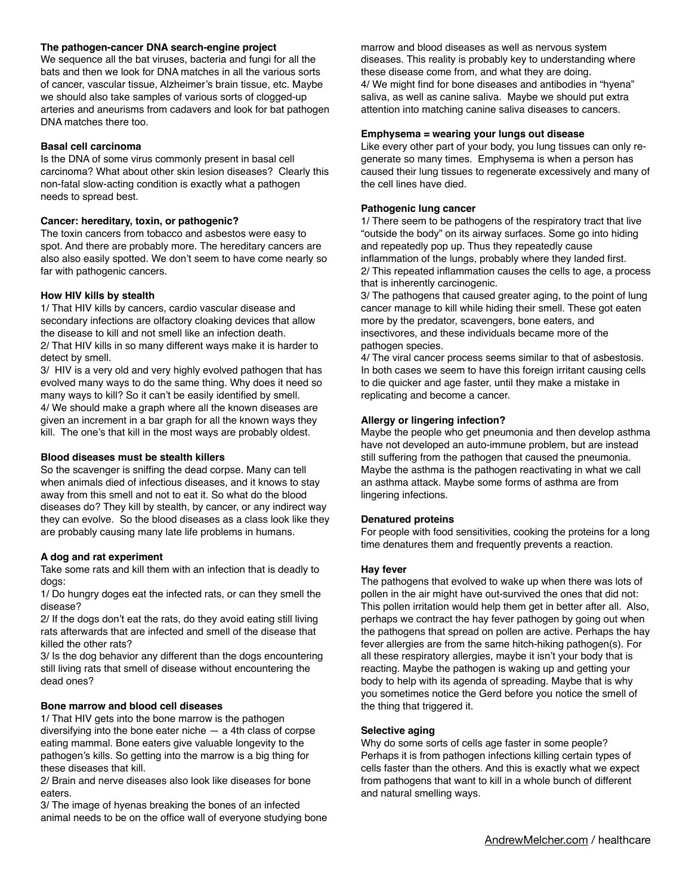**The pathogen-cancer DNA search-engine project**

We sequence all the bat viruses, bacteria and fungi for all the bats and then we look for DNA matches in all the various sorts of cancer, vascular tissue, Alzheimer's brain tissue, etc. Maybe we should also take samples of various sorts of clogged-up arteries and aneurisms from cadavers and look for bat pathogen DNA matches there too.

**Basal cell carcinoma**

Is the DNA of some virus commonly present in basal cell carcinoma? What about other skin lesion diseases? Clearly this non-fatal slow-acting condition is exactly what a pathogen needs to spread best.

**Cancer: hereditary, toxin, or pathogenic?**

The toxin cancers from tobacco and asbestos were easy to spot. And there are probably more. The hereditary cancers are also also easily spotted. We don't seem to have come nearly so far with pathogenic cancers.

**How HIV kills by stealth**

1/ That HIV kills by cancers, cardio vascular disease and secondary infections are olfactory cloaking devices that allow the disease to kill and not smell like an infection death.
2/ That HIV kills in so many different ways make it is harder to detect by smell.
3/ HIV is a very old and very highly evolved pathogen that has evolved many ways to do the same thing. Why does it need so many ways to kill? So it can't be easily identified by smell.
4/ We should make a graph where all the known diseases are given an increment in a bar graph for all the known ways they kill. The one's that kill in the most ways are probably oldest.

**Blood diseases must be stealth killers**

So the scavenger is sniffing the dead corpse. Many can tell when animals died of infectious diseases, and it knows to stay away from this smell and not to eat it. So what do the blood diseases do? They kill by stealth, by cancer, or any indirect way they can evolve. So the blood diseases as a class look like they are probably causing many late life problems in humans.

**A dog and rat experiment**

Take some rats and kill them with an infection that is deadly to dogs:
1/ Do hungry doges eat the infected rats, or can they smell the disease?
2/ If the dogs don't eat the rats, do they avoid eating still living rats afterwards that are infected and smell of the disease that killed the other rats?
3/ Is the dog behavior any different than the dogs encountering still living rats that smell of disease without encountering the dead ones?

**Bone marrow and blood cell diseases**

1/ That HIV gets into the bone marrow is the pathogen diversifying into the bone eater niche — a 4th class of corpse eating mammal. Bone eaters give valuable longevity to the pathogen's kills. So getting into the marrow is a big thing for these diseases that kill.
2/ Brain and nerve diseases also look like diseases for bone eaters.
3/ The image of hyenas breaking the bones of an infected animal needs to be on the office wall of everyone studying bone marrow and blood diseases as well as nervous system diseases. This reality is probably key to understanding where these disease come from, and what they are doing.
4/ We might find for bone diseases and antibodies in "hyena" saliva, as well as canine saliva. Maybe we should put extra attention into matching canine saliva diseases to cancers.

**Emphysema = wearing your lungs out disease**

Like every other part of your body, you lung tissues can only re-generate so many times. Emphysema is when a person has caused their lung tissues to regenerate excessively and many of the cell lines have died.

**Pathogenic lung cancer**

1/ There seem to be pathogens of the respiratory tract that live "outside the body" on its airway surfaces. Some go into hiding and repeatedly pop up. Thus they repeatedly cause inflammation of the lungs, probably where they landed first.
2/ This repeated inflammation causes the cells to age, a process that is inherently carcinogenic.
3/ The pathogens that caused greater aging, to the point of lung cancer manage to kill while hiding their smell. These got eaten more by the predator, scavengers, bone eaters, and insectivores, and these individuals became more of the pathogen species.
4/ The viral cancer process seems similar to that of asbestosis. In both cases we seem to have this foreign irritant causing cells to die quicker and age faster, until they make a mistake in replicating and become a cancer.

**Allergy or lingering infection?**

Maybe the people who get pneumonia and then develop asthma have not developed an auto-immune problem, but are instead still suffering from the pathogen that caused the pneumonia. Maybe the asthma is the pathogen reactivating in what we call an asthma attack. Maybe some forms of asthma are from lingering infections.

**Denatured proteins**

For people with food sensitivities, cooking the proteins for a long time denatures them and frequently prevents a reaction.

**Hay fever**

The pathogens that evolved to wake up when there was lots of pollen in the air might have out-survived the ones that did not: This pollen irritation would help them get in better after all. Also, perhaps we contract the hay fever pathogen by going out when the pathogens that spread on pollen are active. Perhaps the hay fever allergies are from the same hitch-hiking pathogen(s). For all these respiratory allergies, maybe it isn't your body that is reacting. Maybe the pathogen is waking up and getting your body to help with its agenda of spreading. Maybe that is why you sometimes notice the Gerd before you notice the smell of the thing that triggered it.

**Selective aging**

Why do some sorts of cells age faster in some people? Perhaps it is from pathogen infections killing certain types of cells faster than the others. And this is exactly what we expect from pathogens that want to kill in a whole bunch of different and natural smelling ways.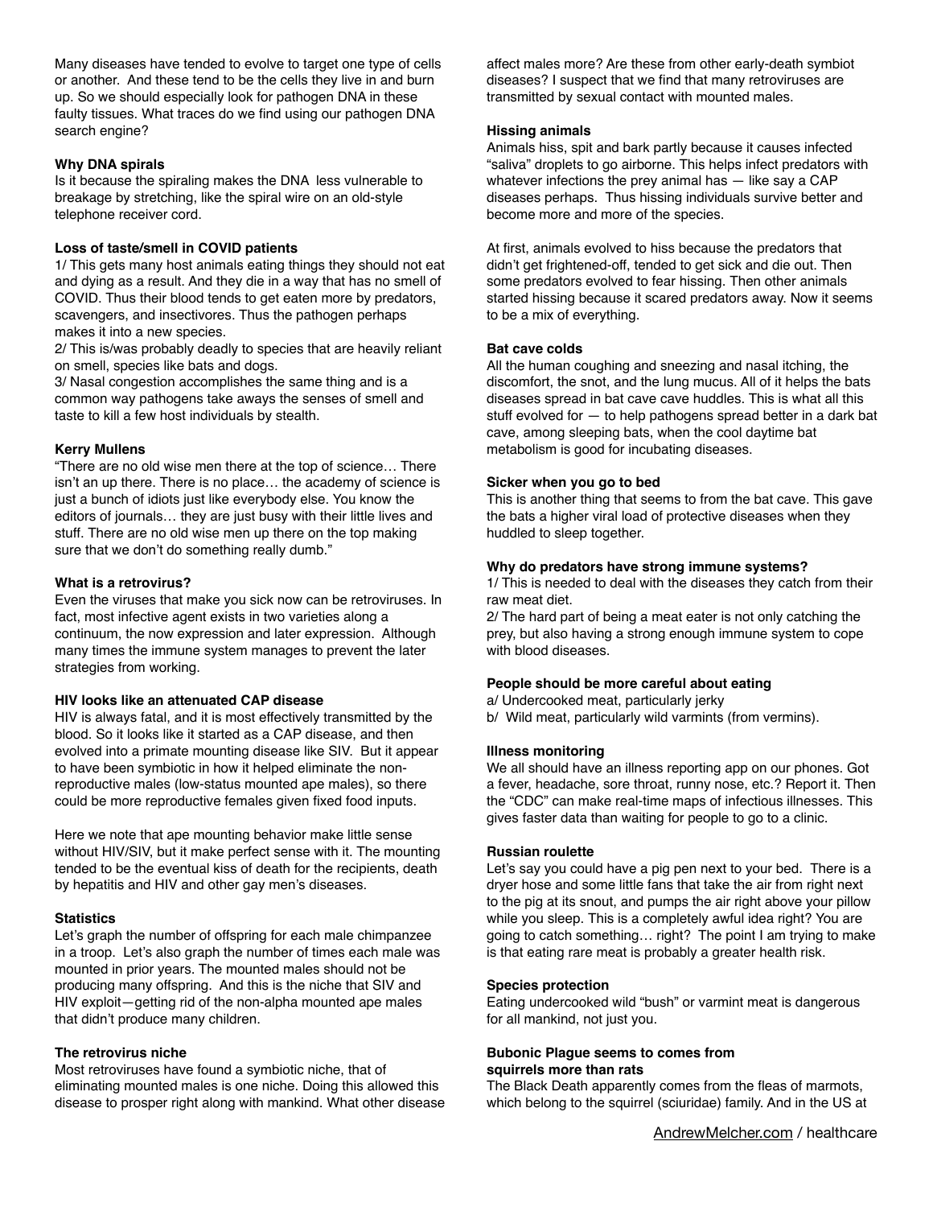Many diseases have tended to evolve to target one type of cells or another. And these tend to be the cells they live in and burn up. So we should especially look for pathogen DNA in these faulty tissues. What traces do we find using our pathogen DNA search engine?

**Why DNA spirals**

Is it because the spiraling makes the DNA less vulnerable to breakage by stretching, like the spiral wire on an old-style telephone receiver cord.

**Loss of taste/smell in COVID patients**

1/ This gets many host animals eating things they should not eat and dying as a result. And they die in a way that has no smell of COVID. Thus their blood tends to get eaten more by predators, scavengers, and insectivores. Thus the pathogen perhaps makes it into a new species.
2/ This is/was probably deadly to species that are heavily reliant on smell, species like bats and dogs.
3/ Nasal congestion accomplishes the same thing and is a common way pathogens take aways the senses of smell and taste to kill a few host individuals by stealth.

**Kerry Mullens**

"There are no old wise men there at the top of science… There isn't an up there. There is no place… the academy of science is just a bunch of idiots just like everybody else. You know the editors of journals… they are just busy with their little lives and stuff. There are no old wise men up there on the top making sure that we don't do something really dumb."

**What is a retrovirus?**

Even the viruses that make you sick now can be retroviruses. In fact, most infective agent exists in two varieties along a continuum, the now expression and later expression. Although many times the immune system manages to prevent the later strategies from working.

**HIV looks like an attenuated CAP disease**

HIV is always fatal, and it is most effectively transmitted by the blood. So it looks like it started as a CAP disease, and then evolved into a primate mounting disease like SIV. But it appear to have been symbiotic in how it helped eliminate the non-reproductive males (low-status mounted ape males), so there could be more reproductive females given fixed food inputs.

Here we note that ape mounting behavior make little sense without HIV/SIV, but it make perfect sense with it. The mounting tended to be the eventual kiss of death for the recipients, death by hepatitis and HIV and other gay men's diseases.

**Statistics**

Let's graph the number of offspring for each male chimpanzee in a troop. Let's also graph the number of times each male was mounted in prior years. The mounted males should not be producing many offspring. And this is the niche that SIV and HIV exploit—getting rid of the non-alpha mounted ape males that didn't produce many children.

**The retrovirus niche**

Most retroviruses have found a symbiotic niche, that of eliminating mounted males is one niche. Doing this allowed this disease to prosper right along with mankind. What other disease affect males more? Are these from other early-death symbiot diseases? I suspect that we find that many retroviruses are transmitted by sexual contact with mounted males.

**Hissing animals**

Animals hiss, spit and bark partly because it causes infected "saliva" droplets to go airborne. This helps infect predators with whatever infections the prey animal has — like say a CAP diseases perhaps. Thus hissing individuals survive better and become more and more of the species.

At first, animals evolved to hiss because the predators that didn't get frightened-off, tended to get sick and die out. Then some predators evolved to fear hissing. Then other animals started hissing because it scared predators away. Now it seems to be a mix of everything.

**Bat cave colds**

All the human coughing and sneezing and nasal itching, the discomfort, the snot, and the lung mucus. All of it helps the bats diseases spread in bat cave cave huddles. This is what all this stuff evolved for — to help pathogens spread better in a dark bat cave, among sleeping bats, when the cool daytime bat metabolism is good for incubating diseases.

**Sicker when you go to bed**

This is another thing that seems to from the bat cave. This gave the bats a higher viral load of protective diseases when they huddled to sleep together.

**Why do predators have strong immune systems?**

1/ This is needed to deal with the diseases they catch from their raw meat diet.
2/ The hard part of being a meat eater is not only catching the prey, but also having a strong enough immune system to cope with blood diseases.

**People should be more careful about eating**

a/ Undercooked meat, particularly jerky
b/ Wild meat, particularly wild varmints (from vermins).

**Illness monitoring**

We all should have an illness reporting app on our phones. Got a fever, headache, sore throat, runny nose, etc.? Report it. Then the "CDC" can make real-time maps of infectious illnesses. This gives faster data than waiting for people to go to a clinic.

**Russian roulette**

Let's say you could have a pig pen next to your bed. There is a dryer hose and some little fans that take the air from right next to the pig at its snout, and pumps the air right above your pillow while you sleep. This is a completely awful idea right? You are going to catch something… right? The point I am trying to make is that eating rare meat is probably a greater health risk.

**Species protection**

Eating undercooked wild "bush" or varmint meat is dangerous for all mankind, not just you.

**Bubonic Plague seems to comes from squirrels more than rats**

The Black Death apparently comes from the fleas of marmots, which belong to the squirrel (sciuridae) family. And in the US at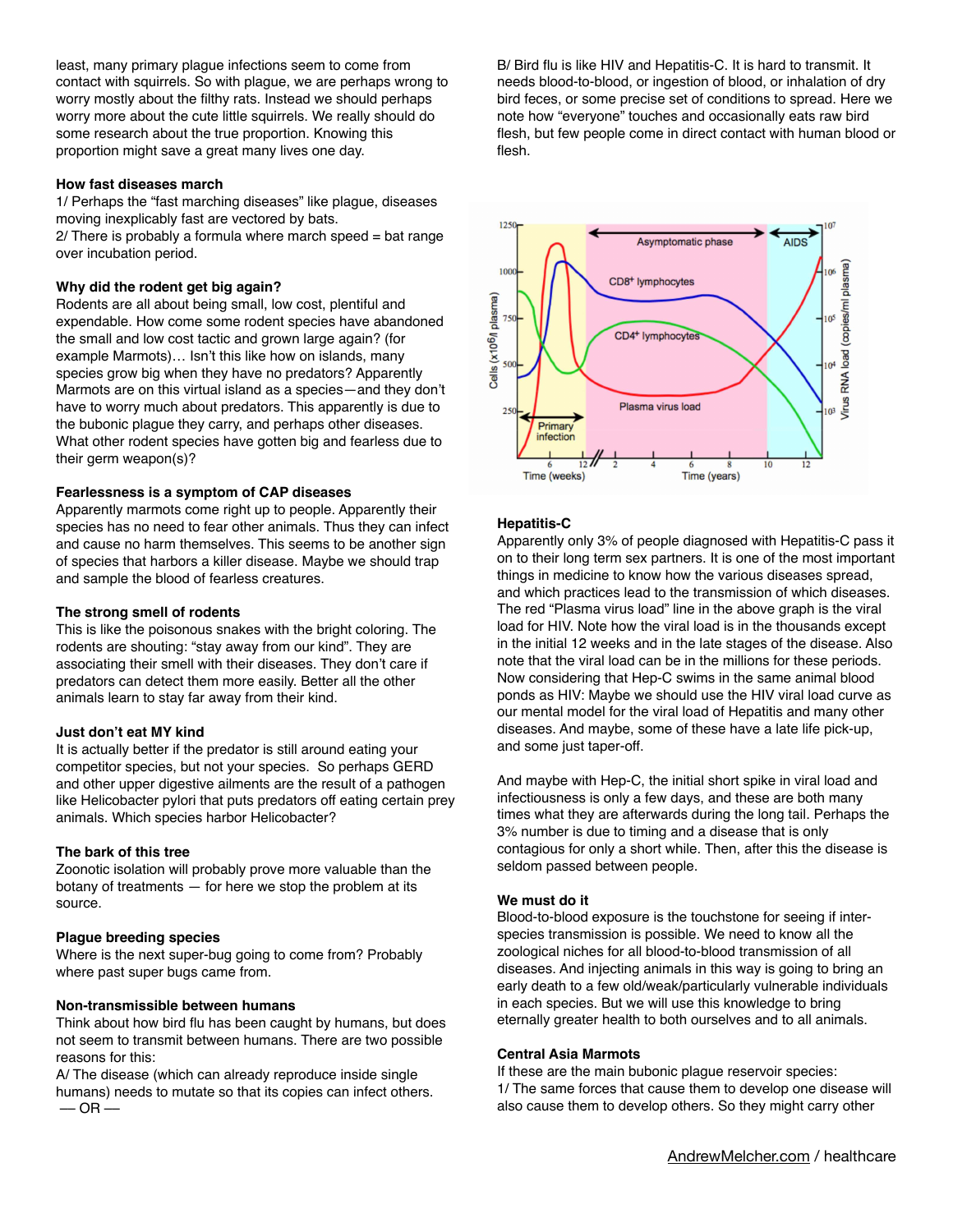least, many primary plague infections seem to come from contact with squirrels. So with plague, we are perhaps wrong to worry mostly about the filthy rats. Instead we should perhaps worry more about the cute little squirrels. We really should do some research about the true proportion. Knowing this proportion might save a great many lives one day.

**How fast diseases march**

1/ Perhaps the "fast marching diseases" like plague, diseases moving inexplicably fast are vectored by bats.
2/ There is probably a formula where march speed = bat range over incubation period.

**Why did the rodent get big again?**

Rodents are all about being small, low cost, plentiful and expendable. How come some rodent species have abandoned the small and low cost tactic and grown large again? (for example Marmots)… Isn't this like how on islands, many species grow big when they have no predators? Apparently Marmots are on this virtual island as a species—and they don't have to worry much about predators. This apparently is due to the bubonic plague they carry, and perhaps other diseases. What other rodent species have gotten big and fearless due to their germ weapon(s)?

**Fearlessness is a symptom of CAP diseases**

Apparently marmots come right up to people. Apparently their species has no need to fear other animals. Thus they can infect and cause no harm themselves. This seems to be another sign of species that harbors a killer disease. Maybe we should trap and sample the blood of fearless creatures.

**The strong smell of rodents**

This is like the poisonous snakes with the bright coloring. The rodents are shouting: "stay away from our kind". They are associating their smell with their diseases. They don't care if predators can detect them more easily. Better all the other animals learn to stay far away from their kind.

**Just don't eat MY kind**

It is actually better if the predator is still around eating your competitor species, but not your species. So perhaps GERD and other upper digestive ailments are the result of a pathogen like Helicobacter pylori that puts predators off eating certain prey animals. Which species harbor Helicobacter?

**The bark of this tree**

Zoonotic isolation will probably prove more valuable than the botany of treatments — for here we stop the problem at its source.

**Plague breeding species**

Where is the next super-bug going to come from? Probably where past super bugs came from.

**Non-transmissible between humans**

Think about how bird flu has been caught by humans, but does not seem to transmit between humans. There are two possible reasons for this:
A/ The disease (which can already reproduce inside single humans) needs to mutate so that its copies can infect others.
— OR —
B/ Bird flu is like HIV and Hepatitis-C. It is hard to transmit. It needs blood-to-blood, or ingestion of blood, or inhalation of dry bird feces, or some precise set of conditions to spread. Here we note how "everyone" touches and occasionally eats raw bird flesh, but few people come in direct contact with human blood or flesh.

**Hepatitis-C**

Apparently only 3% of people diagnosed with Hepatitis-C pass it on to their long term sex partners. It is one of the most important things in medicine to know how the various diseases spread, and which practices lead to the transmission of which diseases. The red "Plasma virus load" line in the above graph is the viral load for HIV. Note how the viral load is in the thousands except in the initial 12 weeks and in the late stages of the disease. Also note that the viral load can be in the millions for these periods. Now considering that Hep-C swims in the same animal blood ponds as HIV: Maybe we should use the HIV viral load curve as our mental model for the viral load of Hepatitis and many other diseases. And maybe, some of these have a late life pick-up, and some just taper-off.

And maybe with Hep-C, the initial short spike in viral load and infectiousness is only a few days, and these are both many times what they are afterwards during the long tail. Perhaps the 3% number is due to timing and a disease that is only contagious for only a short while. Then, after this the disease is seldom passed between people.

**We must do it**

Blood-to-blood exposure is the touchstone for seeing if inter-species transmission is possible. We need to know all the zoological niches for all blood-to-blood transmission of all diseases. And injecting animals in this way is going to bring an early death to a few old/weak/particularly vulnerable individuals in each species. But we will use this knowledge to bring eternally greater health to both ourselves and to all animals.

**Central Asia Marmots**

If these are the main bubonic plague reservoir species:
1/ The same forces that cause them to develop one disease will also cause them to develop others. So they might carry other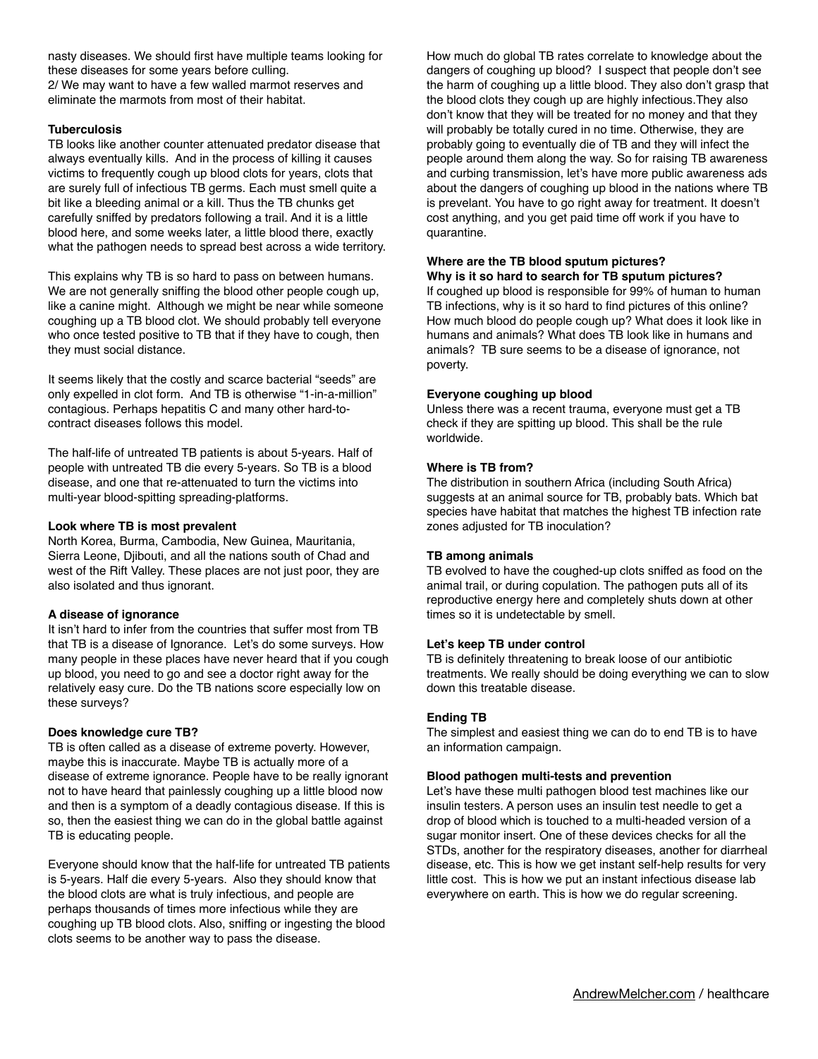nasty diseases. We should first have multiple teams looking for these diseases for some years before culling.
2/ We may want to have a few walled marmot reserves and eliminate the marmots from most of their habitat.

**Tuberculosis**

TB looks like another counter attenuated predator disease that always eventually kills. And in the process of killing it causes victims to frequently cough up blood clots for years, clots that are surely full of infectious TB germs. Each must smell quite a bit like a bleeding animal or a kill. Thus the TB chunks get carefully sniffed by predators following a trail. And it is a little blood here, and some weeks later, a little blood there, exactly what the pathogen needs to spread best across a wide territory.

This explains why TB is so hard to pass on between humans. We are not generally sniffing the blood other people cough up, like a canine might. Although we might be near while someone coughing up a TB blood clot. We should probably tell everyone who once tested positive to TB that if they have to cough, then they must social distance.

It seems likely that the costly and scarce bacterial "seeds" are only expelled in clot form. And TB is otherwise "1-in-a-million" contagious. Perhaps hepatitis C and many other hard-to-contract diseases follows this model.

The half-life of untreated TB patients is about 5-years. Half of people with untreated TB die every 5-years. So TB is a blood disease, and one that re-attenuated to turn the victims into multi-year blood-spitting spreading-platforms.

**Look where TB is most prevalent**

North Korea, Burma, Cambodia, New Guinea, Mauritania, Sierra Leone, Djibouti, and all the nations south of Chad and west of the Rift Valley. These places are not just poor, they are also isolated and thus ignorant.

**A disease of ignorance**

It isn't hard to infer from the countries that suffer most from TB that TB is a disease of Ignorance. Let's do some surveys. How many people in these places have never heard that if you cough up blood, you need to go and see a doctor right away for the relatively easy cure. Do the TB nations score especially low on these surveys?

**Does knowledge cure TB?**

TB is often called as a disease of extreme poverty. However, maybe this is inaccurate. Maybe TB is actually more of a disease of extreme ignorance. People have to be really ignorant not to have heard that painlessly coughing up a little blood now and then is a symptom of a deadly contagious disease. If this is so, then the easiest thing we can do in the global battle against TB is educating people.

Everyone should know that the half-life for untreated TB patients is 5-years. Half die every 5-years. Also they should know that the blood clots are what is truly infectious, and people are perhaps thousands of times more infectious while they are coughing up TB blood clots. Also, sniffing or ingesting the blood clots seems to be another way to pass the disease.

How much do global TB rates correlate to knowledge about the dangers of coughing up blood? I suspect that people don't see the harm of coughing up a little blood. They also don't grasp that the blood clots they cough up are highly infectious.They also don't know that they will be treated for no money and that they will probably be totally cured in no time. Otherwise, they are probably going to eventually die of TB and they will infect the people around them along the way. So for raising TB awareness and curbing transmission, let's have more public awareness ads about the dangers of coughing up blood in the nations where TB is prevelant. You have to go right away for treatment. It doesn't cost anything, and you get paid time off work if you have to quarantine.

**Where are the TB blood sputum pictures?**
**Why is it so hard to search for TB sputum pictures?**

If coughed up blood is responsible for 99% of human to human TB infections, why is it so hard to find pictures of this online? How much blood do people cough up? What does it look like in humans and animals? What does TB look like in humans and animals? TB sure seems to be a disease of ignorance, not poverty.

**Everyone coughing up blood**

Unless there was a recent trauma, everyone must get a TB check if they are spitting up blood. This shall be the rule worldwide.

**Where is TB from?**

The distribution in southern Africa (including South Africa) suggests at an animal source for TB, probably bats. Which bat species have habitat that matches the highest TB infection rate zones adjusted for TB inoculation?

**TB among animals**

TB evolved to have the coughed-up clots sniffed as food on the animal trail, or during copulation. The pathogen puts all of its reproductive energy here and completely shuts down at other times so it is undetectable by smell.

**Let's keep TB under control**

TB is definitely threatening to break loose of our antibiotic treatments. We really should be doing everything we can to slow down this treatable disease.

**Ending TB**

The simplest and easiest thing we can do to end TB is to have an information campaign.

**Blood pathogen multi-tests and prevention**

Let's have these multi pathogen blood test machines like our insulin testers. A person uses an insulin test needle to get a drop of blood which is touched to a multi-headed version of a sugar monitor insert. One of these devices checks for all the STDs, another for the respiratory diseases, another for diarrheal disease, etc. This is how we get instant self-help results for very little cost. This is how we put an instant infectious disease lab everywhere on earth. This is how we do regular screening.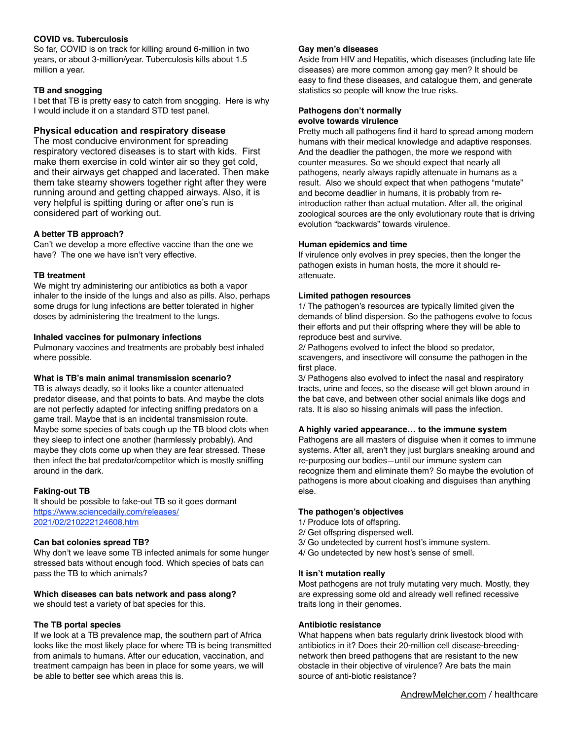### COVID vs. Tuberculosis

So far, COVID is on track for killing around 6-million in two years, or about 3-million/year. Tuberculosis kills about 1.5 million a year.

### TB and snogging

I bet that TB is pretty easy to catch from snogging. Here is why I would include it on a standard STD test panel.

### Physical education and respiratory disease

The most conducive environment for spreading respiratory vectored diseases is to start with kids. First make them exercise in cold winter air so they get cold, and their airways get chapped and lacerated. Then make them take steamy showers together right after they were running around and getting chapped airways. Also, it is very helpful is spitting during or after one's run is considered part of working out.

### A better TB approach?

Can't we develop a more effective vaccine than the one we have? The one we have isn't very effective.

### TB treatment

We might try administering our antibiotics as both a vapor inhaler to the inside of the lungs and also as pills. Also, perhaps some drugs for lung infections are better tolerated in higher doses by administering the treatment to the lungs.

### Inhaled vaccines for pulmonary infections

Pulmonary vaccines and treatments are probably best inhaled where possible.

### What is TB's main animal transmission scenario?

TB is always deadly, so it looks like a counter attenuated predator disease, and that points to bats. And maybe the clots are not perfectly adapted for infecting sniffing predators on a game trail. Maybe that is an incidental transmission route. Maybe some species of bats cough up the TB blood clots when they sleep to infect one another (harmlessly probably). And maybe they clots come up when they are fear stressed. These then infect the bat predator/competitor which is mostly sniffing around in the dark.

### Faking-out TB

It should be possible to fake-out TB so it goes dormant
[https://www.sciencedaily.com/releases/2021/02/210222124608.htm](https://www.sciencedaily.com/releases/2021/02/210222124608.htm)

### Can bat colonies spread TB?

Why don't we leave some TB infected animals for some hunger stressed bats without enough food. Which species of bats can pass the TB to which animals?

### Which diseases can bats network and pass along?

we should test a variety of bat species for this.

### The TB portal species

If we look at a TB prevalence map, the southern part of Africa looks like the most likely place for where TB is being transmitted from animals to humans. After our education, vaccination, and treatment campaign has been in place for some years, we will be able to better see which areas this is.

### Gay men's diseases

Aside from HIV and Hepatitis, which diseases (including late life diseases) are more common among gay men? It should be easy to find these diseases, and catalogue them, and generate statistics so people will know the true risks.

### Pathogens don't normally evolve towards virulence

Pretty much all pathogens find it hard to spread among modern humans with their medical knowledge and adaptive responses. And the deadlier the pathogen, the more we respond with counter measures. So we should expect that nearly all pathogens, nearly always rapidly attenuate in humans as a result. Also we should expect that when pathogens "mutate" and become deadlier in humans, it is probably from re-introduction rather than actual mutation. After all, the original zoological sources are the only evolutionary route that is driving evolution "backwards" towards virulence.

### Human epidemics and time

If virulence only evolves in prey species, then the longer the pathogen exists in human hosts, the more it should re-attenuate.

### Limited pathogen resources

1/ The pathogen's resources are typically limited given the demands of blind dispersion. So the pathogens evolve to focus their efforts and put their offspring where they will be able to reproduce best and survive.
2/ Pathogens evolved to infect the blood so predator, scavengers, and insectivore will consume the pathogen in the first place.
3/ Pathogens also evolved to infect the nasal and respiratory tracts, urine and feces, so the disease will get blown around in the bat cave, and between other social animals like dogs and rats. It is also so hissing animals will pass the infection.

### A highly varied appearance… to the immune system

Pathogens are all masters of disguise when it comes to immune systems. After all, aren't they just burglars sneaking around and re-purposing our bodies—until our immune system can recognize them and eliminate them? So maybe the evolution of pathogens is more about cloaking and disguises than anything else.

### The pathogen's objectives

1/ Produce lots of offspring.
2/ Get offspring dispersed well.
3/ Go undetected by current host's immune system.
4/ Go undetected by new host's sense of smell.

### It isn't mutation really

Most pathogens are not truly mutating very much. Mostly, they are expressing some old and already well refined recessive traits long in their genomes.

### Antibiotic resistance

What happens when bats regularly drink livestock blood with antibiotics in it? Does their 20-million cell disease-breeding-network then breed pathogens that are resistant to the new obstacle in their objective of virulence? Are bats the main source of anti-biotic resistance?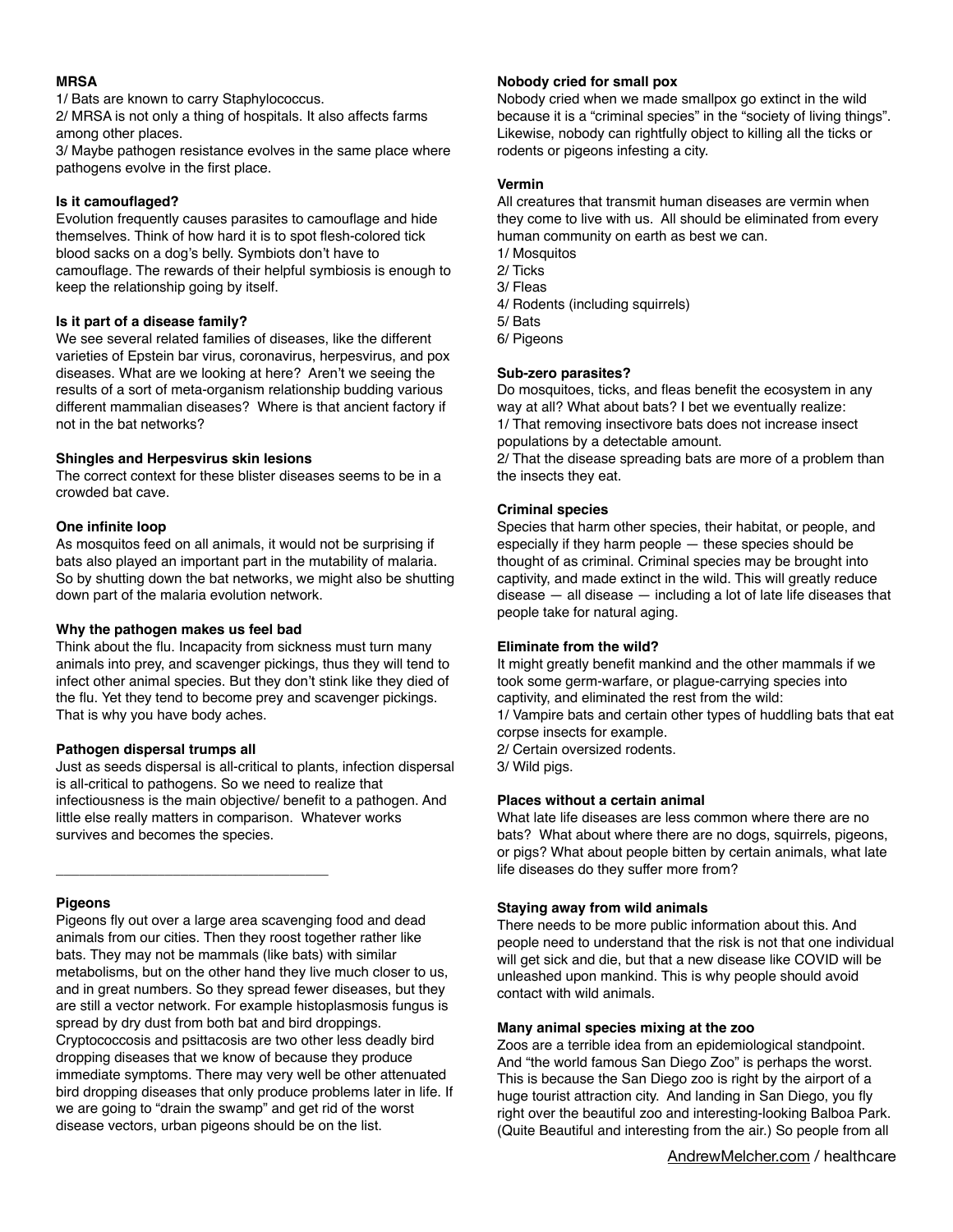### MRSA

1/ Bats are known to carry Staphylococcus.
2/ MRSA is not only a thing of hospitals. It also affects farms among other places.
3/ Maybe pathogen resistance evolves in the same place where pathogens evolve in the first place.

### Is it camouflaged?

Evolution frequently causes parasites to camouflage and hide themselves. Think of how hard it is to spot flesh-colored tick blood sacks on a dog's belly. Symbiots don't have to camouflage. The rewards of their helpful symbiosis is enough to keep the relationship going by itself.

### Is it part of a disease family?

We see several related families of diseases, like the different varieties of Epstein bar virus, coronavirus, herpesvirus, and pox diseases. What are we looking at here? Aren't we seeing the results of a sort of meta-organism relationship budding various different mammalian diseases? Where is that ancient factory if not in the bat networks?

### Shingles and Herpesvirus skin lesions

The correct context for these blister diseases seems to be in a crowded bat cave.

### One infinite loop

As mosquitos feed on all animals, it would not be surprising if bats also played an important part in the mutability of malaria. So by shutting down the bat networks, we might also be shutting down part of the malaria evolution network.

### Why the pathogen makes us feel bad

Think about the flu. Incapacity from sickness must turn many animals into prey, and scavenger pickings, thus they will tend to infect other animal species. But they don't stink like they died of the flu. Yet they tend to become prey and scavenger pickings. That is why you have body aches.

### Pathogen dispersal trumps all

Just as seeds dispersal is all-critical to plants, infection dispersal is all-critical to pathogens. So we need to realize that infectiousness is the main objective/ benefit to a pathogen. And little else really matters in comparison. Whatever works survives and becomes the species.

---

### Pigeons

Pigeons fly out over a large area scavenging food and dead animals from our cities. Then they roost together rather like bats. They may not be mammals (like bats) with similar metabolisms, but on the other hand they live much closer to us, and in great numbers. So they spread fewer diseases, but they are still a vector network. For example histoplasmosis fungus is spread by dry dust from both bat and bird droppings. Cryptococcosis and psittacosis are two other less deadly bird dropping diseases that we know of because they produce immediate symptoms. There may very well be other attenuated bird dropping diseases that only produce problems later in life. If we are going to "drain the swamp" and get rid of the worst disease vectors, urban pigeons should be on the list.

### Nobody cried for small pox

Nobody cried when we made smallpox go extinct in the wild because it is a "criminal species" in the "society of living things". Likewise, nobody can rightfully object to killing all the ticks or rodents or pigeons infesting a city.

### Vermin

All creatures that transmit human diseases are vermin when they come to live with us. All should be eliminated from every human community on earth as best we can.
1/ Mosquitos
2/ Ticks
3/ Fleas
4/ Rodents (including squirrels)
5/ Bats
6/ Pigeons

### Sub-zero parasites?

Do mosquitoes, ticks, and fleas benefit the ecosystem in any way at all? What about bats? I bet we eventually realize:
1/ That removing insectivore bats does not increase insect populations by a detectable amount.
2/ That the disease spreading bats are more of a problem than the insects they eat.

### Criminal species

Species that harm other species, their habitat, or people, and especially if they harm people — these species should be thought of as criminal. Criminal species may be brought into captivity, and made extinct in the wild. This will greatly reduce disease — all disease — including a lot of late life diseases that people take for natural aging.

### Eliminate from the wild?

It might greatly benefit mankind and the other mammals if we took some germ-warfare, or plague-carrying species into captivity, and eliminated the rest from the wild:
1/ Vampire bats and certain other types of huddling bats that eat corpse insects for example.
2/ Certain oversized rodents.
3/ Wild pigs.

### Places without a certain animal

What late life diseases are less common where there are no bats? What about where there are no dogs, squirrels, pigeons, or pigs? What about people bitten by certain animals, what late life diseases do they suffer more from?

### Staying away from wild animals

There needs to be more public information about this. And people need to understand that the risk is not that one individual will get sick and die, but that a new disease like COVID will be unleashed upon mankind. This is why people should avoid contact with wild animals.

### Many animal species mixing at the zoo

Zoos are a terrible idea from an epidemiological standpoint. And "the world famous San Diego Zoo" is perhaps the worst. This is because the San Diego zoo is right by the airport of a huge tourist attraction city. And landing in San Diego, you fly right over the beautiful zoo and interesting-looking Balboa Park. (Quite Beautiful and interesting from the air.) So people from all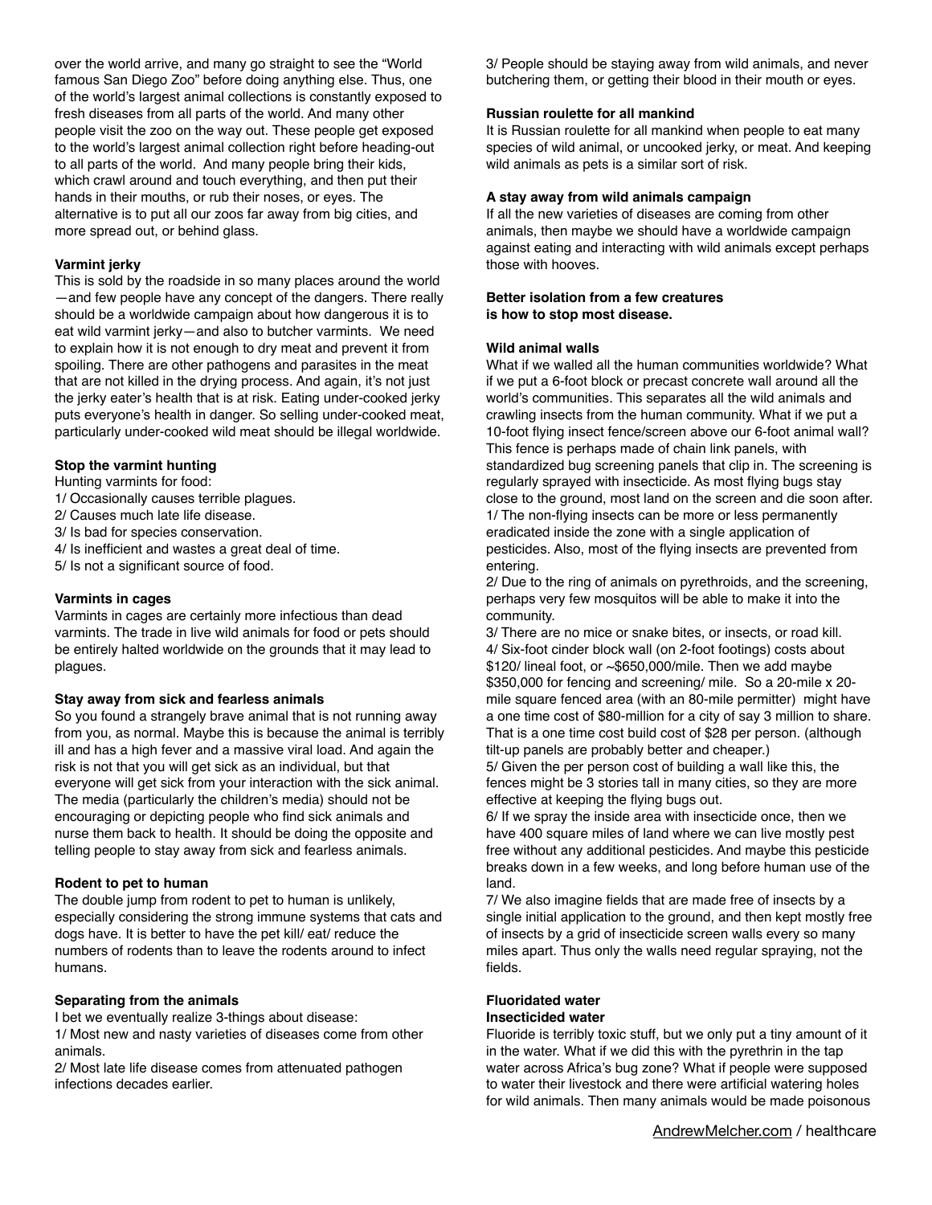over the world arrive, and many go straight to see the "World famous San Diego Zoo" before doing anything else. Thus, one of the world's largest animal collections is constantly exposed to fresh diseases from all parts of the world. And many other people visit the zoo on the way out. These people get exposed to the world's largest animal collection right before heading-out to all parts of the world. And many people bring their kids, which crawl around and touch everything, and then put their hands in their mouths, or rub their noses, or eyes. The alternative is to put all our zoos far away from big cities, and more spread out, or behind glass.

**Varmint jerky**

This is sold by the roadside in so many places around the world —and few people have any concept of the dangers. There really should be a worldwide campaign about how dangerous it is to eat wild varmint jerky—and also to butcher varmints. We need to explain how it is not enough to dry meat and prevent it from spoiling. There are other pathogens and parasites in the meat that are not killed in the drying process. And again, it's not just the jerky eater's health that is at risk. Eating under-cooked jerky puts everyone's health in danger. So selling under-cooked meat, particularly under-cooked wild meat should be illegal worldwide.

**Stop the varmint hunting**

Hunting varmints for food:

1/ Occasionally causes terrible plagues.
2/ Causes much late life disease.
3/ Is bad for species conservation.
4/ Is inefficient and wastes a great deal of time.
5/ Is not a significant source of food.

**Varmints in cages**

Varmints in cages are certainly more infectious than dead varmints. The trade in live wild animals for food or pets should be entirely halted worldwide on the grounds that it may lead to plagues.

**Stay away from sick and fearless animals**

So you found a strangely brave animal that is not running away from you, as normal. Maybe this is because the animal is terribly ill and has a high fever and a massive viral load. And again the risk is not that you will get sick as an individual, but that everyone will get sick from your interaction with the sick animal. The media (particularly the children's media) should not be encouraging or depicting people who find sick animals and nurse them back to health. It should be doing the opposite and telling people to stay away from sick and fearless animals.

**Rodent to pet to human**

The double jump from rodent to pet to human is unlikely, especially considering the strong immune systems that cats and dogs have. It is better to have the pet kill/ eat/ reduce the numbers of rodents than to leave the rodents around to infect humans.

**Separating from the animals**

I bet we eventually realize 3-things about disease:

1/ Most new and nasty varieties of diseases come from other animals.
2/ Most late life disease comes from attenuated pathogen infections decades earlier.
3/ People should be staying away from wild animals, and never butchering them, or getting their blood in their mouth or eyes.

**Russian roulette for all mankind**

It is Russian roulette for all mankind when people to eat many species of wild animal, or uncooked jerky, or meat. And keeping wild animals as pets is a similar sort of risk.

**A stay away from wild animals campaign**

If all the new varieties of diseases are coming from other animals, then maybe we should have a worldwide campaign against eating and interacting with wild animals except perhaps those with hooves.

**Better isolation from a few creatures is how to stop most disease.**

**Wild animal walls**

What if we walled all the human communities worldwide? What if we put a 6-foot block or precast concrete wall around all the world's communities. This separates all the wild animals and crawling insects from the human community. What if we put a 10-foot flying insect fence/screen above our 6-foot animal wall? This fence is perhaps made of chain link panels, with standardized bug screening panels that clip in. The screening is regularly sprayed with insecticide. As most flying bugs stay close to the ground, most land on the screen and die soon after.

1/ The non-flying insects can be more or less permanently eradicated inside the zone with a single application of pesticides. Also, most of the flying insects are prevented from entering.
2/ Due to the ring of animals on pyrethroids, and the screening, perhaps very few mosquitos will be able to make it into the community.
3/ There are no mice or snake bites, or insects, or road kill.
4/ Six-foot cinder block wall (on 2-foot footings) costs about \$120/ lineal foot, or ~\$650,000/mile. Then we add maybe \$350,000 for fencing and screening/ mile. So a 20-mile x 20-mile square fenced area (with an 80-mile permitter) might have a one time cost of \$80-million for a city of say 3 million to share. That is a one time cost build cost of \$28 per person. (although tilt-up panels are probably better and cheaper.)
5/ Given the per person cost of building a wall like this, the fences might be 3 stories tall in many cities, so they are more effective at keeping the flying bugs out.
6/ If we spray the inside area with insecticide once, then we have 400 square miles of land where we can live mostly pest free without any additional pesticides. And maybe this pesticide breaks down in a few weeks, and long before human use of the land.
7/ We also imagine fields that are made free of insects by a single initial application to the ground, and then kept mostly free of insects by a grid of insecticide screen walls every so many miles apart. Thus only the walls need regular spraying, not the fields.

**Fluoridated water**
**Insecticided water**

Fluoride is terribly toxic stuff, but we only put a tiny amount of it in the water. What if we did this with the pyrethrin in the tap water across Africa's bug zone? What if people were supposed to water their livestock and there were artificial watering holes for wild animals. Then many animals would be made poisonous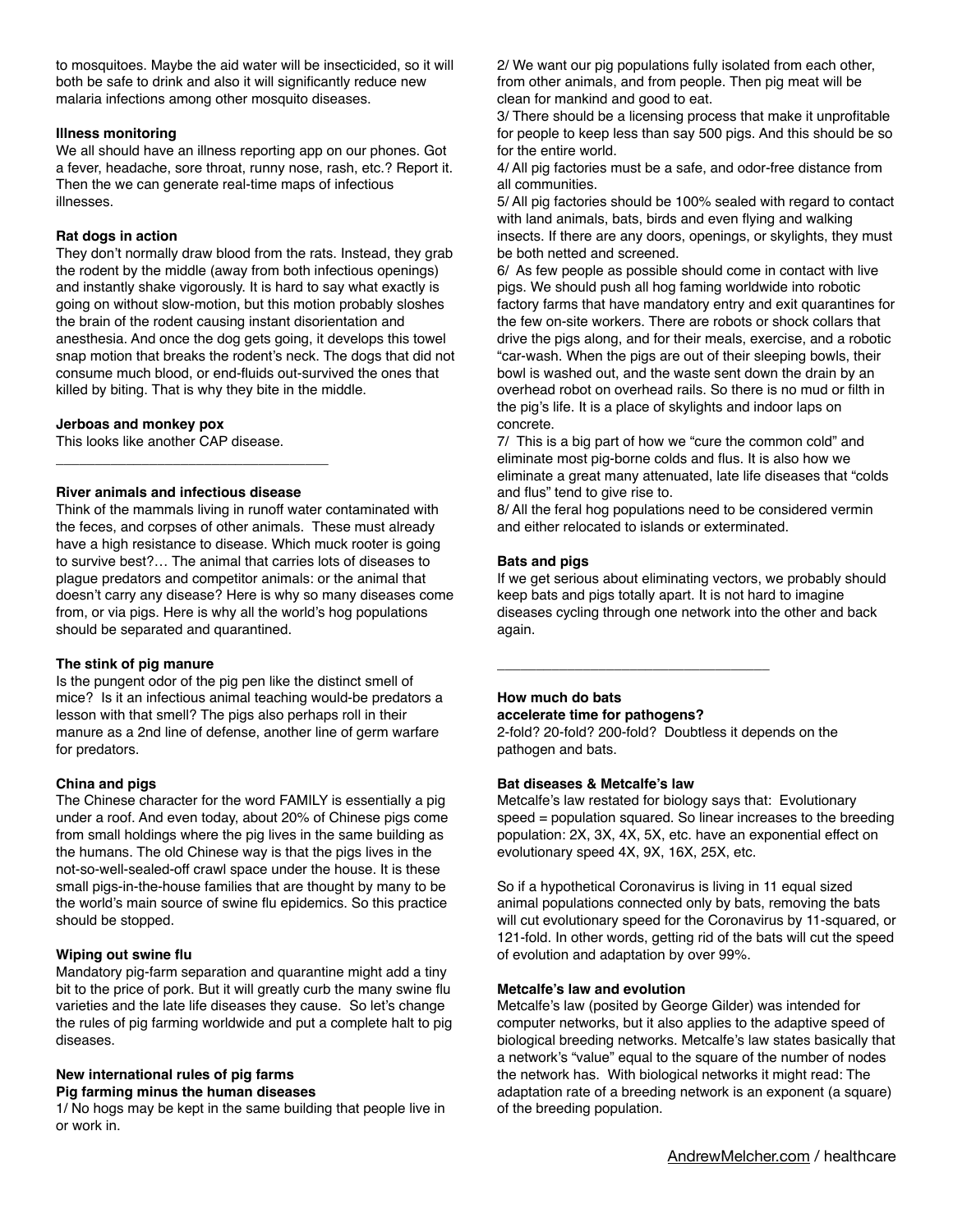to mosquitoes. Maybe the aid water will be insecticided, so it will both be safe to drink and also it will significantly reduce new malaria infections among other mosquito diseases.

**Illness monitoring**

We all should have an illness reporting app on our phones. Got a fever, headache, sore throat, runny nose, rash, etc.? Report it. Then the we can generate real-time maps of infectious illnesses.

**Rat dogs in action**

They don't normally draw blood from the rats. Instead, they grab the rodent by the middle (away from both infectious openings) and instantly shake vigorously. It is hard to say what exactly is going on without slow-motion, but this motion probably sloshes the brain of the rodent causing instant disorientation and anesthesia. And once the dog gets going, it develops this towel snap motion that breaks the rodent's neck. The dogs that did not consume much blood, or end-fluids out-survived the ones that killed by biting. That is why they bite in the middle.

**Jerboas and monkey pox**

This looks like another CAP disease.

---

**River animals and infectious disease**

Think of the mammals living in runoff water contaminated with the feces, and corpses of other animals. These must already have a high resistance to disease. Which muck rooter is going to survive best?… The animal that carries lots of diseases to plague predators and competitor animals: or the animal that doesn't carry any disease? Here is why so many diseases come from, or via pigs. Here is why all the world's hog populations should be separated and quarantined.

**The stink of pig manure**

Is the pungent odor of the pig pen like the distinct smell of mice? Is it an infectious animal teaching would-be predators a lesson with that smell? The pigs also perhaps roll in their manure as a 2nd line of defense, another line of germ warfare for predators.

**China and pigs**

The Chinese character for the word FAMILY is essentially a pig under a roof. And even today, about 20% of Chinese pigs come from small holdings where the pig lives in the same building as the humans. The old Chinese way is that the pigs lives in the not-so-well-sealed-off crawl space under the house. It is these small pigs-in-the-house families that are thought by many to be the world's main source of swine flu epidemics. So this practice should be stopped.

**Wiping out swine flu**

Mandatory pig-farm separation and quarantine might add a tiny bit to the price of pork. But it will greatly curb the many swine flu varieties and the late life diseases they cause. So let's change the rules of pig farming worldwide and put a complete halt to pig diseases.

**New international rules of pig farms**
**Pig farming minus the human diseases**

1/ No hogs may be kept in the same building that people live in or work in.

2/ We want our pig populations fully isolated from each other, from other animals, and from people. Then pig meat will be clean for mankind and good to eat.

3/ There should be a licensing process that make it unprofitable for people to keep less than say 500 pigs. And this should be so for the entire world.

4/ All pig factories must be a safe, and odor-free distance from all communities.

5/ All pig factories should be 100% sealed with regard to contact with land animals, bats, birds and even flying and walking insects. If there are any doors, openings, or skylights, they must be both netted and screened.

6/ As few people as possible should come in contact with live pigs. We should push all hog faming worldwide into robotic factory farms that have mandatory entry and exit quarantines for the few on-site workers. There are robots or shock collars that drive the pigs along, and for their meals, exercise, and a robotic "car-wash. When the pigs are out of their sleeping bowls, their bowl is washed out, and the waste sent down the drain by an overhead robot on overhead rails. So there is no mud or filth in the pig's life. It is a place of skylights and indoor laps on concrete.

7/ This is a big part of how we "cure the common cold" and eliminate most pig-borne colds and flus. It is also how we eliminate a great many attenuated, late life diseases that "colds and flus" tend to give rise to.

8/ All the feral hog populations need to be considered vermin and either relocated to islands or exterminated.

**Bats and pigs**

If we get serious about eliminating vectors, we probably should keep bats and pigs totally apart. It is not hard to imagine diseases cycling through one network into the other and back again.

---

**How much do bats**
**accelerate time for pathogens?**

2-fold? 20-fold? 200-fold? Doubtless it depends on the pathogen and bats.

**Bat diseases & Metcalfe's law**

Metcalfe's law restated for biology says that: Evolutionary speed = population squared. So linear increases to the breeding population: 2X, 3X, 4X, 5X, etc. have an exponential effect on evolutionary speed 4X, 9X, 16X, 25X, etc.

So if a hypothetical Coronavirus is living in 11 equal sized animal populations connected only by bats, removing the bats will cut evolutionary speed for the Coronavirus by 11-squared, or 121-fold. In other words, getting rid of the bats will cut the speed of evolution and adaptation by over 99%.

**Metcalfe's law and evolution**

Metcalfe's law (posited by George Gilder) was intended for computer networks, but it also applies to the adaptive speed of biological breeding networks. Metcalfe's law states basically that a network's "value" equal to the square of the number of nodes the network has. With biological networks it might read: The adaptation rate of a breeding network is an exponent (a square) of the breeding population.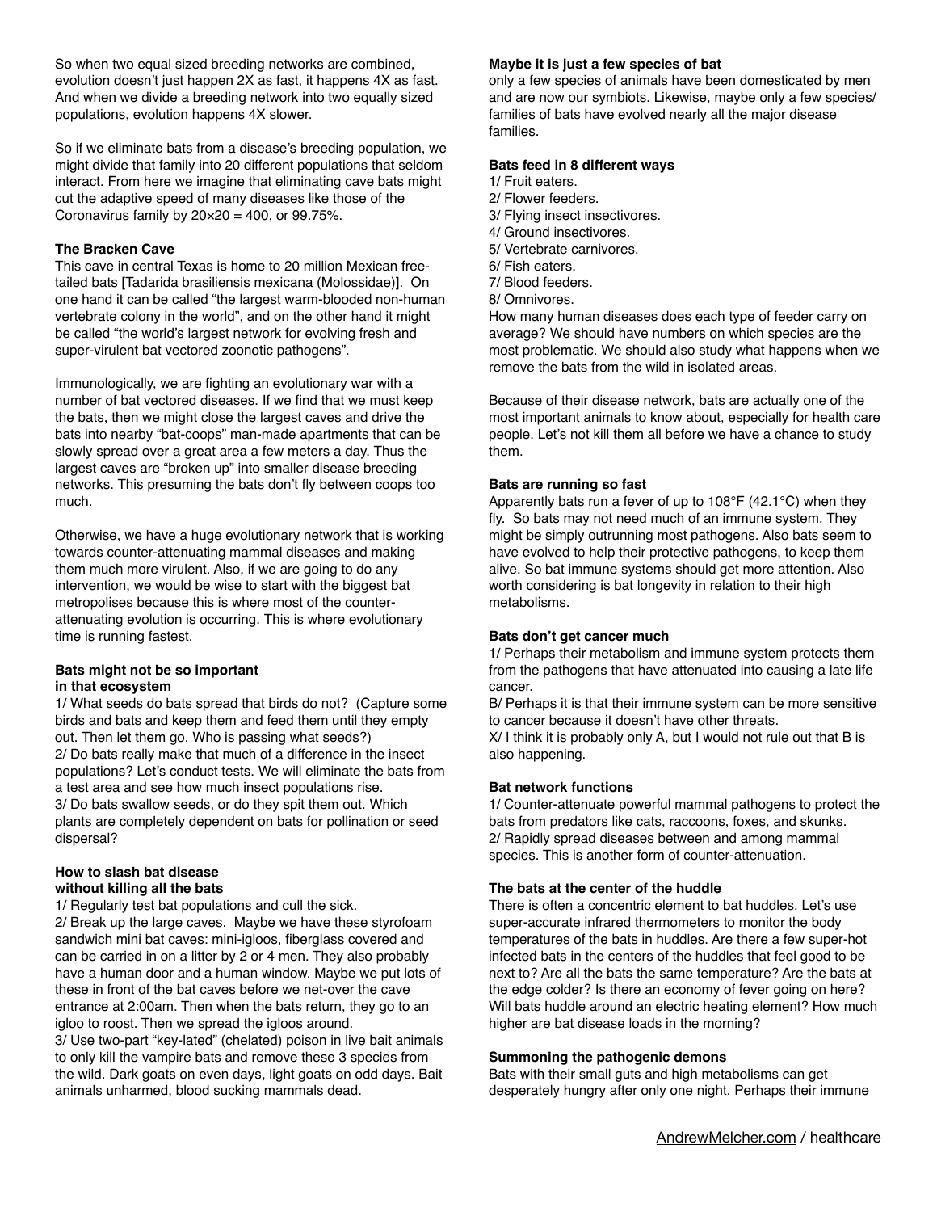So when two equal sized breeding networks are combined, evolution doesn't just happen 2X as fast, it happens 4X as fast. And when we divide a breeding network into two equally sized populations, evolution happens 4X slower.

So if we eliminate bats from a disease's breeding population, we might divide that family into 20 different populations that seldom interact. From here we imagine that eliminating cave bats might cut the adaptive speed of many diseases like those of the Coronavirus family by $20 \times 20 = 400$, or 99.75%.

**The Bracken Cave**

This cave in central Texas is home to 20 million Mexican free-tailed bats [Tadarida brasiliensis mexicana (Molossidae)]. On one hand it can be called "the largest warm-blooded non-human vertebrate colony in the world", and on the other hand it might be called "the world's largest network for evolving fresh and super-virulent bat vectored zoonotic pathogens".

Immunologically, we are fighting an evolutionary war with a number of bat vectored diseases. If we find that we must keep the bats, then we might close the largest caves and drive the bats into nearby "bat-coops" man-made apartments that can be slowly spread over a great area a few meters a day. Thus the largest caves are "broken up" into smaller disease breeding networks. This presuming the bats don't fly between coops too much.

Otherwise, we have a huge evolutionary network that is working towards counter-attenuating mammal diseases and making them much more virulent. Also, if we are going to do any intervention, we would be wise to start with the biggest bat metropolises because this is where most of the counter-attenuating evolution is occurring. This is where evolutionary time is running fastest.

**Bats might not be so important in that ecosystem**

1/ What seeds do bats spread that birds do not? (Capture some birds and bats and keep them and feed them until they empty out. Then let them go. Who is passing what seeds?)
2/ Do bats really make that much of a difference in the insect populations? Let's conduct tests. We will eliminate the bats from a test area and see how much insect populations rise.
3/ Do bats swallow seeds, or do they spit them out. Which plants are completely dependent on bats for pollination or seed dispersal?

**How to slash bat disease without killing all the bats**

1/ Regularly test bat populations and cull the sick.
2/ Break up the large caves. Maybe we have these styrofoam sandwich mini bat caves: mini-igloos, fiberglass covered and can be carried in on a litter by 2 or 4 men. They also probably have a human door and a human window. Maybe we put lots of these in front of the bat caves before we net-over the cave entrance at 2:00am. Then when the bats return, they go to an igloo to roost. Then we spread the igloos around.
3/ Use two-part "key-lated" (chelated) poison in live bait animals to only kill the vampire bats and remove these 3 species from the wild. Dark goats on even days, light goats on odd days. Bait animals unharmed, blood sucking mammals dead.

**Maybe it is just a few species of bat**

only a few species of animals have been domesticated by men and are now our symbiots. Likewise, maybe only a few species/families of bats have evolved nearly all the major disease families.

**Bats feed in 8 different ways**

1/ Fruit eaters.
2/ Flower feeders.
3/ Flying insect insectivores.
4/ Ground insectivores.
5/ Vertebrate carnivores.
6/ Fish eaters.
7/ Blood feeders.
8/ Omnivores.

How many human diseases does each type of feeder carry on average? We should have numbers on which species are the most problematic. We should also study what happens when we remove the bats from the wild in isolated areas.

Because of their disease network, bats are actually one of the most important animals to know about, especially for health care people. Let's not kill them all before we have a chance to study them.

**Bats are running so fast**

Apparently bats run a fever of up to 108°F (42.1°C) when they fly. So bats may not need much of an immune system. They might be simply outrunning most pathogens. Also bats seem to have evolved to help their protective pathogens, to keep them alive. So bat immune systems should get more attention. Also worth considering is bat longevity in relation to their high metabolisms.

**Bats don't get cancer much**

1/ Perhaps their metabolism and immune system protects them from the pathogens that have attenuated into causing a late life cancer.
B/ Perhaps it is that their immune system can be more sensitive to cancer because it doesn't have other threats.
X/ I think it is probably only A, but I would not rule out that B is also happening.

**Bat network functions**

1/ Counter-attenuate powerful mammal pathogens to protect the bats from predators like cats, raccoons, foxes, and skunks.
2/ Rapidly spread diseases between and among mammal species. This is another form of counter-attenuation.

**The bats at the center of the huddle**

There is often a concentric element to bat huddles. Let's use super-accurate infrared thermometers to monitor the body temperatures of the bats in huddles. Are there a few super-hot infected bats in the centers of the huddles that feel good to be next to? Are all the bats the same temperature? Are the bats at the edge colder? Is there an economy of fever going on here? Will bats huddle around an electric heating element? How much higher are bat disease loads in the morning?

**Summoning the pathogenic demons**

Bats with their small guts and high metabolisms can get desperately hungry after only one night. Perhaps their immune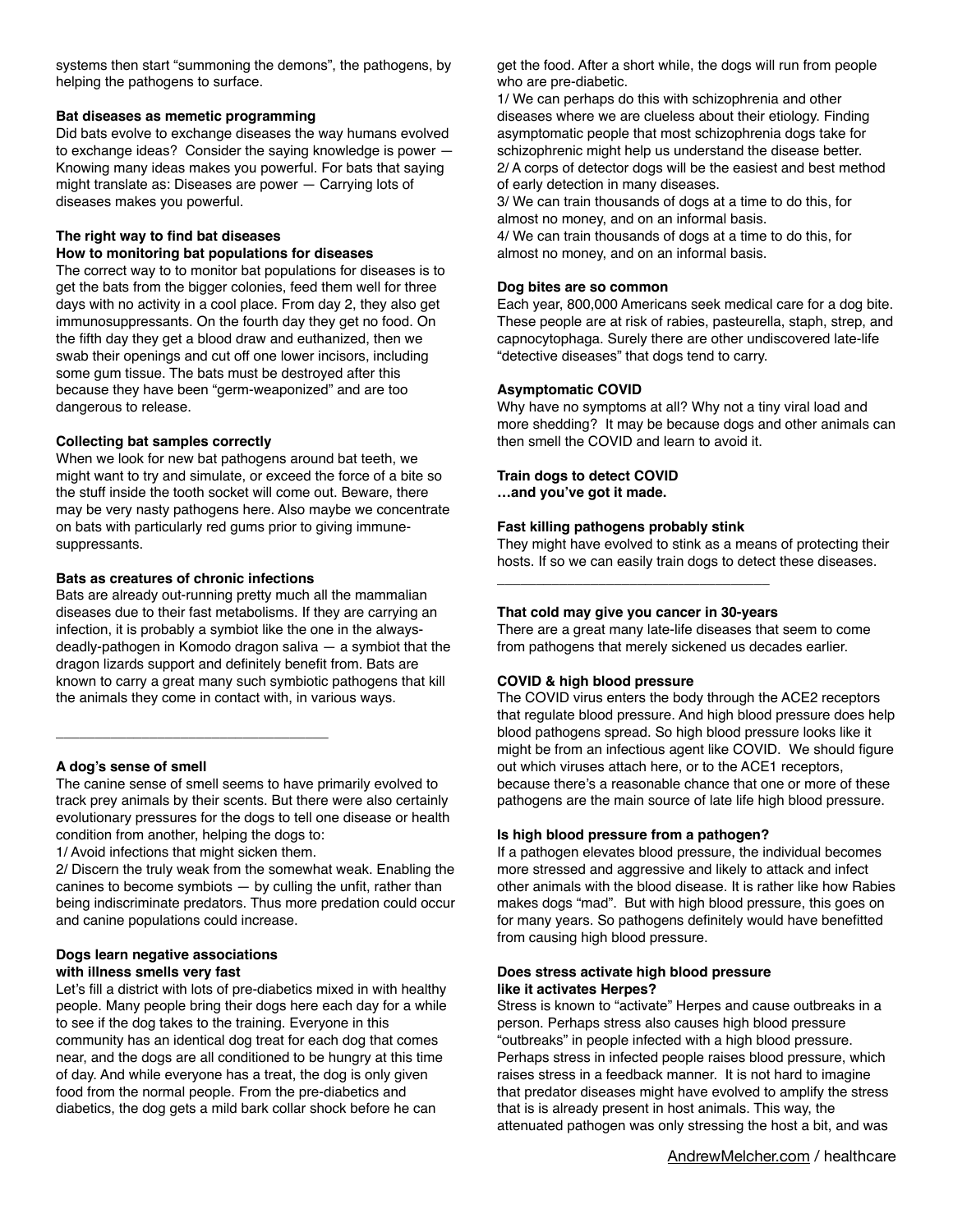systems then start "summoning the demons", the pathogens, by helping the pathogens to surface.

**Bat diseases as memetic programming**

Did bats evolve to exchange diseases the way humans evolved to exchange ideas? Consider the saying knowledge is power — Knowing many ideas makes you powerful. For bats that saying might translate as: Diseases are power — Carrying lots of diseases makes you powerful.

**The right way to find bat diseases**
**How to monitoring bat populations for diseases**

The correct way to to monitor bat populations for diseases is to get the bats from the bigger colonies, feed them well for three days with no activity in a cool place. From day 2, they also get immunosuppressants. On the fourth day they get no food. On the fifth day they get a blood draw and euthanized, then we swab their openings and cut off one lower incisors, including some gum tissue. The bats must be destroyed after this because they have been "germ-weaponized" and are too dangerous to release.

**Collecting bat samples correctly**

When we look for new bat pathogens around bat teeth, we might want to try and simulate, or exceed the force of a bite so the stuff inside the tooth socket will come out. Beware, there may be very nasty pathogens here. Also maybe we concentrate on bats with particularly red gums prior to giving immune-suppressants.

**Bats as creatures of chronic infections**

Bats are already out-running pretty much all the mammalian diseases due to their fast metabolisms. If they are carrying an infection, it is probably a symbiot like the one in the always-deadly-pathogen in Komodo dragon saliva — a symbiot that the dragon lizards support and definitely benefit from. Bats are known to carry a great many such symbiotic pathogens that kill the animals they come in contact with, in various ways.

---

**A dog's sense of smell**

The canine sense of smell seems to have primarily evolved to track prey animals by their scents. But there were also certainly evolutionary pressures for the dogs to tell one disease or health condition from another, helping the dogs to:

1/ Avoid infections that might sicken them.
2/ Discern the truly weak from the somewhat weak. Enabling the canines to become symbiots — by culling the unfit, rather than being indiscriminate predators. Thus more predation could occur and canine populations could increase.

**Dogs learn negative associations**
**with illness smells very fast**

Let's fill a district with lots of pre-diabetics mixed in with healthy people. Many people bring their dogs here each day for a while to see if the dog takes to the training. Everyone in this community has an identical dog treat for each dog that comes near, and the dogs are all conditioned to be hungry at this time of day. And while everyone has a treat, the dog is only given food from the normal people. From the pre-diabetics and diabetics, the dog gets a mild bark collar shock before he can get the food. After a short while, the dogs will run from people who are pre-diabetic.

1/ We can perhaps do this with schizophrenia and other diseases where we are clueless about their etiology. Finding asymptomatic people that most schizophrenia dogs take for schizophrenic might help us understand the disease better.
2/ A corps of detector dogs will be the easiest and best method of early detection in many diseases.
3/ We can train thousands of dogs at a time to do this, for almost no money, and on an informal basis.
4/ We can train thousands of dogs at a time to do this, for almost no money, and on an informal basis.

**Dog bites are so common**

Each year, 800,000 Americans seek medical care for a dog bite. These people are at risk of rabies, pasteurella, staph, strep, and capnocytophaga. Surely there are other undiscovered late-life "detective diseases" that dogs tend to carry.

**Asymptomatic COVID**

Why have no symptoms at all? Why not a tiny viral load and more shedding? It may be because dogs and other animals can then smell the COVID and learn to avoid it.

**Train dogs to detect COVID**
**…and you've got it made.**

**Fast killing pathogens probably stink**

They might have evolved to stink as a means of protecting their hosts. If so we can easily train dogs to detect these diseases.

---

**That cold may give you cancer in 30-years**

There are a great many late-life diseases that seem to come from pathogens that merely sickened us decades earlier.

**COVID & high blood pressure**

The COVID virus enters the body through the ACE2 receptors that regulate blood pressure. And high blood pressure does help blood pathogens spread. So high blood pressure looks like it might be from an infectious agent like COVID. We should figure out which viruses attach here, or to the ACE1 receptors, because there's a reasonable chance that one or more of these pathogens are the main source of late life high blood pressure.

**Is high blood pressure from a pathogen?**

If a pathogen elevates blood pressure, the individual becomes more stressed and aggressive and likely to attack and infect other animals with the blood disease. It is rather like how Rabies makes dogs "mad". But with high blood pressure, this goes on for many years. So pathogens definitely would have benefitted from causing high blood pressure.

**Does stress activate high blood pressure**
**like it activates Herpes?**

Stress is known to "activate" Herpes and cause outbreaks in a person. Perhaps stress also causes high blood pressure "outbreaks" in people infected with a high blood pressure. Perhaps stress in infected people raises blood pressure, which raises stress in a feedback manner. It is not hard to imagine that predator diseases might have evolved to amplify the stress that is already present in host animals. This way, the attenuated pathogen was only stressing the host a bit, and was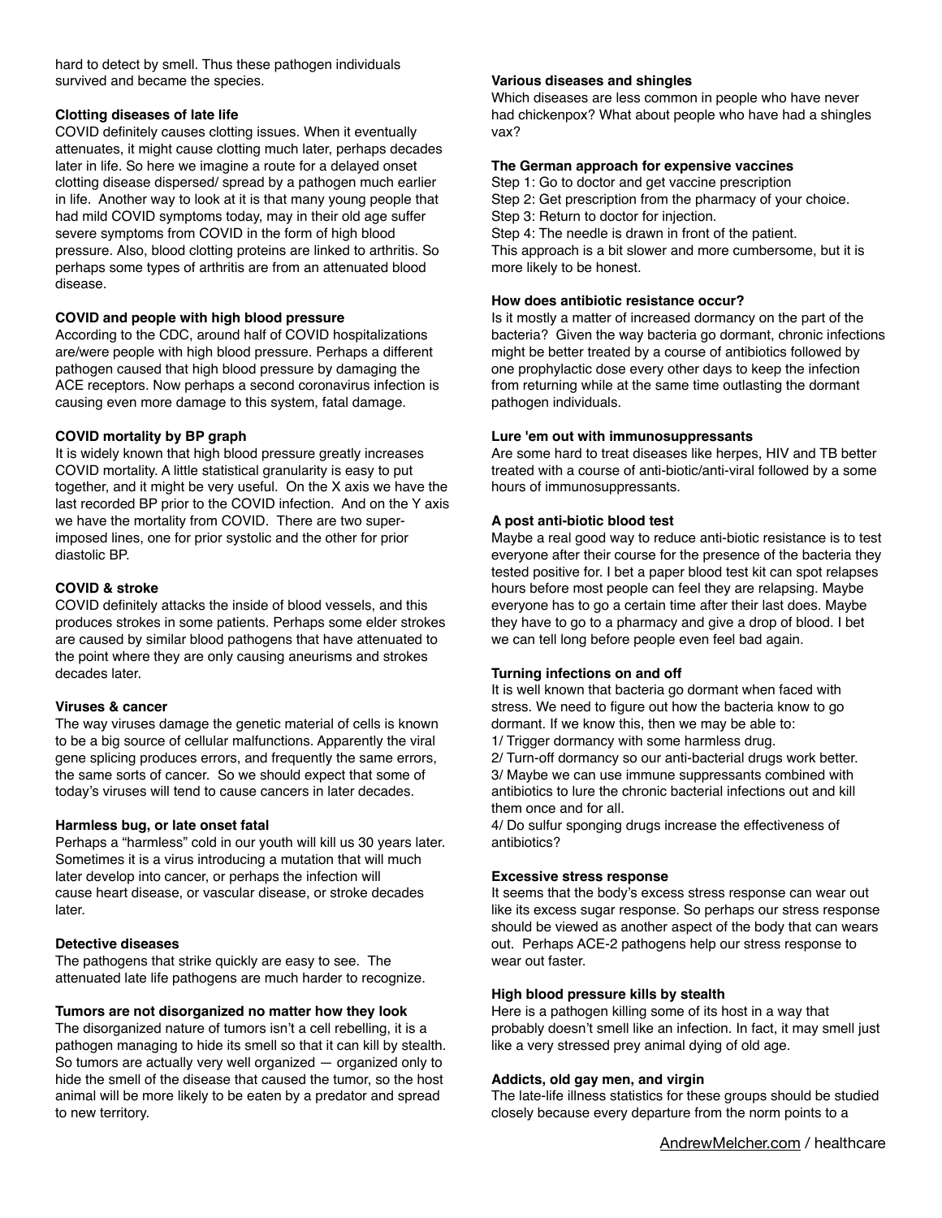hard to detect by smell. Thus these pathogen individuals survived and became the species.

**Clotting diseases of late life**

COVID definitely causes clotting issues. When it eventually attenuates, it might cause clotting much later, perhaps decades later in life. So here we imagine a route for a delayed onset clotting disease dispersed/ spread by a pathogen much earlier in life. Another way to look at it is that many young people that had mild COVID symptoms today, may in their old age suffer severe symptoms from COVID in the form of high blood pressure. Also, blood clotting proteins are linked to arthritis. So perhaps some types of arthritis are from an attenuated blood disease.

**COVID and people with high blood pressure**

According to the CDC, around half of COVID hospitalizations are/were people with high blood pressure. Perhaps a different pathogen caused that high blood pressure by damaging the ACE receptors. Now perhaps a second coronavirus infection is causing even more damage to this system, fatal damage.

**COVID mortality by BP graph**

It is widely known that high blood pressure greatly increases COVID mortality. A little statistical granularity is easy to put together, and it might be very useful. On the X axis we have the last recorded BP prior to the COVID infection. And on the Y axis we have the mortality from COVID. There are two super-imposed lines, one for prior systolic and the other for prior diastolic BP.

**COVID & stroke**

COVID definitely attacks the inside of blood vessels, and this produces strokes in some patients. Perhaps some elder strokes are caused by similar blood pathogens that have attenuated to the point where they are only causing aneurisms and strokes decades later.

**Viruses & cancer**

The way viruses damage the genetic material of cells is known to be a big source of cellular malfunctions. Apparently the viral gene splicing produces errors, and frequently the same errors, the same sorts of cancer. So we should expect that some of today's viruses will tend to cause cancers in later decades.

**Harmless bug, or late onset fatal**

Perhaps a "harmless" cold in our youth will kill us 30 years later. Sometimes it is a virus introducing a mutation that will much later develop into cancer, or perhaps the infection will cause heart disease, or vascular disease, or stroke decades later.

**Detective diseases**

The pathogens that strike quickly are easy to see. The attenuated late life pathogens are much harder to recognize.

**Tumors are not disorganized no matter how they look**

The disorganized nature of tumors isn't a cell rebelling, it is a pathogen managing to hide its smell so that it can kill by stealth. So tumors are actually very well organized — organized only to hide the smell of the disease that caused the tumor, so the host animal will be more likely to be eaten by a predator and spread to new territory.

**Various diseases and shingles**

Which diseases are less common in people who have never had chickenpox? What about people who have had a shingles vax?

**The German approach for expensive vaccines**

Step 1: Go to doctor and get vaccine prescription
Step 2: Get prescription from the pharmacy of your choice.
Step 3: Return to doctor for injection.
Step 4: The needle is drawn in front of the patient.
This approach is a bit slower and more cumbersome, but it is more likely to be honest.

**How does antibiotic resistance occur?**

Is it mostly a matter of increased dormancy on the part of the bacteria? Given the way bacteria go dormant, chronic infections might be better treated by a course of antibiotics followed by one prophylactic dose every other days to keep the infection from returning while at the same time outlasting the dormant pathogen individuals.

**Lure 'em out with immunosuppressants**

Are some hard to treat diseases like herpes, HIV and TB better treated with a course of anti-biotic/anti-viral followed by a some hours of immunosuppressants.

**A post anti-biotic blood test**

Maybe a real good way to reduce anti-biotic resistance is to test everyone after their course for the presence of the bacteria they tested positive for. I bet a paper blood test kit can spot relapses hours before most people can feel they are relapsing. Maybe everyone has to go a certain time after their last does. Maybe they have to go to a pharmacy and give a drop of blood. I bet we can tell long before people even feel bad again.

**Turning infections on and off**

It is well known that bacteria go dormant when faced with stress. We need to figure out how the bacteria know to go dormant. If we know this, then we may be able to:
1/ Trigger dormancy with some harmless drug.
2/ Turn-off dormancy so our anti-bacterial drugs work better.
3/ Maybe we can use immune suppressants combined with antibiotics to lure the chronic bacterial infections out and kill them once and for all.
4/ Do sulfur sponging drugs increase the effectiveness of antibiotics?

**Excessive stress response**

It seems that the body's excess stress response can wear out like its excess sugar response. So perhaps our stress response should be viewed as another aspect of the body that can wears out. Perhaps ACE-2 pathogens help our stress response to wear out faster.

**High blood pressure kills by stealth**

Here is a pathogen killing some of its host in a way that probably doesn't smell like an infection. In fact, it may smell just like a very stressed prey animal dying of old age.

**Addicts, old gay men, and virgin**

The late-life illness statistics for these groups should be studied closely because every departure from the norm points to a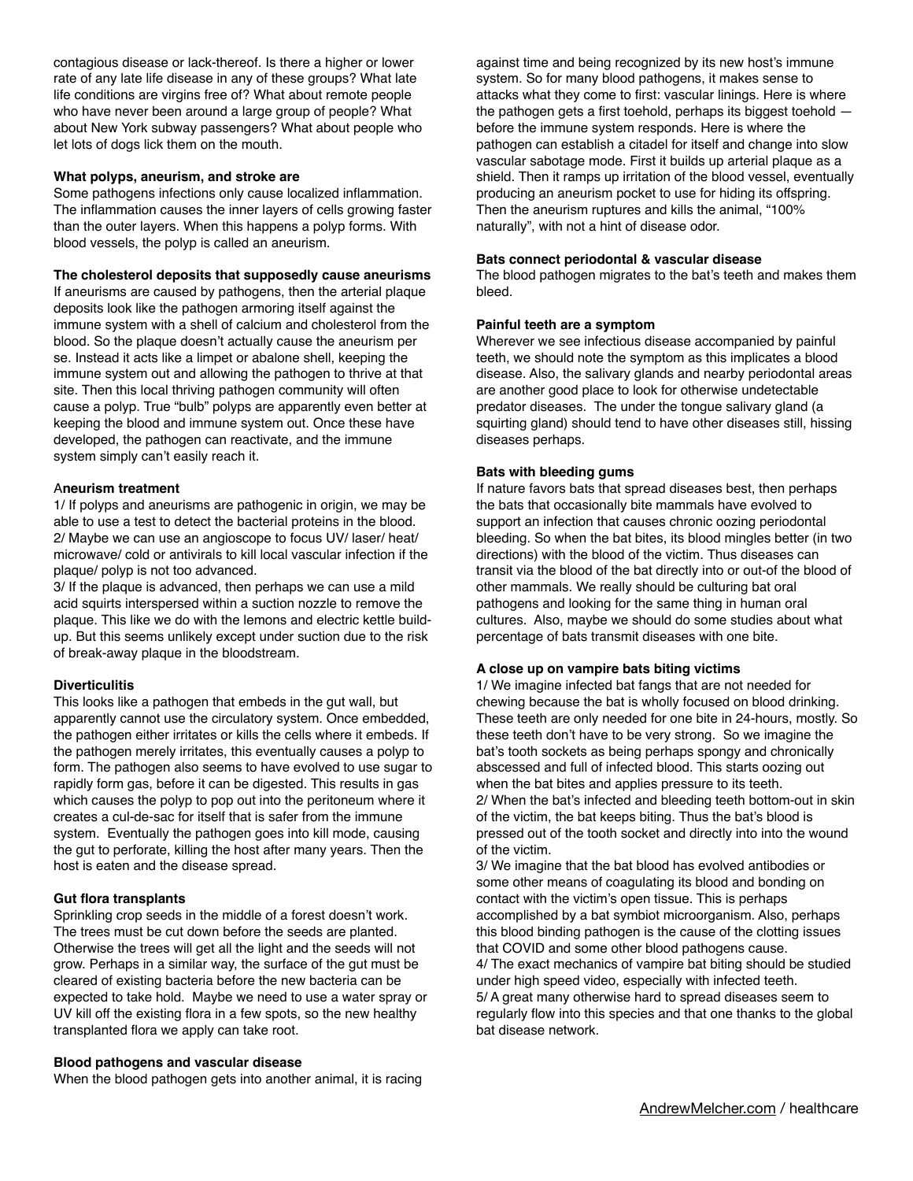contagious disease or lack-thereof. Is there a higher or lower rate of any late life disease in any of these groups? What late life conditions are virgins free of? What about remote people who have never been around a large group of people? What about New York subway passengers? What about people who let lots of dogs lick them on the mouth.

**What polyps, aneurism, and stroke are**

Some pathogens infections only cause localized inflammation. The inflammation causes the inner layers of cells growing faster than the outer layers. When this happens a polyp forms. With blood vessels, the polyp is called an aneurism.

**The cholesterol deposits that supposedly cause aneurisms**

If aneurisms are caused by pathogens, then the arterial plaque deposits look like the pathogen armoring itself against the immune system with a shell of calcium and cholesterol from the blood. So the plaque doesn't actually cause the aneurism per se. Instead it acts like a limpet or abalone shell, keeping the immune system out and allowing the pathogen to thrive at that site. Then this local thriving pathogen community will often cause a polyp. True "bulb" polyps are apparently even better at keeping the blood and immune system out. Once these have developed, the pathogen can reactivate, and the immune system simply can't easily reach it.

**Aneurism treatment**

1/ If polyps and aneurisms are pathogenic in origin, we may be able to use a test to detect the bacterial proteins in the blood.
2/ Maybe we can use an angioscope to focus UV/ laser/ heat/ microwave/ cold or antivirals to kill local vascular infection if the plaque/ polyp is not too advanced.
3/ If the plaque is advanced, then perhaps we can use a mild acid squirts interspersed within a suction nozzle to remove the plaque. This like we do with the lemons and electric kettle build-up. But this seems unlikely except under suction due to the risk of break-away plaque in the bloodstream.

**Diverticulitis**

This looks like a pathogen that embeds in the gut wall, but apparently cannot use the circulatory system. Once embedded, the pathogen either irritates or kills the cells where it embeds. If the pathogen merely irritates, this eventually causes a polyp to form. The pathogen also seems to have evolved to use sugar to rapidly form gas, before it can be digested. This results in gas which causes the polyp to pop out into the peritoneum where it creates a cul-de-sac for itself that is safer from the immune system. Eventually the pathogen goes into kill mode, causing the gut to perforate, killing the host after many years. Then the host is eaten and the disease spread.

**Gut flora transplants**

Sprinkling crop seeds in the middle of a forest doesn't work. The trees must be cut down before the seeds are planted. Otherwise the trees will get all the light and the seeds will not grow. Perhaps in a similar way, the surface of the gut must be cleared of existing bacteria before the new bacteria can be expected to take hold. Maybe we need to use a water spray or UV kill off the existing flora in a few spots, so the new healthy transplanted flora we apply can take root.

**Blood pathogens and vascular disease**

When the blood pathogen gets into another animal, it is racing against time and being recognized by its new host's immune system. So for many blood pathogens, it makes sense to attacks what they come to first: vascular linings. Here is where the pathogen gets a first toehold, perhaps its biggest toehold — before the immune system responds. Here is where the pathogen can establish a citadel for itself and change into slow vascular sabotage mode. First it builds up arterial plaque as a shield. Then it ramps up irritation of the blood vessel, eventually producing an aneurism pocket to use for hiding its offspring. Then the aneurism ruptures and kills the animal, "100% naturally", with not a hint of disease odor.

**Bats connect periodontal & vascular disease**

The blood pathogen migrates to the bat's teeth and makes them bleed.

**Painful teeth are a symptom**

Wherever we see infectious disease accompanied by painful teeth, we should note the symptom as this implicates a blood disease. Also, the salivary glands and nearby periodontal areas are another good place to look for otherwise undetectable predator diseases. The under the tongue salivary gland (a squirting gland) should tend to have other diseases still, hissing diseases perhaps.

**Bats with bleeding gums**

If nature favors bats that spread diseases best, then perhaps the bats that occasionally bite mammals have evolved to support an infection that causes chronic oozing periodontal bleeding. So when the bat bites, its blood mingles better (in two directions) with the blood of the victim. Thus diseases can transit via the blood of the bat directly into or out-of the blood of other mammals. We really should be culturing bat oral pathogens and looking for the same thing in human oral cultures. Also, maybe we should do some studies about what percentage of bats transmit diseases with one bite.

**A close up on vampire bats biting victims**

1/ We imagine infected bat fangs that are not needed for chewing because the bat is wholly focused on blood drinking. These teeth are only needed for one bite in 24-hours, mostly. So these teeth don't have to be very strong. So we imagine the bat's tooth sockets as being perhaps spongy and chronically abscessed and full of infected blood. This starts oozing out when the bat bites and applies pressure to its teeth.
2/ When the bat's infected and bleeding teeth bottom-out in skin of the victim, the bat keeps biting. Thus the bat's blood is pressed out of the tooth socket and directly into into the wound of the victim.
3/ We imagine that the bat blood has evolved antibodies or some other means of coagulating its blood and bonding on contact with the victim's open tissue. This is perhaps accomplished by a bat symbiot microorganism. Also, perhaps this blood binding pathogen is the cause of the clotting issues that COVID and some other blood pathogens cause.
4/ The exact mechanics of vampire bat biting should be studied under high speed video, especially with infected teeth.
5/ A great many otherwise hard to spread diseases seem to regularly flow into this species and that one thanks to the global bat disease network.

AndrewMelcher.com / healthcare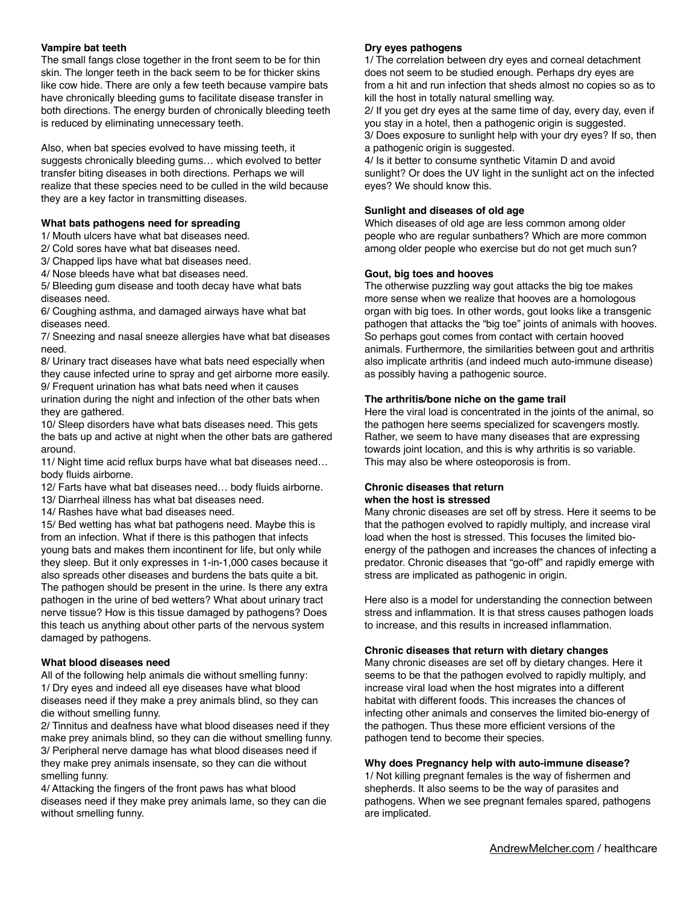**Vampire bat teeth**

The small fangs close together in the front seem to be for thin skin. The longer teeth in the back seem to be for thicker skins like cow hide. There are only a few teeth because vampire bats have chronically bleeding gums to facilitate disease transfer in both directions. The energy burden of chronically bleeding teeth is reduced by eliminating unnecessary teeth.

Also, when bat species evolved to have missing teeth, it suggests chronically bleeding gums… which evolved to better transfer biting diseases in both directions. Perhaps we will realize that these species need to be culled in the wild because they are a key factor in transmitting diseases.

**What bats pathogens need for spreading**

1/ Mouth ulcers have what bat diseases need.
2/ Cold sores have what bat diseases need.
3/ Chapped lips have what bat diseases need.
4/ Nose bleeds have what bat diseases need.
5/ Bleeding gum disease and tooth decay have what bats diseases need.
6/ Coughing asthma, and damaged airways have what bat diseases need.
7/ Sneezing and nasal sneeze allergies have what bat diseases need.
8/ Urinary tract diseases have what bats need especially when they cause infected urine to spray and get airborne more easily.
9/ Frequent urination has what bats need when it causes urination during the night and infection of the other bats when they are gathered.
10/ Sleep disorders have what bats diseases need. This gets the bats up and active at night when the other bats are gathered around.
11/ Night time acid reflux burps have what bat diseases need… body fluids airborne.
12/ Farts have what bat diseases need… body fluids airborne.
13/ Diarrheal illness has what bat diseases need.
14/ Rashes have what bad diseases need.
15/ Bed wetting has what bat pathogens need. Maybe this is from an infection. What if there is this pathogen that infects young bats and makes them incontinent for life, but only while they sleep. But it only expresses in 1-in-1,000 cases because it also spreads other diseases and burdens the bats quite a bit. The pathogen should be present in the urine. Is there any extra pathogen in the urine of bed wetters? What about urinary tract nerve tissue? How is this tissue damaged by pathogens? Does this teach us anything about other parts of the nervous system damaged by pathogens.

**What blood diseases need**

All of the following help animals die without smelling funny:
1/ Dry eyes and indeed all eye diseases have what blood diseases need if they make a prey animals blind, so they can die without smelling funny.
2/ Tinnitus and deafness have what blood diseases need if they make prey animals blind, so they can die without smelling funny.
3/ Peripheral nerve damage has what blood diseases need if they make prey animals insensate, so they can die without smelling funny.
4/ Attacking the fingers of the front paws has what blood diseases need if they make prey animals lame, so they can die without smelling funny.

**Dry eyes pathogens**

1/ The correlation between dry eyes and corneal detachment does not seem to be studied enough. Perhaps dry eyes are from a hit and run infection that sheds almost no copies so as to kill the host in totally natural smelling way.
2/ If you get dry eyes at the same time of day, every day, even if you stay in a hotel, then a pathogenic origin is suggested.
3/ Does exposure to sunlight help with your dry eyes? If so, then a pathogenic origin is suggested.
4/ Is it better to consume synthetic Vitamin D and avoid sunlight? Or does the UV light in the sunlight act on the infected eyes? We should know this.

**Sunlight and diseases of old age**

Which diseases of old age are less common among older people who are regular sunbathers? Which are more common among older people who exercise but do not get much sun?

**Gout, big toes and hooves**

The otherwise puzzling way gout attacks the big toe makes more sense when we realize that hooves are a homologous organ with big toes. In other words, gout looks like a transgenic pathogen that attacks the "big toe" joints of animals with hooves. So perhaps gout comes from contact with certain hooved animals. Furthermore, the similarities between gout and arthritis also implicate arthritis (and indeed much auto-immune disease) as possibly having a pathogenic source.

**The arthritis/bone niche on the game trail**

Here the viral load is concentrated in the joints of the animal, so the pathogen here seems specialized for scavengers mostly. Rather, we seem to have many diseases that are expressing towards joint location, and this is why arthritis is so variable. This may also be where osteoporosis is from.

**Chronic diseases that return when the host is stressed**

Many chronic diseases are set off by stress. Here it seems to be that the pathogen evolved to rapidly multiply, and increase viral load when the host is stressed. This focuses the limited bio-energy of the pathogen and increases the chances of infecting a predator. Chronic diseases that "go-off" and rapidly emerge with stress are implicated as pathogenic in origin.

Here also is a model for understanding the connection between stress and inflammation. It is that stress causes pathogen loads to increase, and this results in increased inflammation.

**Chronic diseases that return with dietary changes**

Many chronic diseases are set off by dietary changes. Here it seems to be that the pathogen evolved to rapidly multiply, and increase viral load when the host migrates into a different habitat with different foods. This increases the chances of infecting other animals and conserves the limited bio-energy of the pathogen. Thus these more efficient versions of the pathogen tend to become their species.

**Why does Pregnancy help with auto-immune disease?**

1/ Not killing pregnant females is the way of fishermen and shepherds. It also seems to be the way of parasites and pathogens. When we see pregnant females spared, pathogens are implicated.

AndrewMelcher.com / healthcare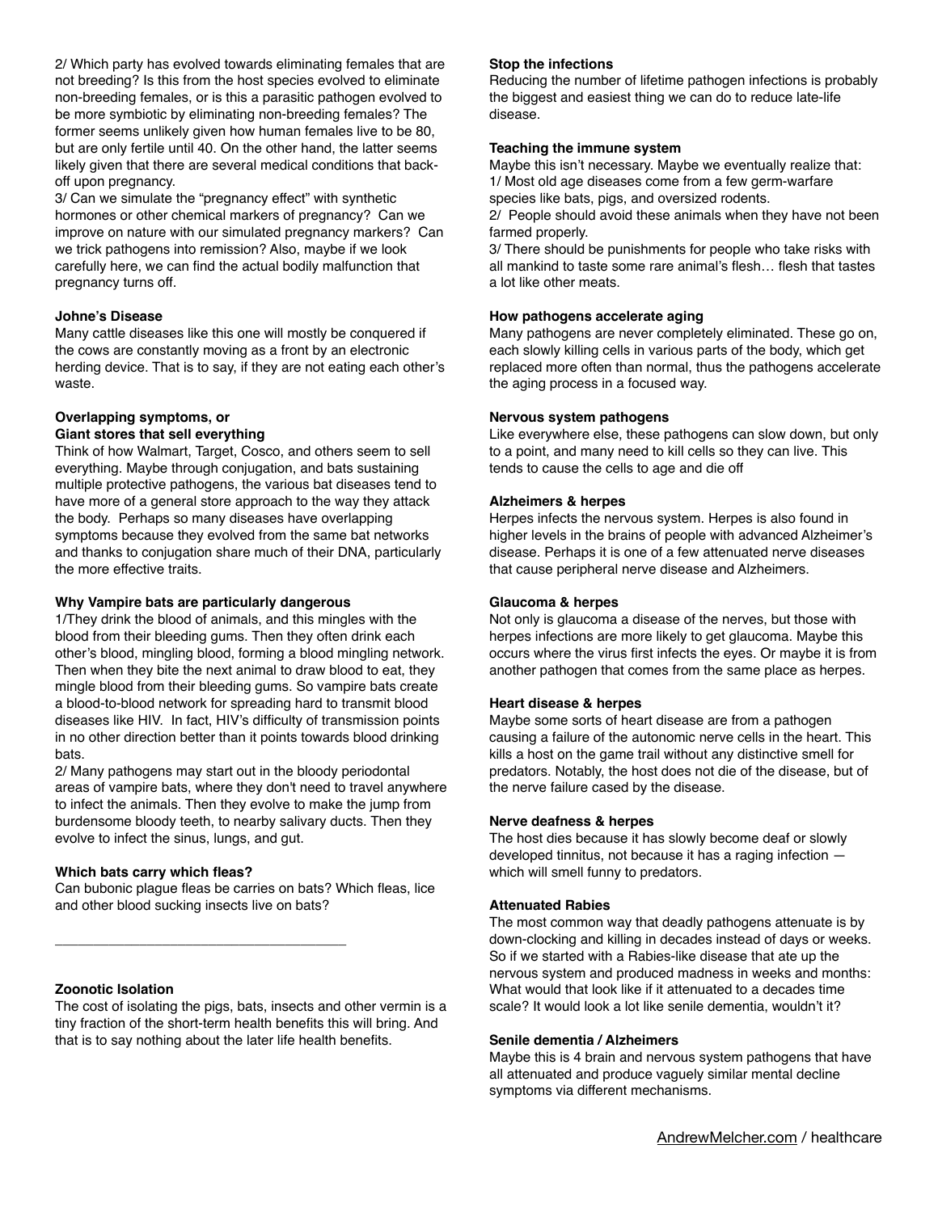2/ Which party has evolved towards eliminating females that are not breeding? Is this from the host species evolved to eliminate non-breeding females, or is this a parasitic pathogen evolved to be more symbiotic by eliminating non-breeding females? The former seems unlikely given how human females live to be 80, but are only fertile until 40. On the other hand, the latter seems likely given that there are several medical conditions that back-off upon pregnancy.

3/ Can we simulate the "pregnancy effect" with synthetic hormones or other chemical markers of pregnancy? Can we improve on nature with our simulated pregnancy markers? Can we trick pathogens into remission? Also, maybe if we look carefully here, we can find the actual bodily malfunction that pregnancy turns off.

**Johne's Disease**

Many cattle diseases like this one will mostly be conquered if the cows are constantly moving as a front by an electronic herding device. That is to say, if they are not eating each other's waste.

**Overlapping symptoms, or**
**Giant stores that sell everything**

Think of how Walmart, Target, Cosco, and others seem to sell everything. Maybe through conjugation, and bats sustaining multiple protective pathogens, the various bat diseases tend to have more of a general store approach to the way they attack the body. Perhaps so many diseases have overlapping symptoms because they evolved from the same bat networks and thanks to conjugation share much of their DNA, particularly the more effective traits.

**Why Vampire bats are particularly dangerous**

1/They drink the blood of animals, and this mingles with the blood from their bleeding gums. Then they often drink each other's blood, mingling blood, forming a blood mingling network. Then when they bite the next animal to draw blood to eat, they mingle blood from their bleeding gums. So vampire bats create a blood-to-blood network for spreading hard to transmit blood diseases like HIV. In fact, HIV's difficulty of transmission points in no other direction better than it points towards blood drinking bats.

2/ Many pathogens may start out in the bloody periodontal areas of vampire bats, where they don't need to travel anywhere to infect the animals. Then they evolve to make the jump from burdensome bloody teeth, to nearby salivary ducts. Then they evolve to infect the sinus, lungs, and gut.

**Which bats carry which fleas?**

Can bubonic plague fleas be carries on bats? Which fleas, lice and other blood sucking insects live on bats?

---

**Zoonotic Isolation**

The cost of isolating the pigs, bats, insects and other vermin is a tiny fraction of the short-term health benefits this will bring. And that is to say nothing about the later life health benefits.

**Stop the infections**

Reducing the number of lifetime pathogen infections is probably the biggest and easiest thing we can do to reduce late-life disease.

**Teaching the immune system**

Maybe this isn't necessary. Maybe we eventually realize that:
1/ Most old age diseases come from a few germ-warfare species like bats, pigs, and oversized rodents.
2/ People should avoid these animals when they have not been farmed properly.
3/ There should be punishments for people who take risks with all mankind to taste some rare animal's flesh… flesh that tastes a lot like other meats.

**How pathogens accelerate aging**

Many pathogens are never completely eliminated. These go on, each slowly killing cells in various parts of the body, which get replaced more often than normal, thus the pathogens accelerate the aging process in a focused way.

**Nervous system pathogens**

Like everywhere else, these pathogens can slow down, but only to a point, and many need to kill cells so they can live. This tends to cause the cells to age and die off

**Alzheimers & herpes**

Herpes infects the nervous system. Herpes is also found in higher levels in the brains of people with advanced Alzheimer's disease. Perhaps it is one of a few attenuated nerve diseases that cause peripheral nerve disease and Alzheimers.

**Glaucoma & herpes**

Not only is glaucoma a disease of the nerves, but those with herpes infections are more likely to get glaucoma. Maybe this occurs where the virus first infects the eyes. Or maybe it is from another pathogen that comes from the same place as herpes.

**Heart disease & herpes**

Maybe some sorts of heart disease are from a pathogen causing a failure of the autonomic nerve cells in the heart. This kills a host on the game trail without any distinctive smell for predators. Notably, the host does not die of the disease, but of the nerve failure cased by the disease.

**Nerve deafness & herpes**

The host dies because it has slowly become deaf or slowly developed tinnitus, not because it has a raging infection — which will smell funny to predators.

**Attenuated Rabies**

The most common way that deadly pathogens attenuate is by down-clocking and killing in decades instead of days or weeks. So if we started with a Rabies-like disease that ate up the nervous system and produced madness in weeks and months: What would that look like if it attenuated to a decades time scale? It would look a lot like senile dementia, wouldn't it?

**Senile dementia / Alzheimers**

Maybe this is 4 brain and nervous system pathogens that have all attenuated and produce vaguely similar mental decline symptoms via different mechanisms.

AndrewMelcher.com / healthcare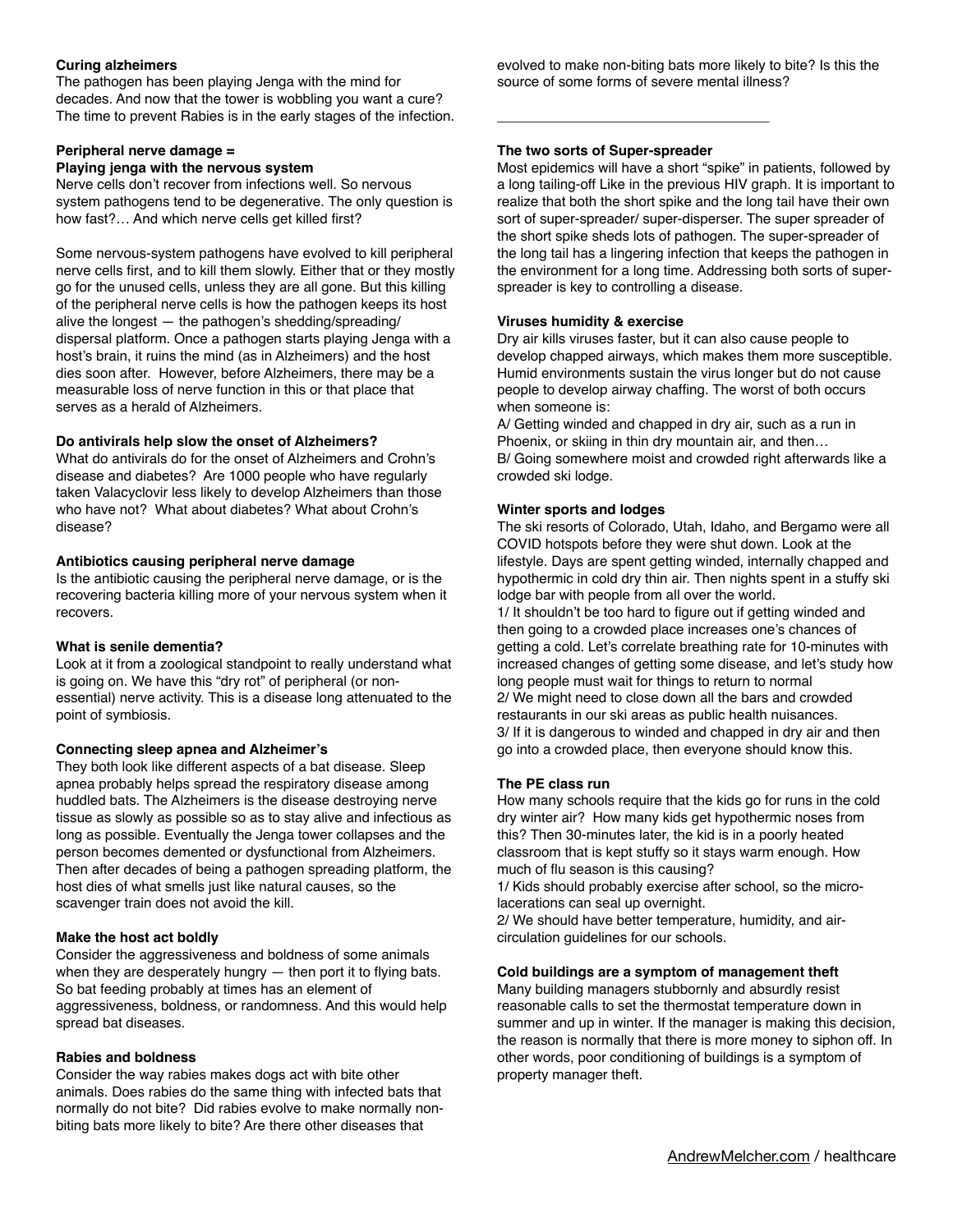**Curing alzheimers**
The pathogen has been playing Jenga with the mind for decades. And now that the tower is wobbling you want a cure? The time to prevent Rabies is in the early stages of the infection.

**Peripheral nerve damage = Playing jenga with the nervous system**
Nerve cells don't recover from infections well. So nervous system pathogens tend to be degenerative. The only question is how fast?… And which nerve cells get killed first?

Some nervous-system pathogens have evolved to kill peripheral nerve cells first, and to kill them slowly. Either that or they mostly go for the unused cells, unless they are all gone. But this killing of the peripheral nerve cells is how the pathogen keeps its host alive the longest — the pathogen's shedding/spreading/ dispersal platform. Once a pathogen starts playing Jenga with a host's brain, it ruins the mind (as in Alzheimers) and the host dies soon after. However, before Alzheimers, there may be a measurable loss of nerve function in this or that place that serves as a herald of Alzheimers.

**Do antivirals help slow the onset of Alzheimers?**
What do antivirals do for the onset of Alzheimers and Crohn's disease and diabetes? Are 1000 people who have regularly taken Valacyclovir less likely to develop Alzheimers than those who have not? What about diabetes? What about Crohn's disease?

**Antibiotics causing peripheral nerve damage**
Is the antibiotic causing the peripheral nerve damage, or is the recovering bacteria killing more of your nervous system when it recovers.

**What is senile dementia?**
Look at it from a zoological standpoint to really understand what is going on. We have this "dry rot" of peripheral (or non-essential) nerve activity. This is a disease long attenuated to the point of symbiosis.

**Connecting sleep apnea and Alzheimer's**
They both look like different aspects of a bat disease. Sleep apnea probably helps spread the respiratory disease among huddled bats. The Alzheimers is the disease destroying nerve tissue as slowly as possible so as to stay alive and infectious as long as possible. Eventually the Jenga tower collapses and the person becomes demented or dysfunctional from Alzheimers. Then after decades of being a pathogen spreading platform, the host dies of what smells just like natural causes, so the scavenger train does not avoid the kill.

**Make the host act boldly**
Consider the aggressiveness and boldness of some animals when they are desperately hungry — then port it to flying bats. So bat feeding probably at times has an element of aggressiveness, boldness, or randomness. And this would help spread bat diseases.

**Rabies and boldness**
Consider the way rabies makes dogs act with bite other animals. Does rabies do the same thing with infected bats that normally do not bite? Did rabies evolve to make normally non-biting bats more likely to bite? Are there other diseases that evolved to make non-biting bats more likely to bite? Is this the source of some forms of severe mental illness?

---

**The two sorts of Super-spreader**
Most epidemics will have a short "spike" in patients, followed by a long tailing-off Like in the previous HIV graph. It is important to realize that both the short spike and the long tail have their own sort of super-spreader/ super-disperser. The super spreader of the short spike sheds lots of pathogen. The super-spreader of the long tail has a lingering infection that keeps the pathogen in the environment for a long time. Addressing both sorts of super-spreader is key to controlling a disease.

**Viruses humidity & exercise**
Dry air kills viruses faster, but it can also cause people to develop chapped airways, which makes them more susceptible. Humid environments sustain the virus longer but do not cause people to develop airway chaffing. The worst of both occurs when someone is:
A/ Getting winded and chapped in dry air, such as a run in Phoenix, or skiing in thin dry mountain air, and then…
B/ Going somewhere moist and crowded right afterwards like a crowded ski lodge.

**Winter sports and lodges**
The ski resorts of Colorado, Utah, Idaho, and Bergamo were all COVID hotspots before they were shut down. Look at the lifestyle. Days are spent getting winded, internally chapped and hypothermic in cold dry thin air. Then nights spent in a stuffy ski lodge bar with people from all over the world.
1/ It shouldn't be too hard to figure out if getting winded and then going to a crowded place increases one's chances of getting a cold. Let's correlate breathing rate for 10-minutes with increased changes of getting some disease, and let's study how long people must wait for things to return to normal
2/ We might need to close down all the bars and crowded restaurants in our ski areas as public health nuisances.
3/ If it is dangerous to winded and chapped in dry air and then go into a crowded place, then everyone should know this.

**The PE class run**
How many schools require that the kids go for runs in the cold dry winter air? How many kids get hypothermic noses from this? Then 30-minutes later, the kid is in a poorly heated classroom that is kept stuffy so it stays warm enough. How much of flu season is this causing?
1/ Kids should probably exercise after school, so the micro-lacerations can seal up overnight.
2/ We should have better temperature, humidity, and air-circulation guidelines for our schools.

**Cold buildings are a symptom of management theft**
Many building managers stubbornly and absurdly resist reasonable calls to set the thermostat temperature down in summer and up in winter. If the manager is making this decision, the reason is normally that there is more money to siphon off. In other words, poor conditioning of buildings is a symptom of property manager theft.

AndrewMelcher.com / healthcare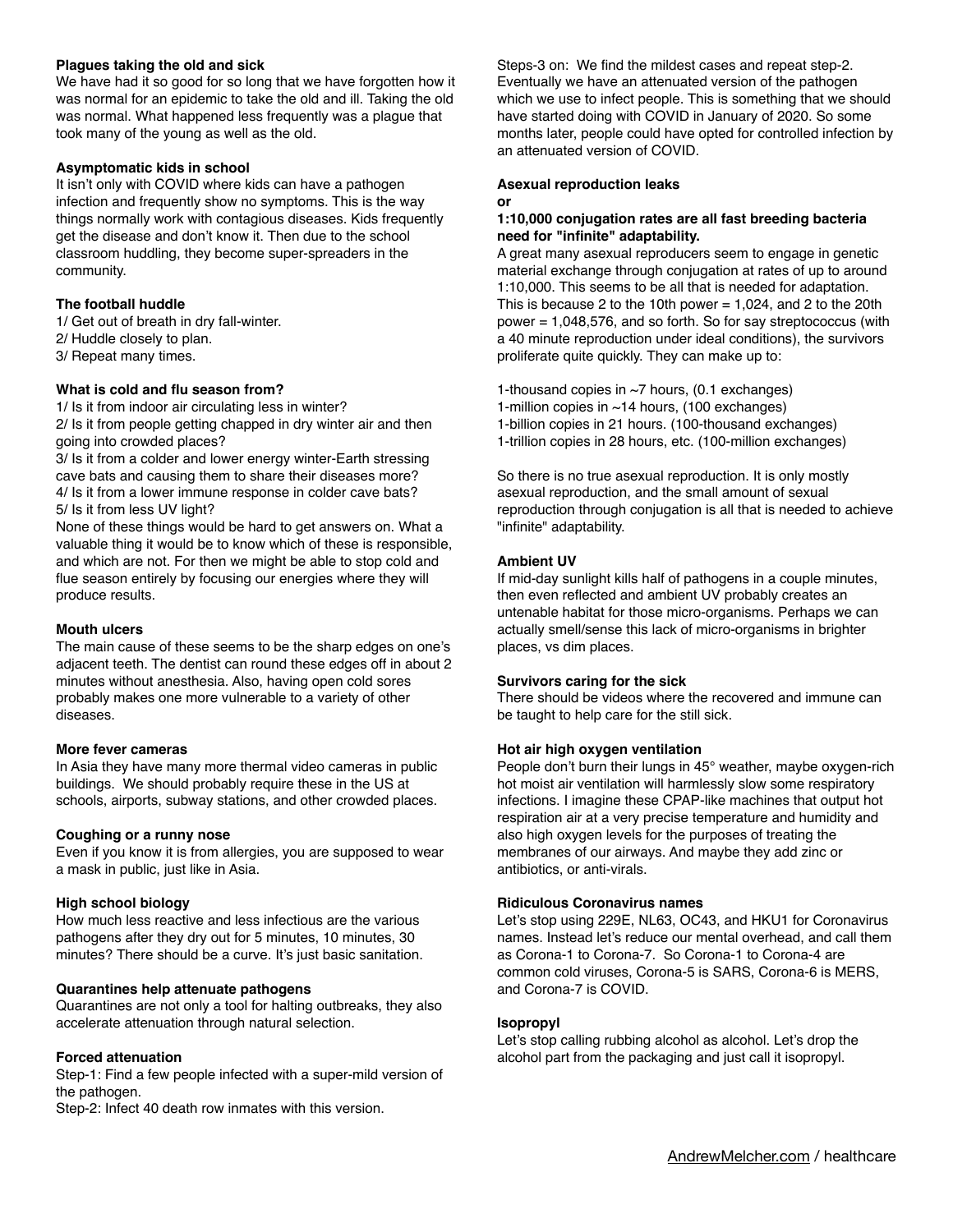**Plagues taking the old and sick**

We have had it so good for so long that we have forgotten how it was normal for an epidemic to take the old and ill. Taking the old was normal. What happened less frequently was a plague that took many of the young as well as the old.

**Asymptomatic kids in school**

It isn't only with COVID where kids can have a pathogen infection and frequently show no symptoms. This is the way things normally work with contagious diseases. Kids frequently get the disease and don't know it. Then due to the school classroom huddling, they become super-spreaders in the community.

**The football huddle**

1/ Get out of breath in dry fall-winter.
2/ Huddle closely to plan.
3/ Repeat many times.

**What is cold and flu season from?**

1/ Is it from indoor air circulating less in winter?
2/ Is it from people getting chapped in dry winter air and then going into crowded places?
3/ Is it from a colder and lower energy winter-Earth stressing cave bats and causing them to share their diseases more?
4/ Is it from a lower immune response in colder cave bats?
5/ Is it from less UV light?
None of these things would be hard to get answers on. What a valuable thing it would be to know which of these is responsible, and which are not. For then we might be able to stop cold and flue season entirely by focusing our energies where they will produce results.

**Mouth ulcers**

The main cause of these seems to be the sharp edges on one's adjacent teeth. The dentist can round these edges off in about 2 minutes without anesthesia. Also, having open cold sores probably makes one more vulnerable to a variety of other diseases.

**More fever cameras**

In Asia they have many more thermal video cameras in public buildings. We should probably require these in the US at schools, airports, subway stations, and other crowded places.

**Coughing or a runny nose**

Even if you know it is from allergies, you are supposed to wear a mask in public, just like in Asia.

**High school biology**

How much less reactive and less infectious are the various pathogens after they dry out for 5 minutes, 10 minutes, 30 minutes? There should be a curve. It's just basic sanitation.

**Quarantines help attenuate pathogens**

Quarantines are not only a tool for halting outbreaks, they also accelerate attenuation through natural selection.

**Forced attenuation**

Step-1: Find a few people infected with a super-mild version of the pathogen.
Step-2: Infect 40 death row inmates with this version.
Steps-3 on: We find the mildest cases and repeat step-2.
Eventually we have an attenuated version of the pathogen which we use to infect people. This is something that we should have started doing with COVID in January of 2020. So some months later, people could have opted for controlled infection by an attenuated version of COVID.

**Asexual reproduction leaks**
**or**
**1:10,000 conjugation rates are all fast breeding bacteria need for "infinite" adaptability.**

A great many asexual reproducers seem to engage in genetic material exchange through conjugation at rates of up to around 1:10,000. This seems to be all that is needed for adaptation. This is because 2 to the 10th power = 1,024, and 2 to the 20th power = 1,048,576, and so forth. So for say streptococcus (with a 40 minute reproduction under ideal conditions), the survivors proliferate quite quickly. They can make up to:

1-thousand copies in ~7 hours, (0.1 exchanges)
1-million copies in ~14 hours, (100 exchanges)
1-billion copies in 21 hours. (100-thousand exchanges)
1-trillion copies in 28 hours, etc. (100-million exchanges)

So there is no true asexual reproduction. It is only mostly asexual reproduction, and the small amount of sexual reproduction through conjugation is all that is needed to achieve "infinite" adaptability.

**Ambient UV**

If mid-day sunlight kills half of pathogens in a couple minutes, then even reflected and ambient UV probably creates an untenable habitat for those micro-organisms. Perhaps we can actually smell/sense this lack of micro-organisms in brighter places, vs dim places.

**Survivors caring for the sick**

There should be videos where the recovered and immune can be taught to help care for the still sick.

**Hot air high oxygen ventilation**

People don't burn their lungs in 45° weather, maybe oxygen-rich hot moist air ventilation will harmlessly slow some respiratory infections. I imagine these CPAP-like machines that output hot respiration air at a very precise temperature and humidity and also high oxygen levels for the purposes of treating the membranes of our airways. And maybe they add zinc or antibiotics, or anti-virals.

**Ridiculous Coronavirus names**

Let's stop using 229E, NL63, OC43, and HKU1 for Coronavirus names. Instead let's reduce our mental overhead, and call them as Corona-1 to Corona-7. So Corona-1 to Corona-4 are common cold viruses, Corona-5 is SARS, Corona-6 is MERS, and Corona-7 is COVID.

**Isopropyl**

Let's stop calling rubbing alcohol as alcohol. Let's drop the alcohol part from the packaging and just call it isopropyl.

AndrewMelcher.com / healthcare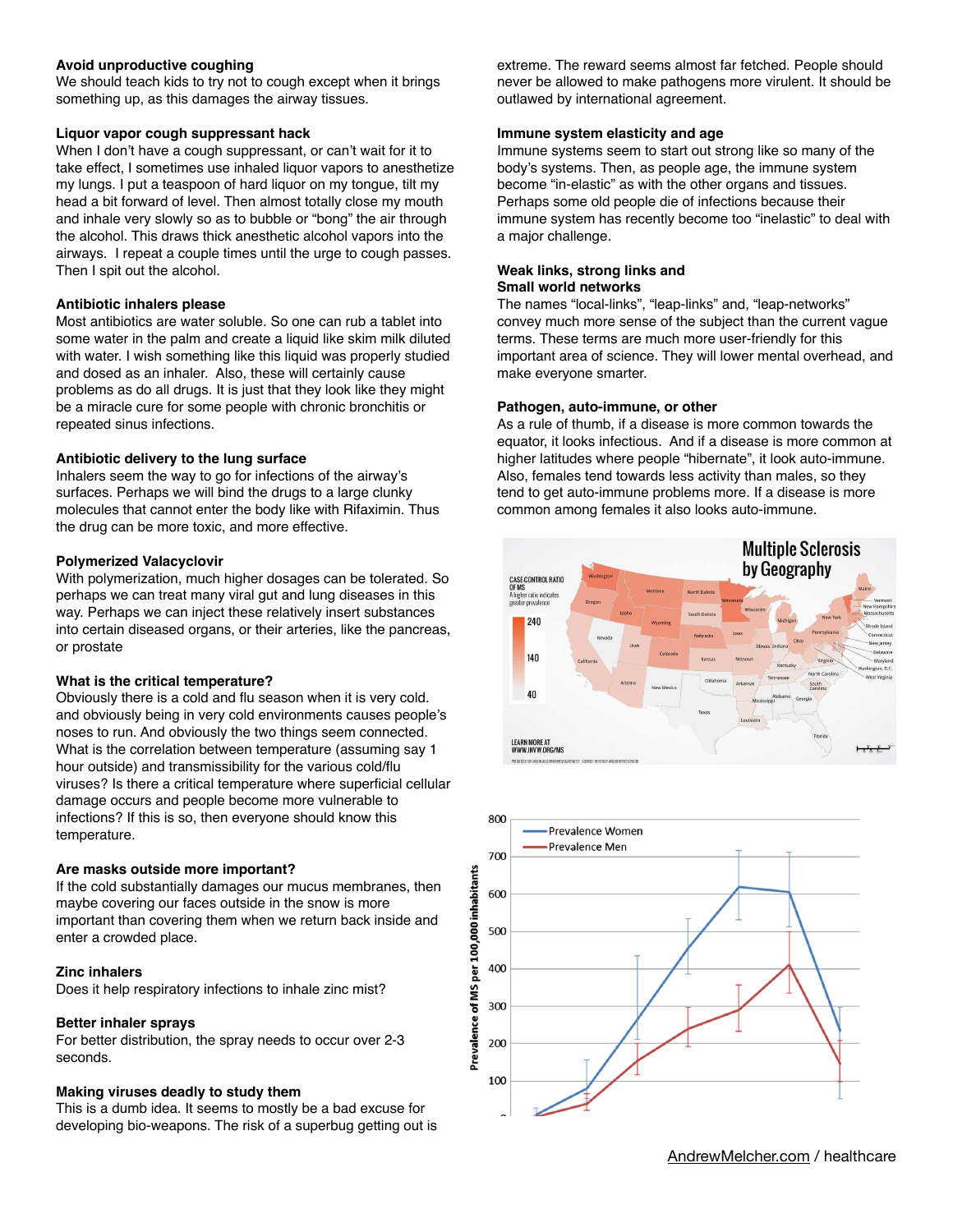### Avoid unproductive coughing

We should teach kids to try not to cough except when it brings something up, as this damages the airway tissues.

### Liquor vapor cough suppressant hack

When I don't have a cough suppressant, or can't wait for it to take effect, I sometimes use inhaled liquor vapors to anesthetize my lungs. I put a teaspoon of hard liquor on my tongue, tilt my head a bit forward of level. Then almost totally close my mouth and inhale very slowly so as to bubble or "bong" the air through the alcohol. This draws thick anesthetic alcohol vapors into the airways. I repeat a couple times until the urge to cough passes. Then I spit out the alcohol.

### Antibiotic inhalers please

Most antibiotics are water soluble. So one can rub a tablet into some water in the palm and create a liquid like skim milk diluted with water. I wish something like this liquid was properly studied and dosed as an inhaler. Also, these will certainly cause problems as do all drugs. It is just that they look like they might be a miracle cure for some people with chronic bronchitis or repeated sinus infections.

### Antibiotic delivery to the lung surface

Inhalers seem the way to go for infections of the airway's surfaces. Perhaps we will bind the drugs to a large clunky molecules that cannot enter the body like with Rifaximin. Thus the drug can be more toxic, and more effective.

### Polymerized Valacyclovir

With polymerization, much higher dosages can be tolerated. So perhaps we can treat many viral gut and lung diseases in this way. Perhaps we can inject these relatively insert substances into certain diseased organs, or their arteries, like the pancreas, or prostate

### What is the critical temperature?

Obviously there is a cold and flu season when it is very cold. and obviously being in very cold environments causes people's noses to run. And obviously the two things seem connected. What is the correlation between temperature (assuming say 1 hour outside) and transmissibility for the various cold/flu viruses? Is there a critical temperature where superficial cellular damage occurs and people become more vulnerable to infections? If this is so, then everyone should know this temperature.

### Are masks outside more important?

If the cold substantially damages our mucus membranes, then maybe covering our faces outside in the snow is more important than covering them when we return back inside and enter a crowded place.

### Zinc inhalers

Does it help respiratory infections to inhale zinc mist?

### Better inhaler sprays

For better distribution, the spray needs to occur over 2-3 seconds.

### Making viruses deadly to study them

This is a dumb idea. It seems to mostly be a bad excuse for developing bio-weapons. The risk of a superbug getting out is extreme. The reward seems almost far fetched. People should never be allowed to make pathogens more virulent. It should be outlawed by international agreement.

### Immune system elasticity and age

Immune systems seem to start out strong like so many of the body's systems. Then, as people age, the immune system become "in-elastic" as with the other organs and tissues. Perhaps some old people die of infections because their immune system has recently become too "inelastic" to deal with a major challenge.

### Weak links, strong links and Small world networks

The names "local-links", "leap-links" and, "leap-networks" convey much more sense of the subject than the current vague terms. These terms are much more user-friendly for this important area of science. They will lower mental overhead, and make everyone smarter.

### Pathogen, auto-immune, or other

As a rule of thumb, if a disease is more common towards the equator, it looks infectious. And if a disease is more common at higher latitudes where people "hibernate", it look auto-immune. Also, females tend towards less activity than males, so they tend to get auto-immune problems more. If a disease is more common among females it also looks auto-immune.

AndrewMelcher.com / healthcare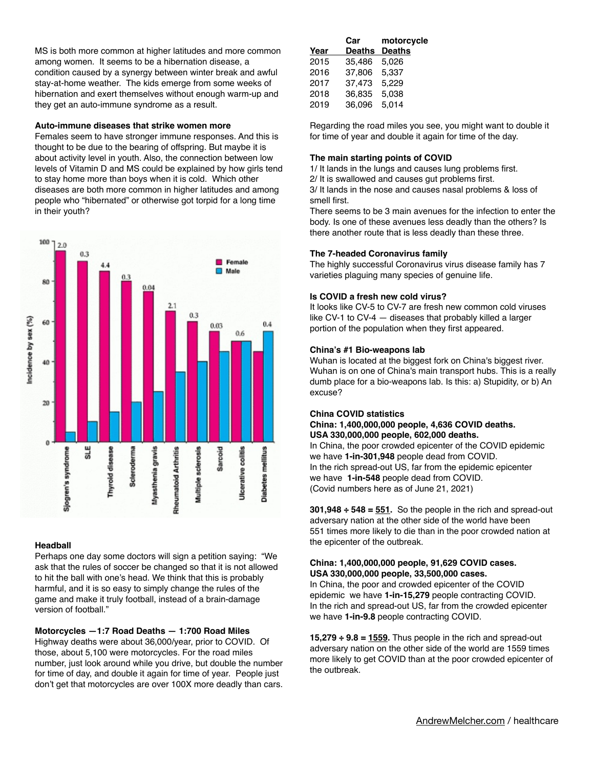MS is both more common at higher latitudes and more common among women. It seems to be a hibernation disease, a condition caused by a synergy between winter break and awful stay-at-home weather. The kids emerge from some weeks of hibernation and exert themselves without enough warm-up and they get an auto-immune syndrome as a result.

**Auto-immune diseases that strike women more**

Females seem to have stronger immune responses. And this is thought to be due to the bearing of offspring. But maybe it is about activity level in youth. Also, the connection between low levels of Vitamin D and MS could be explained by how girls tend to stay home more than boys when it is cold. Which other diseases are both more common in higher latitudes and among people who "hibernated" or otherwise got torpid for a long time in their youth?

**Headball**

Perhaps one day some doctors will sign a petition saying: "We ask that the rules of soccer be changed so that it is not allowed to hit the ball with one's head. We think that this is probably harmful, and it is so easy to simply change the rules of the game and make it truly football, instead of a brain-damage version of football."

**Motorcycles —1:7 Road Deaths — 1:700 Road Miles**

Highway deaths were about 36,000/year, prior to COVID. Of those, about 5,100 were motorcycles. For the road miles number, just look around while you drive, but double the number for time of day, and double it again for time of year. People just don't get that motorcycles are over 100X more deadly than cars.

| Year | Car Deaths | motorcycle Deaths |
|---|---|---|
| 2015 | 35,486 | 5,026 |
| 2016 | 37,806 | 5,337 |
| 2017 | 37,473 | 5,229 |
| 2018 | 36,835 | 5,038 |
| 2019 | 36,096 | 5,014 |

Regarding the road miles you see, you might want to double it for time of year and double it again for time of the day.

**The main starting points of COVID**

1/ It lands in the lungs and causes lung problems first.
2/ It is swallowed and causes gut problems first.
3/ It lands in the nose and causes nasal problems & loss of smell first.

There seems to be 3 main avenues for the infection to enter the body. Is one of these avenues less deadly than the others? Is there another route that is less deadly than these three.

**The 7-headed Coronavirus family**

The highly successful Coronavirus virus disease family has 7 varieties plaguing many species of genuine life.

**Is COVID a fresh new cold virus?**

It looks like CV-5 to CV-7 are fresh new common cold viruses like CV-1 to CV-4 — diseases that probably killed a larger portion of the population when they first appeared.

**China's #1 Bio-weapons lab**

Wuhan is located at the biggest fork on China's biggest river. Wuhan is on one of China's main transport hubs. This is a really dumb place for a bio-weapons lab. Is this: a) Stupidity, or b) An excuse?

**China COVID statistics**

**China: 1,400,000,000 people, 4,636 COVID deaths.**
**USA 330,000,000 people, 602,000 deaths.**

In China, the poor crowded epicenter of the COVID epidemic we have **1-in-301,948** people dead from COVID.
In the rich spread-out US, far from the epidemic epicenter we have **1-in-548** people dead from COVID.
(Covid numbers here as of June 21, 2021)

**301,948 ÷ 548 = 551.** So the people in the rich and spread-out adversary nation at the other side of the world have been 551 times more likely to die than in the poor crowded nation at the epicenter of the outbreak.

**China: 1,400,000,000 people, 91,629 COVID cases.**
**USA 330,000,000 people, 33,500,000 cases.**

In China, the poor and crowded epicenter of the COVID epidemic we have **1-in-15,279** people contracting COVID.
In the rich and spread-out US, far from the crowded epicenter we have **1-in-9.8** people contracting COVID.

**15,279 ÷ 9.8 = 1559.** Thus people in the rich and spread-out adversary nation on the other side of the world are 1559 times more likely to get COVID than at the poor crowded epicenter of the outbreak.

AndrewMelcher.com / healthcare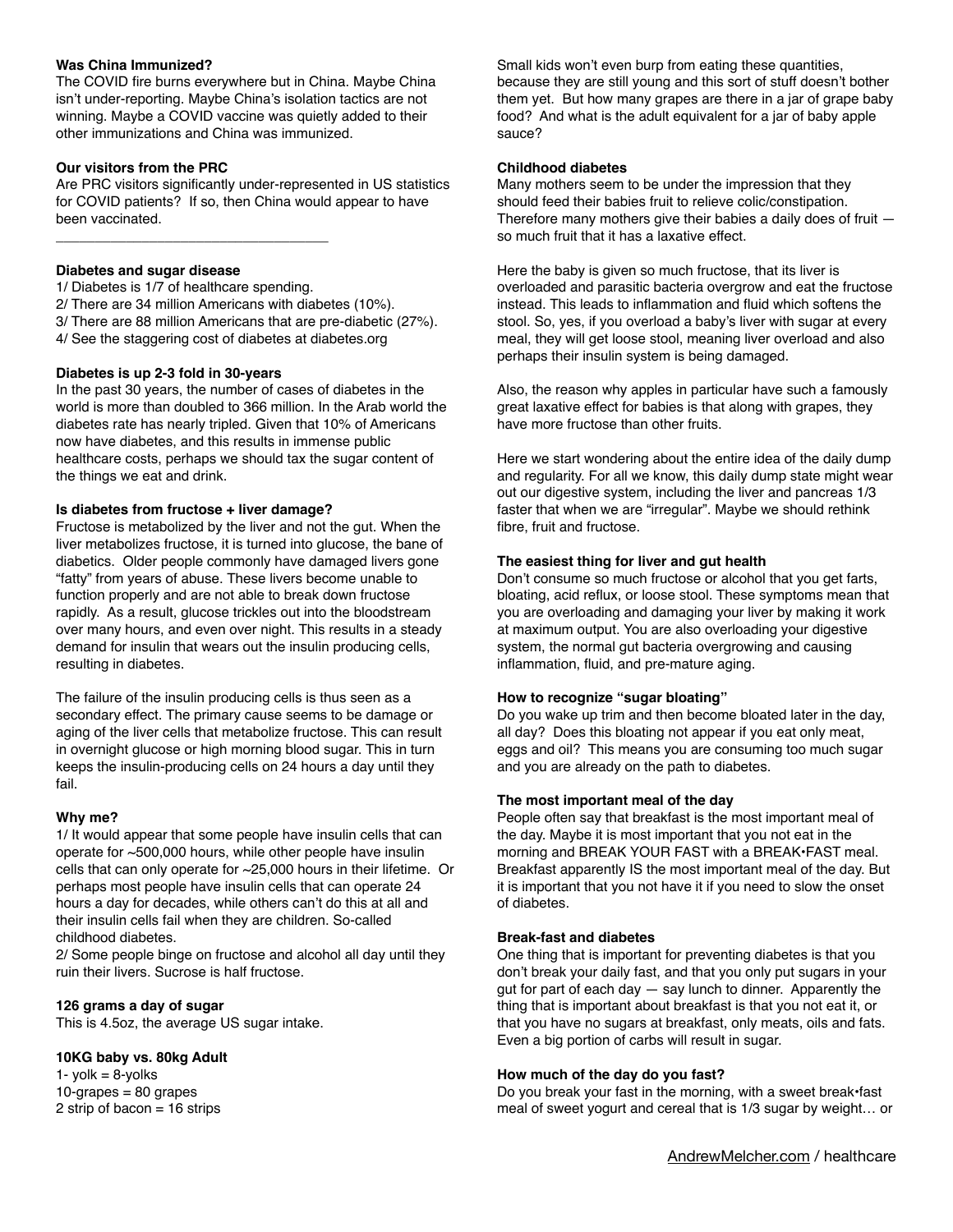**Was China Immunized?**

The COVID fire burns everywhere but in China. Maybe China isn't under-reporting. Maybe China's isolation tactics are not winning. Maybe a COVID vaccine was quietly added to their other immunizations and China was immunized.

**Our visitors from the PRC**

Are PRC visitors significantly under-represented in US statistics for COVID patients? If so, then China would appear to have been vaccinated.

---

**Diabetes and sugar disease**

1/ Diabetes is 1/7 of healthcare spending.
2/ There are 34 million Americans with diabetes (10%).
3/ There are 88 million Americans that are pre-diabetic (27%).
4/ See the staggering cost of diabetes at diabetes.org

**Diabetes is up 2-3 fold in 30-years**

In the past 30 years, the number of cases of diabetes in the world is more than doubled to 366 million. In the Arab world the diabetes rate has nearly tripled. Given that 10% of Americans now have diabetes, and this results in immense public healthcare costs, perhaps we should tax the sugar content of the things we eat and drink.

**Is diabetes from fructose + liver damage?**

Fructose is metabolized by the liver and not the gut. When the liver metabolizes fructose, it is turned into glucose, the bane of diabetics. Older people commonly have damaged livers gone "fatty" from years of abuse. These livers become unable to function properly and are not able to break down fructose rapidly. As a result, glucose trickles out into the bloodstream over many hours, and even over night. This results in a steady demand for insulin that wears out the insulin producing cells, resulting in diabetes.

The failure of the insulin producing cells is thus seen as a secondary effect. The primary cause seems to be damage or aging of the liver cells that metabolize fructose. This can result in overnight glucose or high morning blood sugar. This in turn keeps the insulin-producing cells on 24 hours a day until they fail.

**Why me?**

1/ It would appear that some people have insulin cells that can operate for ~500,000 hours, while other people have insulin cells that can only operate for ~25,000 hours in their lifetime. Or perhaps most people have insulin cells that can operate 24 hours a day for decades, while others can't do this at all and their insulin cells fail when they are children. So-called childhood diabetes.
2/ Some people binge on fructose and alcohol all day until they ruin their livers. Sucrose is half fructose.

**126 grams a day of sugar**

This is 4.5oz, the average US sugar intake.

**10KG baby vs. 80kg Adult**

1- yolk = 8-yolks
10-grapes = 80 grapes
2 strip of bacon = 16 strips

Small kids won't even burp from eating these quantities, because they are still young and this sort of stuff doesn't bother them yet. But how many grapes are there in a jar of grape baby food? And what is the adult equivalent for a jar of baby apple sauce?

**Childhood diabetes**

Many mothers seem to be under the impression that they should feed their babies fruit to relieve colic/constipation. Therefore many mothers give their babies a daily does of fruit — so much fruit that it has a laxative effect.

Here the baby is given so much fructose, that its liver is overloaded and parasitic bacteria overgrow and eat the fructose instead. This leads to inflammation and fluid which softens the stool. So, yes, if you overload a baby's liver with sugar at every meal, they will get loose stool, meaning liver overload and also perhaps their insulin system is being damaged.

Also, the reason why apples in particular have such a famously great laxative effect for babies is that along with grapes, they have more fructose than other fruits.

Here we start wondering about the entire idea of the daily dump and regularity. For all we know, this daily dump state might wear out our digestive system, including the liver and pancreas 1/3 faster that when we are "irregular". Maybe we should rethink fibre, fruit and fructose.

**The easiest thing for liver and gut health**

Don't consume so much fructose or alcohol that you get farts, bloating, acid reflux, or loose stool. These symptoms mean that you are overloading and damaging your liver by making it work at maximum output. You are also overloading your digestive system, the normal gut bacteria overgrowing and causing inflammation, fluid, and pre-mature aging.

**How to recognize "sugar bloating"**

Do you wake up trim and then become bloated later in the day, all day? Does this bloating not appear if you eat only meat, eggs and oil? This means you are consuming too much sugar and you are already on the path to diabetes.

**The most important meal of the day**

People often say that breakfast is the most important meal of the day. Maybe it is most important that you not eat in the morning and BREAK YOUR FAST with a BREAK•FAST meal. Breakfast apparently IS the most important meal of the day. But it is important that you not have it if you need to slow the onset of diabetes.

**Break-fast and diabetes**

One thing that is important for preventing diabetes is that you don't break your daily fast, and that you only put sugars in your gut for part of each day — say lunch to dinner. Apparently the thing that is important about breakfast is that you not eat it, or that you have no sugars at breakfast, only meats, oils and fats. Even a big portion of carbs will result in sugar.

**How much of the day do you fast?**

Do you break your fast in the morning, with a sweet break•fast meal of sweet yogurt and cereal that is 1/3 sugar by weight… or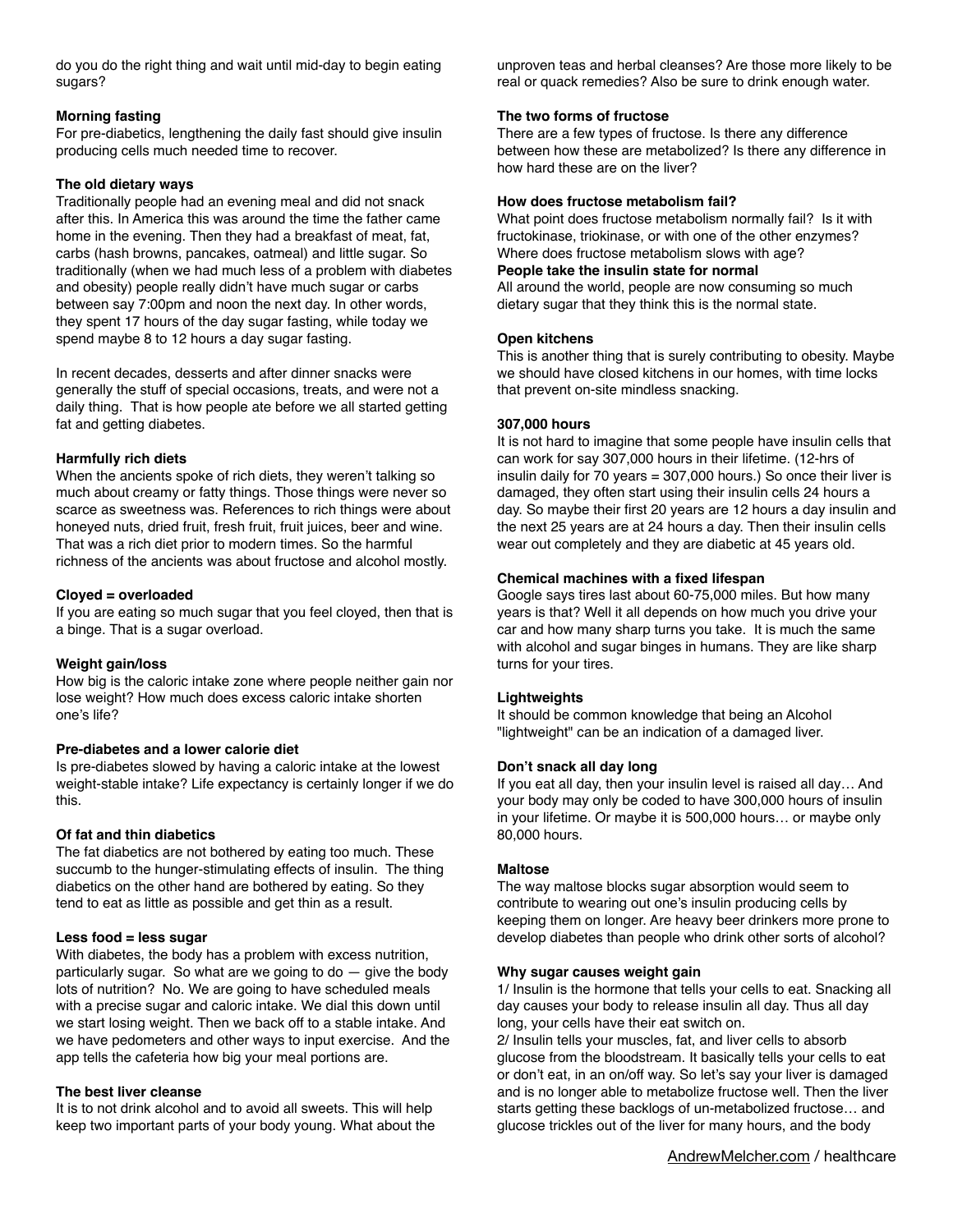do you do the right thing and wait until mid-day to begin eating sugars?

**Morning fasting**

For pre-diabetics, lengthening the daily fast should give insulin producing cells much needed time to recover.

**The old dietary ways**

Traditionally people had an evening meal and did not snack after this. In America this was around the time the father came home in the evening. Then they had a breakfast of meat, fat, carbs (hash browns, pancakes, oatmeal) and little sugar. So traditionally (when we had much less of a problem with diabetes and obesity) people really didn't have much sugar or carbs between say 7:00pm and noon the next day. In other words, they spent 17 hours of the day sugar fasting, while today we spend maybe 8 to 12 hours a day sugar fasting.

In recent decades, desserts and after dinner snacks were generally the stuff of special occasions, treats, and were not a daily thing. That is how people ate before we all started getting fat and getting diabetes.

**Harmfully rich diets**

When the ancients spoke of rich diets, they weren't talking so much about creamy or fatty things. Those things were never so scarce as sweetness was. References to rich things were about honeyed nuts, dried fruit, fresh fruit, fruit juices, beer and wine. That was a rich diet prior to modern times. So the harmful richness of the ancients was about fructose and alcohol mostly.

**Cloyed = overloaded**

If you are eating so much sugar that you feel cloyed, then that is a binge. That is a sugar overload.

**Weight gain/loss**

How big is the caloric intake zone where people neither gain nor lose weight? How much does excess caloric intake shorten one's life?

**Pre-diabetes and a lower calorie diet**

Is pre-diabetes slowed by having a caloric intake at the lowest weight-stable intake? Life expectancy is certainly longer if we do this.

**Of fat and thin diabetics**

The fat diabetics are not bothered by eating too much. These succumb to the hunger-stimulating effects of insulin. The thing diabetics on the other hand are bothered by eating. So they tend to eat as little as possible and get thin as a result.

**Less food = less sugar**

With diabetes, the body has a problem with excess nutrition, particularly sugar. So what are we going to do — give the body lots of nutrition? No. We are going to have scheduled meals with a precise sugar and caloric intake. We dial this down until we start losing weight. Then we back off to a stable intake. And we have pedometers and other ways to input exercise. And the app tells the cafeteria how big your meal portions are.

**The best liver cleanse**

It is to not drink alcohol and to avoid all sweets. This will help keep two important parts of your body young. What about the unproven teas and herbal cleanses? Are those more likely to be real or quack remedies? Also be sure to drink enough water.

**The two forms of fructose**

There are a few types of fructose. Is there any difference between how these are metabolized? Is there any difference in how hard these are on the liver?

**How does fructose metabolism fail?**

What point does fructose metabolism normally fail? Is it with fructokinase, triokinase, or with one of the other enzymes? Where does fructose metabolism slows with age?

**People take the insulin state for normal**

All around the world, people are now consuming so much dietary sugar that they think this is the normal state.

**Open kitchens**

This is another thing that is surely contributing to obesity. Maybe we should have closed kitchens in our homes, with time locks that prevent on-site mindless snacking.

**307,000 hours**

It is not hard to imagine that some people have insulin cells that can work for say 307,000 hours in their lifetime. (12-hrs of insulin daily for 70 years = 307,000 hours.) So once their liver is damaged, they often start using their insulin cells 24 hours a day. So maybe their first 20 years are 12 hours a day insulin and the next 25 years are at 24 hours a day. Then their insulin cells wear out completely and they are diabetic at 45 years old.

**Chemical machines with a fixed lifespan**

Google says tires last about 60-75,000 miles. But how many years is that? Well it all depends on how much you drive your car and how many sharp turns you take. It is much the same with alcohol and sugar binges in humans. They are like sharp turns for your tires.

**Lightweights**

It should be common knowledge that being an Alcohol "lightweight" can be an indication of a damaged liver.

**Don't snack all day long**

If you eat all day, then your insulin level is raised all day… And your body may only be coded to have 300,000 hours of insulin in your lifetime. Or maybe it is 500,000 hours… or maybe only 80,000 hours.

**Maltose**

The way maltose blocks sugar absorption would seem to contribute to wearing out one's insulin producing cells by keeping them on longer. Are heavy beer drinkers more prone to develop diabetes than people who drink other sorts of alcohol?

**Why sugar causes weight gain**

1/ Insulin is the hormone that tells your cells to eat. Snacking all day causes your body to release insulin all day. Thus all day long, your cells have their eat switch on.

2/ Insulin tells your muscles, fat, and liver cells to absorb glucose from the bloodstream. It basically tells your cells to eat or don't eat, in an on/off way. So let's say your liver is damaged and is no longer able to metabolize fructose well. Then the liver starts getting these backlogs of un-metabolized fructose… and glucose trickles out of the liver for many hours, and the body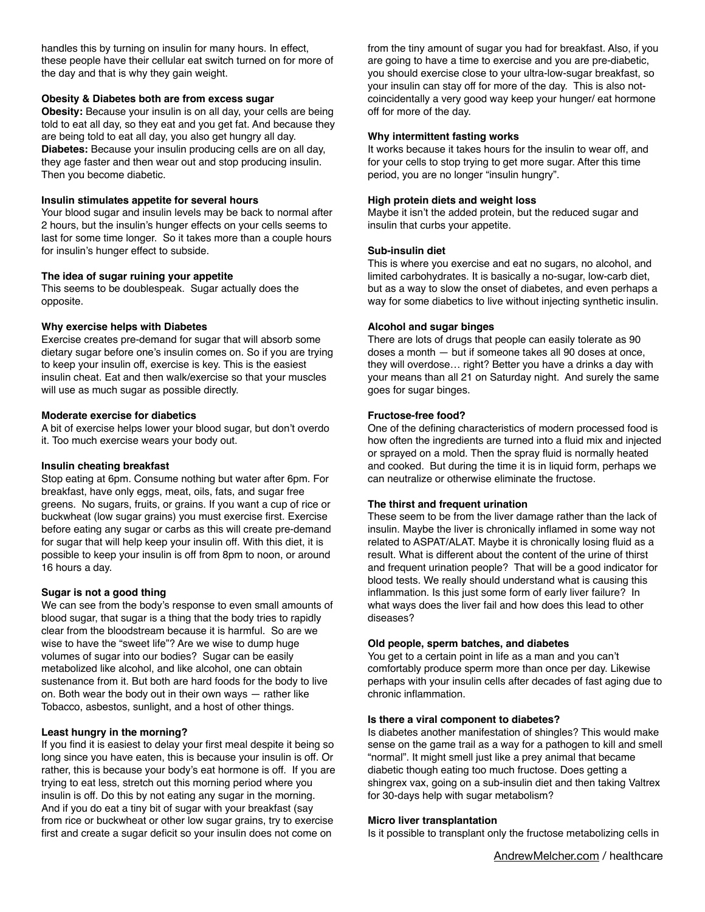handles this by turning on insulin for many hours. In effect, these people have their cellular eat switch turned on for more of the day and that is why they gain weight.

**Obesity & Diabetes both are from excess sugar**

**Obesity:** Because your insulin is on all day, your cells are being told to eat all day, so they eat and you get fat. And because they are being told to eat all day, you also get hungry all day.
**Diabetes:** Because your insulin producing cells are on all day, they age faster and then wear out and stop producing insulin. Then you become diabetic.

**Insulin stimulates appetite for several hours**

Your blood sugar and insulin levels may be back to normal after 2 hours, but the insulin's hunger effects on your cells seems to last for some time longer. So it takes more than a couple hours for insulin's hunger effect to subside.

**The idea of sugar ruining your appetite**

This seems to be doublespeak. Sugar actually does the opposite.

**Why exercise helps with Diabetes**

Exercise creates pre-demand for sugar that will absorb some dietary sugar before one's insulin comes on. So if you are trying to keep your insulin off, exercise is key. This is the easiest insulin cheat. Eat and then walk/exercise so that your muscles will use as much sugar as possible directly.

**Moderate exercise for diabetics**

A bit of exercise helps lower your blood sugar, but don't overdo it. Too much exercise wears your body out.

**Insulin cheating breakfast**

Stop eating at 6pm. Consume nothing but water after 6pm. For breakfast, have only eggs, meat, oils, fats, and sugar free greens. No sugars, fruits, or grains. If you want a cup of rice or buckwheat (low sugar grains) you must exercise first. Exercise before eating any sugar or carbs as this will create pre-demand for sugar that will help keep your insulin off. With this diet, it is possible to keep your insulin is off from 8pm to noon, or around 16 hours a day.

**Sugar is not a good thing**

We can see from the body's response to even small amounts of blood sugar, that sugar is a thing that the body tries to rapidly clear from the bloodstream because it is harmful. So are we wise to have the "sweet life"? Are we wise to dump huge volumes of sugar into our bodies? Sugar can be easily metabolized like alcohol, and like alcohol, one can obtain sustenance from it. But both are hard foods for the body to live on. Both wear the body out in their own ways — rather like Tobacco, asbestos, sunlight, and a host of other things.

**Least hungry in the morning?**

If you find it is easiest to delay your first meal despite it being so long since you have eaten, this is because your insulin is off. Or rather, this is because your body's eat hormone is off. If you are trying to eat less, stretch out this morning period where you insulin is off. Do this by not eating any sugar in the morning. And if you do eat a tiny bit of sugar with your breakfast (say from rice or buckwheat or other low sugar grains, try to exercise first and create a sugar deficit so your insulin does not come on from the tiny amount of sugar you had for breakfast. Also, if you are going to have a time to exercise and you are pre-diabetic, you should exercise close to your ultra-low-sugar breakfast, so your insulin can stay off for more of the day. This is also not-coincidentally a very good way keep your hunger/ eat hormone off for more of the day.

**Why intermittent fasting works**

It works because it takes hours for the insulin to wear off, and for your cells to stop trying to get more sugar. After this time period, you are no longer "insulin hungry".

**High protein diets and weight loss**

Maybe it isn't the added protein, but the reduced sugar and insulin that curbs your appetite.

**Sub-insulin diet**

This is where you exercise and eat no sugars, no alcohol, and limited carbohydrates. It is basically a no-sugar, low-carb diet, but as a way to slow the onset of diabetes, and even perhaps a way for some diabetics to live without injecting synthetic insulin.

**Alcohol and sugar binges**

There are lots of drugs that people can easily tolerate as 90 doses a month — but if someone takes all 90 doses at once, they will overdose… right? Better you have a drinks a day with your means than all 21 on Saturday night. And surely the same goes for sugar binges.

**Fructose-free food?**

One of the defining characteristics of modern processed food is how often the ingredients are turned into a fluid mix and injected or sprayed on a mold. Then the spray fluid is normally heated and cooked. But during the time it is in liquid form, perhaps we can neutralize or otherwise eliminate the fructose.

**The thirst and frequent urination**

These seem to be from the liver damage rather than the lack of insulin. Maybe the liver is chronically inflamed in some way not related to ASPAT/ALAT. Maybe it is chronically losing fluid as a result. What is different about the content of the urine of thirst and frequent urination people? That will be a good indicator for blood tests. We really should understand what is causing this inflammation. Is this just some form of early liver failure? In what ways does the liver fail and how does this lead to other diseases?

**Old people, sperm batches, and diabetes**

You get to a certain point in life as a man and you can't comfortably produce sperm more than once per day. Likewise perhaps with your insulin cells after decades of fast aging due to chronic inflammation.

**Is there a viral component to diabetes?**

Is diabetes another manifestation of shingles? This would make sense on the game trail as a way for a pathogen to kill and smell "normal". It might smell just like a prey animal that became diabetic though eating too much fructose. Does getting a shingrex vax, going on a sub-insulin diet and then taking Valtrex for 30-days help with sugar metabolism?

**Micro liver transplantation**

Is it possible to transplant only the fructose metabolizing cells in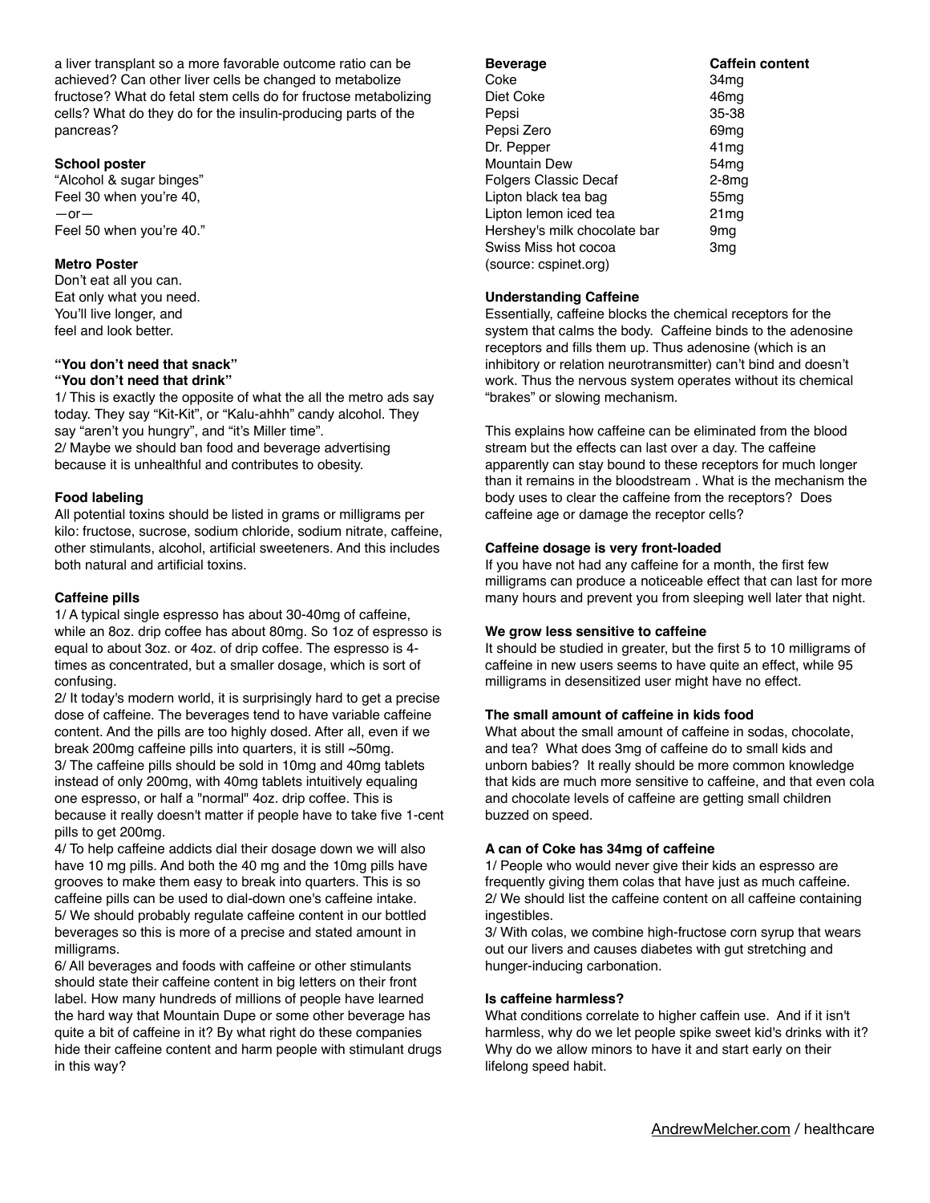a liver transplant so a more favorable outcome ratio can be achieved? Can other liver cells be changed to metabolize fructose? What do fetal stem cells do for fructose metabolizing cells? What do they do for the insulin-producing parts of the pancreas?

**School poster**

"Alcohol & sugar binges"
Feel 30 when you're 40,
—or—
Feel 50 when you're 40."

**Metro Poster**

Don't eat all you can.
Eat only what you need.
You'll live longer, and
feel and look better.

**"You don't need that snack"**
**"You don't need that drink"**

1/ This is exactly the opposite of what the all the metro ads say today. They say "Kit-Kit", or "Kalu-ahhh" candy alcohol. They say "aren't you hungry", and "it's Miller time".
2/ Maybe we should ban food and beverage advertising because it is unhealthful and contributes to obesity.

**Food labeling**

All potential toxins should be listed in grams or milligrams per kilo: fructose, sucrose, sodium chloride, sodium nitrate, caffeine, other stimulants, alcohol, artificial sweeteners. And this includes both natural and artificial toxins.

**Caffeine pills**

1/ A typical single espresso has about 30-40mg of caffeine, while an 8oz. drip coffee has about 80mg. So 1oz of espresso is equal to about 3oz. or 4oz. of drip coffee. The espresso is 4-times as concentrated, but a smaller dosage, which is sort of confusing.
2/ It today's modern world, it is surprisingly hard to get a precise dose of caffeine. The beverages tend to have variable caffeine content. And the pills are too highly dosed. After all, even if we break 200mg caffeine pills into quarters, it is still ~50mg.
3/ The caffeine pills should be sold in 10mg and 40mg tablets instead of only 200mg, with 40mg tablets intuitively equaling one espresso, or half a "normal" 4oz. drip coffee. This is because it really doesn't matter if people have to take five 1-cent pills to get 200mg.
4/ To help caffeine addicts dial their dosage down we will also have 10 mg pills. And both the 40 mg and the 10mg pills have grooves to make them easy to break into quarters. This is so caffeine pills can be used to dial-down one's caffeine intake.
5/ We should probably regulate caffeine content in our bottled beverages so this is more of a precise and stated amount in milligrams.
6/ All beverages and foods with caffeine or other stimulants should state their caffeine content in big letters on their front label. How many hundreds of millions of people have learned the hard way that Mountain Dupe or some other beverage has quite a bit of caffeine in it? By what right do these companies hide their caffeine content and harm people with stimulant drugs in this way?

| **Beverage** | **Caffein content** |
|---|---|
| Coke | 34mg |
| Diet Coke | 46mg |
| Pepsi | 35-38 |
| Pepsi Zero | 69mg |
| Dr. Pepper | 41mg |
| Mountain Dew | 54mg |
| Folgers Classic Decaf | 2-8mg |
| Lipton black tea bag | 55mg |
| Lipton lemon iced tea | 21mg |
| Hershey's milk chocolate bar | 9mg |
| Swiss Miss hot cocoa | 3mg |

(source: cspinet.org)

**Understanding Caffeine**

Essentially, caffeine blocks the chemical receptors for the system that calms the body. Caffeine binds to the adenosine receptors and fills them up. Thus adenosine (which is an inhibitory or relation neurotransmitter) can't bind and doesn't work. Thus the nervous system operates without its chemical "brakes" or slowing mechanism.

This explains how caffeine can be eliminated from the blood stream but the effects can last over a day. The caffeine apparently can stay bound to these receptors for much longer than it remains in the bloodstream . What is the mechanism the body uses to clear the caffeine from the receptors? Does caffeine age or damage the receptor cells?

**Caffeine dosage is very front-loaded**

If you have not had any caffeine for a month, the first few milligrams can produce a noticeable effect that can last for more many hours and prevent you from sleeping well later that night.

**We grow less sensitive to caffeine**

It should be studied in greater, but the first 5 to 10 milligrams of caffeine in new users seems to have quite an effect, while 95 milligrams in desensitized user might have no effect.

**The small amount of caffeine in kids food**

What about the small amount of caffeine in sodas, chocolate, and tea? What does 3mg of caffeine do to small kids and unborn babies? It really should be more common knowledge that kids are much more sensitive to caffeine, and that even cola and chocolate levels of caffeine are getting small children buzzed on speed.

**A can of Coke has 34mg of caffeine**

1/ People who would never give their kids an espresso are frequently giving them colas that have just as much caffeine.
2/ We should list the caffeine content on all caffeine containing ingestibles.
3/ With colas, we combine high-fructose corn syrup that wears out our livers and causes diabetes with gut stretching and hunger-inducing carbonation.

**Is caffeine harmless?**

What conditions correlate to higher caffein use. And if it isn't harmless, why do we let people spike sweet kid's drinks with it? Why do we allow minors to have it and start early on their lifelong speed habit.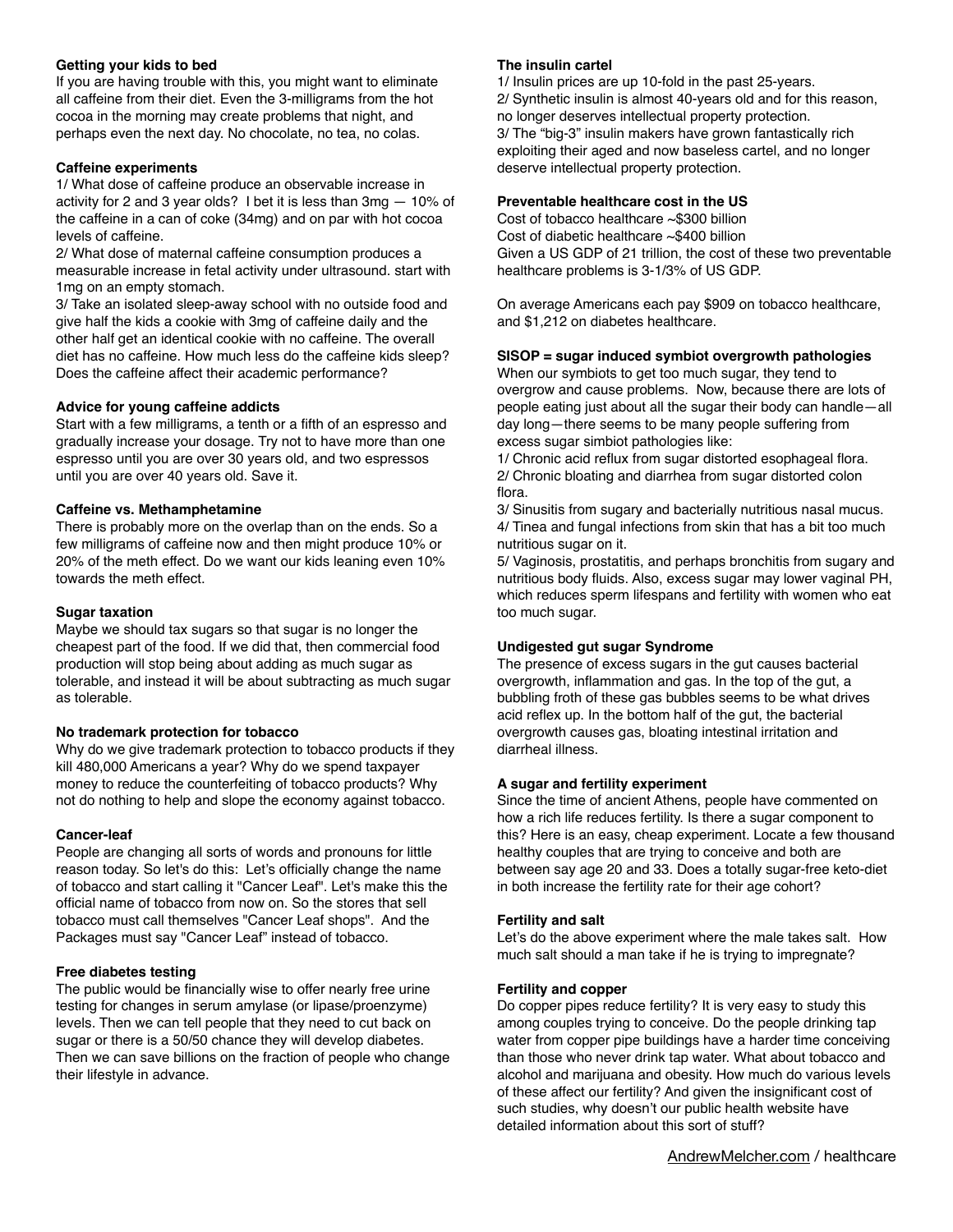**Getting your kids to bed**
If you are having trouble with this, you might want to eliminate all caffeine from their diet. Even the 3-milligrams from the hot cocoa in the morning may create problems that night, and perhaps even the next day. No chocolate, no tea, no colas.

**Caffeine experiments**
1/ What dose of caffeine produce an observable increase in activity for 2 and 3 year olds? I bet it is less than 3mg — 10% of the caffeine in a can of coke (34mg) and on par with hot cocoa levels of caffeine.
2/ What dose of maternal caffeine consumption produces a measurable increase in fetal activity under ultrasound. start with 1mg on an empty stomach.
3/ Take an isolated sleep-away school with no outside food and give half the kids a cookie with 3mg of caffeine daily and the other half get an identical cookie with no caffeine. The overall diet has no caffeine. How much less do the caffeine kids sleep? Does the caffeine affect their academic performance?

**Advice for young caffeine addicts**
Start with a few milligrams, a tenth or a fifth of an espresso and gradually increase your dosage. Try not to have more than one espresso until you are over 30 years old, and two espressos until you are over 40 years old. Save it.

**Caffeine vs. Methamphetamine**
There is probably more on the overlap than on the ends. So a few milligrams of caffeine now and then might produce 10% or 20% of the meth effect. Do we want our kids leaning even 10% towards the meth effect.

**Sugar taxation**
Maybe we should tax sugars so that sugar is no longer the cheapest part of the food. If we did that, then commercial food production will stop being about adding as much sugar as tolerable, and instead it will be about subtracting as much sugar as tolerable.

**No trademark protection for tobacco**
Why do we give trademark protection to tobacco products if they kill 480,000 Americans a year? Why do we spend taxpayer money to reduce the counterfeiting of tobacco products? Why not do nothing to help and slope the economy against tobacco.

**Cancer-leaf**
People are changing all sorts of words and pronouns for little reason today. So let's do this: Let's officially change the name of tobacco and start calling it "Cancer Leaf". Let's make this the official name of tobacco from now on. So the stores that sell tobacco must call themselves "Cancer Leaf shops". And the Packages must say "Cancer Leaf" instead of tobacco.

**Free diabetes testing**
The public would be financially wise to offer nearly free urine testing for changes in serum amylase (or lipase/proenzyme) levels. Then we can tell people that they need to cut back on sugar or there is a 50/50 chance they will develop diabetes. Then we can save billions on the fraction of people who change their lifestyle in advance.

**The insulin cartel**
1/ Insulin prices are up 10-fold in the past 25-years.
2/ Synthetic insulin is almost 40-years old and for this reason, no longer deserves intellectual property protection.
3/ The "big-3" insulin makers have grown fantastically rich exploiting their aged and now baseless cartel, and no longer deserve intellectual property protection.

**Preventable healthcare cost in the US**
Cost of tobacco healthcare ~$300 billion
Cost of diabetic healthcare ~$400 billion
Given a US GDP of 21 trillion, the cost of these two preventable healthcare problems is 3-1/3% of US GDP.

On average Americans each pay $909 on tobacco healthcare, and $1,212 on diabetes healthcare.

**SISOP = sugar induced symbiot overgrowth pathologies**
When our symbiots to get too much sugar, they tend to overgrow and cause problems. Now, because there are lots of people eating just about all the sugar their body can handle—all day long—there seems to be many people suffering from excess sugar simbiot pathologies like:
1/ Chronic acid reflux from sugar distorted esophageal flora.
2/ Chronic bloating and diarrhea from sugar distorted colon flora.
3/ Sinusitis from sugary and bacterially nutritious nasal mucus.
4/ Tinea and fungal infections from skin that has a bit too much nutritious sugar on it.
5/ Vaginosis, prostatitis, and perhaps bronchitis from sugary and nutritious body fluids. Also, excess sugar may lower vaginal PH, which reduces sperm lifespans and fertility with women who eat too much sugar.

**Undigested gut sugar Syndrome**
The presence of excess sugars in the gut causes bacterial overgrowth, inflammation and gas. In the top of the gut, a bubbling froth of these gas bubbles seems to be what drives acid reflex up. In the bottom half of the gut, the bacterial overgrowth causes gas, bloating intestinal irritation and diarrheal illness.

**A sugar and fertility experiment**
Since the time of ancient Athens, people have commented on how a rich life reduces fertility. Is there a sugar component to this? Here is an easy, cheap experiment. Locate a few thousand healthy couples that are trying to conceive and both are between say age 20 and 33. Does a totally sugar-free keto-diet in both increase the fertility rate for their age cohort?

**Fertility and salt**
Let's do the above experiment where the male takes salt. How much salt should a man take if he is trying to impregnate?

**Fertility and copper**
Do copper pipes reduce fertility? It is very easy to study this among couples trying to conceive. Do the people drinking tap water from copper pipe buildings have a harder time conceiving than those who never drink tap water. What about tobacco and alcohol and marijuana and obesity. How much do various levels of these affect our fertility? And given the insignificant cost of such studies, why doesn't our public health website have detailed information about this sort of stuff?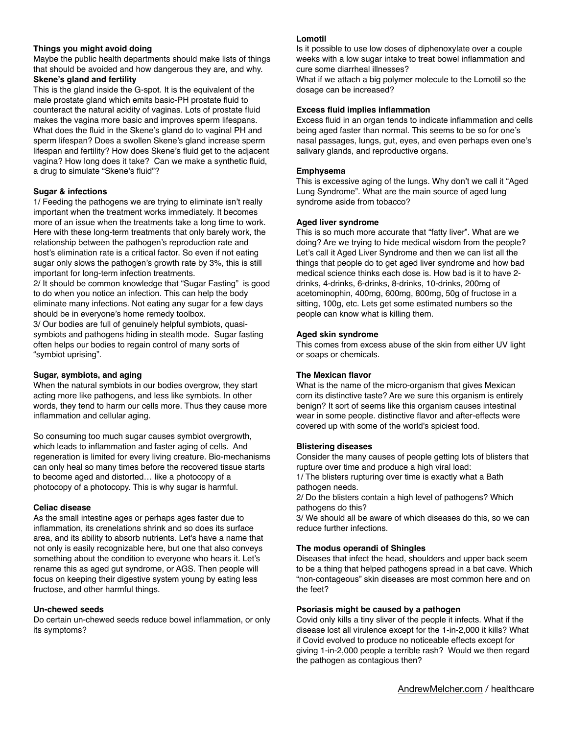**Things you might avoid doing**

Maybe the public health departments should make lists of things that should be avoided and how dangerous they are, and why.

**Skene's gland and fertility**

This is the gland inside the G-spot. It is the equivalent of the male prostate gland which emits basic-PH prostate fluid to counteract the natural acidity of vaginas. Lots of prostate fluid makes the vagina more basic and improves sperm lifespans. What does the fluid in the Skene's gland do to vaginal PH and sperm lifespan? Does a swollen Skene's gland increase sperm lifespan and fertility? How does Skene's fluid get to the adjacent vagina? How long does it take? Can we make a synthetic fluid, a drug to simulate "Skene's fluid"?

**Sugar & infections**

1/ Feeding the pathogens we are trying to eliminate isn't really important when the treatment works immediately. It becomes more of an issue when the treatments take a long time to work. Here with these long-term treatments that only barely work, the relationship between the pathogen's reproduction rate and host's elimination rate is a critical factor. So even if not eating sugar only slows the pathogen's growth rate by 3%, this is still important for long-term infection treatments.

2/ It should be common knowledge that "Sugar Fasting" is good to do when you notice an infection. This can help the body eliminate many infections. Not eating any sugar for a few days should be in everyone's home remedy toolbox.

3/ Our bodies are full of genuinely helpful symbiots, quasi-symbiots and pathogens hiding in stealth mode. Sugar fasting often helps our bodies to regain control of many sorts of "symbiot uprising".

**Sugar, symbiots, and aging**

When the natural symbiots in our bodies overgrow, they start acting more like pathogens, and less like symbiots. In other words, they tend to harm our cells more. Thus they cause more inflammation and cellular aging.

So consuming too much sugar causes symbiot overgrowth, which leads to inflammation and faster aging of cells. And regeneration is limited for every living creature. Bio-mechanisms can only heal so many times before the recovered tissue starts to become aged and distorted… like a photocopy of a photocopy of a photocopy. This is why sugar is harmful.

**Celiac disease**

As the small intestine ages or perhaps ages faster due to inflammation, its crenelations shrink and so does its surface area, and its ability to absorb nutrients. Let's have a name that not only is easily recognizable here, but one that also conveys something about the condition to everyone who hears it. Let's rename this as aged gut syndrome, or AGS. Then people will focus on keeping their digestive system young by eating less fructose, and other harmful things.

**Un-chewed seeds**

Do certain un-chewed seeds reduce bowel inflammation, or only its symptoms?

**Lomotil**

Is it possible to use low doses of diphenoxylate over a couple weeks with a low sugar intake to treat bowel inflammation and cure some diarrheal illnesses?

What if we attach a big polymer molecule to the Lomotil so the dosage can be increased?

**Excess fluid implies inflammation**

Excess fluid in an organ tends to indicate inflammation and cells being aged faster than normal. This seems to be so for one's nasal passages, lungs, gut, eyes, and even perhaps even one's salivary glands, and reproductive organs.

**Emphysema**

This is excessive aging of the lungs. Why don't we call it "Aged Lung Syndrome". What are the main source of aged lung syndrome aside from tobacco?

**Aged liver syndrome**

This is so much more accurate that "fatty liver". What are we doing? Are we trying to hide medical wisdom from the people? Let's call it Aged Liver Syndrome and then we can list all the things that people do to get aged liver syndrome and how bad medical science thinks each dose is. How bad is it to have 2-drinks, 4-drinks, 6-drinks, 8-drinks, 10-drinks, 200mg of acetominophin, 400mg, 600mg, 800mg, 50g of fructose in a sitting, 100g, etc. Lets get some estimated numbers so the people can know what is killing them.

**Aged skin syndrome**

This comes from excess abuse of the skin from either UV light or soaps or chemicals.

**The Mexican flavor**

What is the name of the micro-organism that gives Mexican corn its distinctive taste? Are we sure this organism is entirely benign? It sort of seems like this organism causes intestinal wear in some people. distinctive flavor and after-effects were covered up with some of the world's spiciest food.

**Blistering diseases**

Consider the many causes of people getting lots of blisters that rupture over time and produce a high viral load:

1/ The blisters rupturing over time is exactly what a Bath pathogen needs.

2/ Do the blisters contain a high level of pathogens? Which pathogens do this?

3/ We should all be aware of which diseases do this, so we can reduce further infections.

**The modus operandi of Shingles**

Diseases that infect the head, shoulders and upper back seem to be a thing that helped pathogens spread in a bat cave. Which "non-contageous" skin diseases are most common here and on the feet?

**Psoriasis might be caused by a pathogen**

Covid only kills a tiny sliver of the people it infects. What if the disease lost all virulence except for the 1-in-2,000 it kills? What if Covid evolved to produce no noticeable effects except for giving 1-in-2,000 people a terrible rash? Would we then regard the pathogen as contagious then?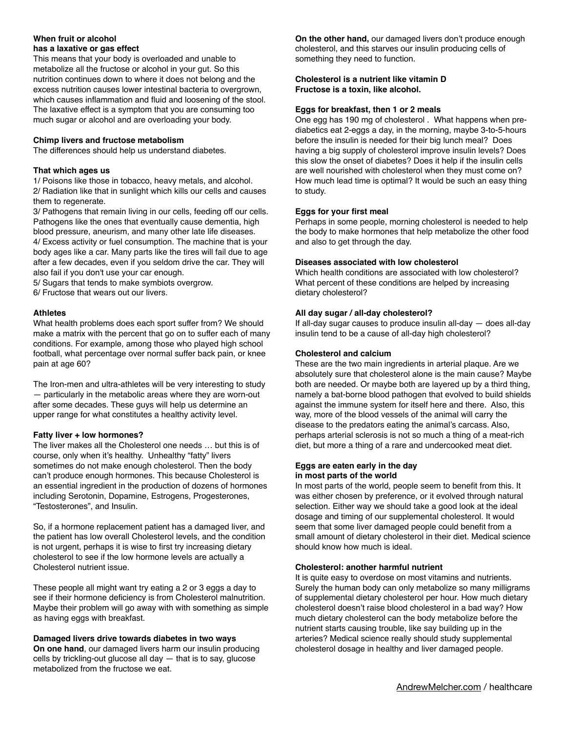**When fruit or alcohol has a laxative or gas effect**

This means that your body is overloaded and unable to metabolize all the fructose or alcohol in your gut. So this nutrition continues down to where it does not belong and the excess nutrition causes lower intestinal bacteria to overgrown, which causes inflammation and fluid and loosening of the stool. The laxative effect is a symptom that you are consuming too much sugar or alcohol and are overloading your body.

**Chimp livers and fructose metabolism**

The differences should help us understand diabetes.

**That which ages us**

1/ Poisons like those in tobacco, heavy metals, and alcohol.
2/ Radiation like that in sunlight which kills our cells and causes them to regenerate.
3/ Pathogens that remain living in our cells, feeding off our cells. Pathogens like the ones that eventually cause dementia, high blood pressure, aneurism, and many other late life diseases.
4/ Excess activity or fuel consumption. The machine that is your body ages like a car. Many parts like the tires will fail due to age after a few decades, even if you seldom drive the car. They will also fail if you don't use your car enough.
5/ Sugars that tends to make symbiots overgrow.
6/ Fructose that wears out our livers.

**Athletes**

What health problems does each sport suffer from? We should make a matrix with the percent that go on to suffer each of many conditions. For example, among those who played high school football, what percentage over normal suffer back pain, or knee pain at age 60?

The Iron-men and ultra-athletes will be very interesting to study — particularly in the metabolic areas where they are worn-out after some decades. These guys will help us determine an upper range for what constitutes a healthy activity level.

**Fatty liver + low hormones?**

The liver makes all the Cholesterol one needs … but this is of course, only when it's healthy. Unhealthy "fatty" livers sometimes do not make enough cholesterol. Then the body can't produce enough hormones. This because Cholesterol is an essential ingredient in the production of dozens of hormones including Serotonin, Dopamine, Estrogens, Progesterones, "Testosterones", and Insulin.

So, if a hormone replacement patient has a damaged liver, and the patient has low overall Cholesterol levels, and the condition is not urgent, perhaps it is wise to first try increasing dietary cholesterol to see if the low hormone levels are actually a Cholesterol nutrient issue.

These people all might want try eating a 2 or 3 eggs a day to see if their hormone deficiency is from Cholesterol malnutrition. Maybe their problem will go away with with something as simple as having eggs with breakfast.

**Damaged livers drive towards diabetes in two ways**

**On one hand**, our damaged livers harm our insulin producing cells by trickling-out glucose all day — that is to say, glucose metabolized from the fructose we eat.

**On the other hand,** our damaged livers don't produce enough cholesterol, and this starves our insulin producing cells of something they need to function.

**Cholesterol is a nutrient like vitamin D**
**Fructose is a toxin, like alcohol.**

**Eggs for breakfast, then 1 or 2 meals**

One egg has 190 mg of cholesterol . What happens when pre-diabetics eat 2-eggs a day, in the morning, maybe 3-to-5-hours before the insulin is needed for their big lunch meal? Does having a big supply of cholesterol improve insulin levels? Does this slow the onset of diabetes? Does it help if the insulin cells are well nourished with cholesterol when they must come on? How much lead time is optimal? It would be such an easy thing to study.

**Eggs for your first meal**

Perhaps in some people, morning cholesterol is needed to help the body to make hormones that help metabolize the other food and also to get through the day.

**Diseases associated with low cholesterol**

Which health conditions are associated with low cholesterol? What percent of these conditions are helped by increasing dietary cholesterol?

**All day sugar / all-day cholesterol?**

If all-day sugar causes to produce insulin all-day — does all-day insulin tend to be a cause of all-day high cholesterol?

**Cholesterol and calcium**

These are the two main ingredients in arterial plaque. Are we absolutely sure that cholesterol alone is the main cause? Maybe both are needed. Or maybe both are layered up by a third thing, namely a bat-borne blood pathogen that evolved to build shields against the immune system for itself here and there. Also, this way, more of the blood vessels of the animal will carry the disease to the predators eating the animal's carcass. Also, perhaps arterial sclerosis is not so much a thing of a meat-rich diet, but more a thing of a rare and undercooked meat diet.

**Eggs are eaten early in the day in most parts of the world**

In most parts of the world, people seem to benefit from this. It was either chosen by preference, or it evolved through natural selection. Either way we should take a good look at the ideal dosage and timing of our supplemental cholesterol. It would seem that some liver damaged people could benefit from a small amount of dietary cholesterol in their diet. Medical science should know how much is ideal.

**Cholesterol: another harmful nutrient**

It is quite easy to overdose on most vitamins and nutrients. Surely the human body can only metabolize so many milligrams of supplemental dietary cholesterol per hour. How much dietary cholesterol doesn't raise blood cholesterol in a bad way? How much dietary cholesterol can the body metabolize before the nutrient starts causing trouble, like say building up in the arteries? Medical science really should study supplemental cholesterol dosage in healthy and liver damaged people.

AndrewMelcher.com / healthcare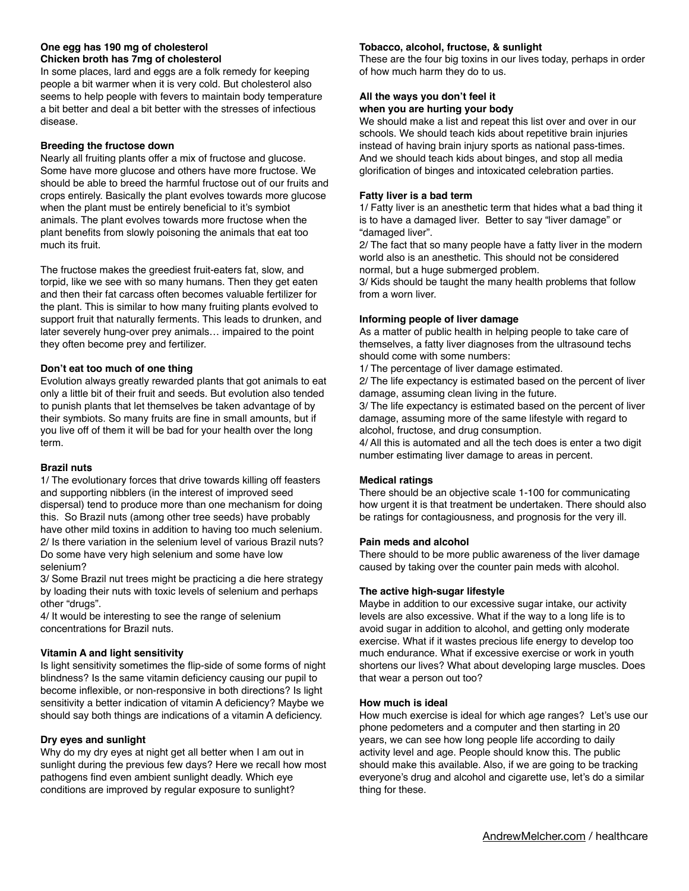**One egg has 190 mg of cholesterol**
**Chicken broth has 7mg of cholesterol**

In some places, lard and eggs are a folk remedy for keeping people a bit warmer when it is very cold. But cholesterol also seems to help people with fevers to maintain body temperature a bit better and deal a bit better with the stresses of infectious disease.

**Breeding the fructose down**

Nearly all fruiting plants offer a mix of fructose and glucose. Some have more glucose and others have more fructose. We should be able to breed the harmful fructose out of our fruits and crops entirely. Basically the plant evolves towards more glucose when the plant must be entirely beneficial to it's symbiot animals. The plant evolves towards more fructose when the plant benefits from slowly poisoning the animals that eat too much its fruit.

The fructose makes the greediest fruit-eaters fat, slow, and torpid, like we see with so many humans. Then they get eaten and then their fat carcass often becomes valuable fertilizer for the plant. This is similar to how many fruiting plants evolved to support fruit that naturally ferments. This leads to drunken, and later severely hung-over prey animals… impaired to the point they often become prey and fertilizer.

**Don't eat too much of one thing**

Evolution always greatly rewarded plants that got animals to eat only a little bit of their fruit and seeds. But evolution also tended to punish plants that let themselves be taken advantage of by their symbiots. So many fruits are fine in small amounts, but if you live off of them it will be bad for your health over the long term.

**Brazil nuts**

1/ The evolutionary forces that drive towards killing off feasters and supporting nibblers (in the interest of improved seed dispersal) tend to produce more than one mechanism for doing this. So Brazil nuts (among other tree seeds) have probably have other mild toxins in addition to having too much selenium.
2/ Is there variation in the selenium level of various Brazil nuts? Do some have very high selenium and some have low selenium?
3/ Some Brazil nut trees might be practicing a die here strategy by loading their nuts with toxic levels of selenium and perhaps other "drugs".
4/ It would be interesting to see the range of selenium concentrations for Brazil nuts.

**Vitamin A and light sensitivity**

Is light sensitivity sometimes the flip-side of some forms of night blindness? Is the same vitamin deficiency causing our pupil to become inflexible, or non-responsive in both directions? Is light sensitivity a better indication of vitamin A deficiency? Maybe we should say both things are indications of a vitamin A deficiency.

**Dry eyes and sunlight**

Why do my dry eyes at night get all better when I am out in sunlight during the previous few days? Here we recall how most pathogens find even ambient sunlight deadly. Which eye conditions are improved by regular exposure to sunlight?

**Tobacco, alcohol, fructose, & sunlight**

These are the four big toxins in our lives today, perhaps in order of how much harm they do to us.

**All the ways you don't feel it**
**when you are hurting your body**

We should make a list and repeat this list over and over in our schools. We should teach kids about repetitive brain injuries instead of having brain injury sports as national pass-times. And we should teach kids about binges, and stop all media glorification of binges and intoxicated celebration parties.

**Fatty liver is a bad term**

1/ Fatty liver is an anesthetic term that hides what a bad thing it is to have a damaged liver. Better to say "liver damage" or "damaged liver".
2/ The fact that so many people have a fatty liver in the modern world also is an anesthetic. This should not be considered normal, but a huge submerged problem.
3/ Kids should be taught the many health problems that follow from a worn liver.

**Informing people of liver damage**

As a matter of public health in helping people to take care of themselves, a fatty liver diagnoses from the ultrasound techs should come with some numbers:
1/ The percentage of liver damage estimated.
2/ The life expectancy is estimated based on the percent of liver damage, assuming clean living in the future.
3/ The life expectancy is estimated based on the percent of liver damage, assuming more of the same lifestyle with regard to alcohol, fructose, and drug consumption.
4/ All this is automated and all the tech does is enter a two digit number estimating liver damage to areas in percent.

**Medical ratings**

There should be an objective scale 1-100 for communicating how urgent it is that treatment be undertaken. There should also be ratings for contagiousness, and prognosis for the very ill.

**Pain meds and alcohol**

There should be more public awareness of the liver damage caused by taking over the counter pain meds with alcohol.

**The active high-sugar lifestyle**

Maybe in addition to our excessive sugar intake, our activity levels are also excessive. What if the way to a long life is to avoid sugar in addition to alcohol, and getting only moderate exercise. What if it wastes precious life energy to develop too much endurance. What if excessive exercise or work in youth shortens our lives? What about developing large muscles. Does that wear a person out too?

**How much is ideal**

How much exercise is ideal for which age ranges? Let's use our phone pedometers and a computer and then starting in 20 years, we can see how long people life according to daily activity level and age. People should know this. The public should make this available. Also, if we are going to be tracking everyone's drug and alcohol and cigarette use, let's do a similar thing for these.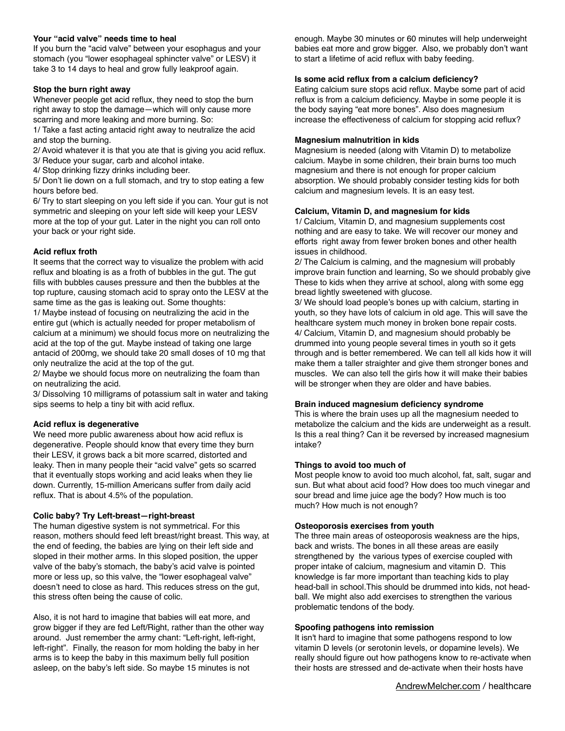**Your "acid valve" needs time to heal**

If you burn the "acid valve" between your esophagus and your stomach (you "lower esophageal sphincter valve" or LESV) it take 3 to 14 days to heal and grow fully leakproof again.

**Stop the burn right away**

Whenever people get acid reflux, they need to stop the burn right away to stop the damage—which will only cause more scarring and more leaking and more burning. So:

1/ Take a fast acting antacid right away to neutralize the acid and stop the burning.
2/ Avoid whatever it is that you ate that is giving you acid reflux.
3/ Reduce your sugar, carb and alcohol intake.
4/ Stop drinking fizzy drinks including beer.
5/ Don't lie down on a full stomach, and try to stop eating a few hours before bed.
6/ Try to start sleeping on you left side if you can. Your gut is not symmetric and sleeping on your left side will keep your LESV more at the top of your gut. Later in the night you can roll onto your back or your right side.

**Acid reflux froth**

It seems that the correct way to visualize the problem with acid reflux and bloating is as a froth of bubbles in the gut. The gut fills with bubbles causes pressure and then the bubbles at the top rupture, causing stomach acid to spray onto the LESV at the same time as the gas is leaking out. Some thoughts:

1/ Maybe instead of focusing on neutralizing the acid in the entire gut (which is actually needed for proper metabolism of calcium at a minimum) we should focus more on neutralizing the acid at the top of the gut. Maybe instead of taking one large antacid of 200mg, we should take 20 small doses of 10 mg that only neutralize the acid at the top of the gut.
2/ Maybe we should focus more on neutralizing the foam than on neutralizing the acid.
3/ Dissolving 10 milligrams of potassium salt in water and taking sips seems to help a tiny bit with acid reflux.

**Acid reflux is degenerative**

We need more public awareness about how acid reflux is degenerative. People should know that every time they burn their LESV, it grows back a bit more scarred, distorted and leaky. Then in many people their "acid valve" gets so scarred that it eventually stops working and acid leaks when they lie down. Currently, 15-million Americans suffer from daily acid reflux. That is about 4.5% of the population.

**Colic baby? Try Left-breast—right-breast**

The human digestive system is not symmetrical. For this reason, mothers should feed left breast/right breast. This way, at the end of feeding, the babies are lying on their left side and sloped in their mother arms. In this sloped position, the upper valve of the baby's stomach, the baby's acid valve is pointed more or less up, so this valve, the "lower esophageal valve" doesn't need to close as hard. This reduces stress on the gut, this stress often being the cause of colic.

Also, it is not hard to imagine that babies will eat more, and grow bigger if they are fed Left/Right, rather than the other way around. Just remember the army chant: "Left-right, left-right, left-right". Finally, the reason for mom holding the baby in her arms is to keep the baby in this maximum belly full position asleep, on the baby's left side. So maybe 15 minutes is not enough. Maybe 30 minutes or 60 minutes will help underweight babies eat more and grow bigger. Also, we probably don't want to start a lifetime of acid reflux with baby feeding.

**Is some acid reflux from a calcium deficiency?**

Eating calcium sure stops acid reflux. Maybe some part of acid reflux is from a calcium deficiency. Maybe in some people it is the body saying "eat more bones". Also does magnesium increase the effectiveness of calcium for stopping acid reflux?

**Magnesium malnutrition in kids**

Magnesium is needed (along with Vitamin D) to metabolize calcium. Maybe in some children, their brain burns too much magnesium and there is not enough for proper calcium absorption. We should probably consider testing kids for both calcium and magnesium levels. It is an easy test.

**Calcium, Vitamin D, and magnesium for kids**

1/ Calcium, Vitamin D, and magnesium supplements cost nothing and are easy to take. We will recover our money and efforts right away from fewer broken bones and other health issues in childhood.
2/ The Calcium is calming, and the magnesium will probably improve brain function and learning, So we should probably give These to kids when they arrive at school, along with some egg bread lightly sweetened with glucose.
3/ We should load people's bones up with calcium, starting in youth, so they have lots of calcium in old age. This will save the healthcare system much money in broken bone repair costs.
4/ Calcium, Vitamin D, and magnesium should probably be drummed into young people several times in youth so it gets through and is better remembered. We can tell all kids how it will make them a taller straighter and give them stronger bones and muscles. We can also tell the girls how it will make their babies will be stronger when they are older and have babies.

**Brain induced magnesium deficiency syndrome**

This is where the brain uses up all the magnesium needed to metabolize the calcium and the kids are underweight as a result. Is this a real thing? Can it be reversed by increased magnesium intake?

**Things to avoid too much of**

Most people know to avoid too much alcohol, fat, salt, sugar and sun. But what about acid food? How does too much vinegar and sour bread and lime juice age the body? How much is too much? How much is not enough?

**Osteoporosis exercises from youth**

The three main areas of osteoporosis weakness are the hips, back and wrists. The bones in all these areas are easily strengthened by the various types of exercise coupled with proper intake of calcium, magnesium and vitamin D. This knowledge is far more important than teaching kids to play head-ball in school.This should be drummed into kids, not head-ball. We might also add exercises to strengthen the various problematic tendons of the body.

**Spoofing pathogens into remission**

It isn't hard to imagine that some pathogens respond to low vitamin D levels (or serotonin levels, or dopamine levels). We really should figure out how pathogens know to re-activate when their hosts are stressed and de-activate when their hosts have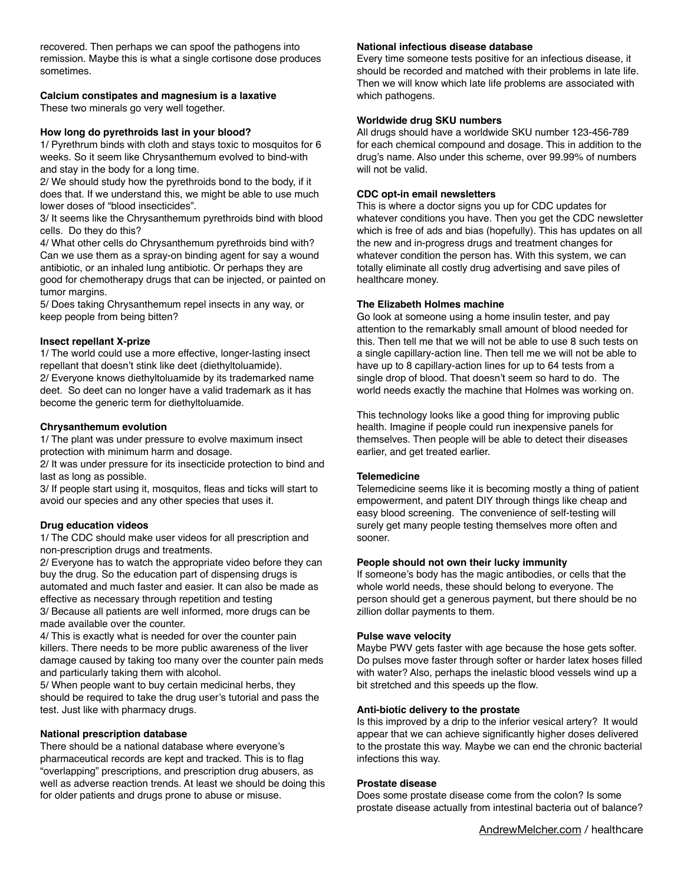recovered. Then perhaps we can spoof the pathogens into remission. Maybe this is what a single cortisone dose produces sometimes.

**Calcium constipates and magnesium is a laxative**
These two minerals go very well together.

**How long do pyrethroids last in your blood?**
1/ Pyrethrum binds with cloth and stays toxic to mosquitos for 6 weeks. So it seem like Chrysanthemum evolved to bind-with and stay in the body for a long time.
2/ We should study how the pyrethroids bond to the body, if it does that. If we understand this, we might be able to use much lower doses of “blood insecticides”.
3/ It seems like the Chrysanthemum pyrethroids bind with blood cells. Do they do this?
4/ What other cells do Chrysanthemum pyrethroids bind with? Can we use them as a spray-on binding agent for say a wound antibiotic, or an inhaled lung antibiotic. Or perhaps they are good for chemotherapy drugs that can be injected, or painted on tumor margins.
5/ Does taking Chrysanthemum repel insects in any way, or keep people from being bitten?

**Insect repellant X-prize**
1/ The world could use a more effective, longer-lasting insect repellant that doesn’t stink like deet (diethyltoluamide).
2/ Everyone knows diethyltoluamide by its trademarked name deet. So deet can no longer have a valid trademark as it has become the generic term for diethyltoluamide.

**Chrysanthemum evolution**
1/ The plant was under pressure to evolve maximum insect protection with minimum harm and dosage.
2/ It was under pressure for its insecticide protection to bind and last as long as possible.
3/ If people start using it, mosquitos, fleas and ticks will start to avoid our species and any other species that uses it.

**Drug education videos**
1/ The CDC should make user videos for all prescription and non-prescription drugs and treatments.
2/ Everyone has to watch the appropriate video before they can buy the drug. So the education part of dispensing drugs is automated and much faster and easier. It can also be made as effective as necessary through repetition and testing
3/ Because all patients are well informed, more drugs can be made available over the counter.
4/ This is exactly what is needed for over the counter pain killers. There needs to be more public awareness of the liver damage caused by taking too many over the counter pain meds and particularly taking them with alcohol.
5/ When people want to buy certain medicinal herbs, they should be required to take the drug user’s tutorial and pass the test. Just like with pharmacy drugs.

**National prescription database**
There should be a national database where everyone’s pharmaceutical records are kept and tracked. This is to flag “overlapping” prescriptions, and prescription drug abusers, as well as adverse reaction trends. At least we should be doing this for older patients and drugs prone to abuse or misuse.

**National infectious disease database**
Every time someone tests positive for an infectious disease, it should be recorded and matched with their problems in late life. Then we will know which late life problems are associated with which pathogens.

**Worldwide drug SKU numbers**
All drugs should have a worldwide SKU number 123-456-789 for each chemical compound and dosage. This in addition to the drug’s name. Also under this scheme, over 99.99% of numbers will not be valid.

**CDC opt-in email newsletters**
This is where a doctor signs you up for CDC updates for whatever conditions you have. Then you get the CDC newsletter which is free of ads and bias (hopefully). This has updates on all the new and in-progress drugs and treatment changes for whatever condition the person has. With this system, we can totally eliminate all costly drug advertising and save piles of healthcare money.

**The Elizabeth Holmes machine**
Go look at someone using a home insulin tester, and pay attention to the remarkably small amount of blood needed for this. Then tell me that we will not be able to use 8 such tests on a single capillary-action line. Then tell me we will not be able to have up to 8 capillary-action lines for up to 64 tests from a single drop of blood. That doesn’t seem so hard to do. The world needs exactly the machine that Holmes was working on.

This technology looks like a good thing for improving public health. Imagine if people could run inexpensive panels for themselves. Then people will be able to detect their diseases earlier, and get treated earlier.

**Telemedicine**
Telemedicine seems like it is becoming mostly a thing of patient empowerment, and patent DIY through things like cheap and easy blood screening. The convenience of self-testing will surely get many people testing themselves more often and sooner.

**People should not own their lucky immunity**
If someone’s body has the magic antibodies, or cells that the whole world needs, these should belong to everyone. The person should get a generous payment, but there should be no zillion dollar payments to them.

**Pulse wave velocity**
Maybe PWV gets faster with age because the hose gets softer. Do pulses move faster through softer or harder latex hoses filled with water? Also, perhaps the inelastic blood vessels wind up a bit stretched and this speeds up the flow.

**Anti-biotic delivery to the prostate**
Is this improved by a drip to the inferior vesical artery? It would appear that we can achieve significantly higher doses delivered to the prostate this way. Maybe we can end the chronic bacterial infections this way.

**Prostate disease**
Does some prostate disease come from the colon? Is some prostate disease actually from intestinal bacteria out of balance?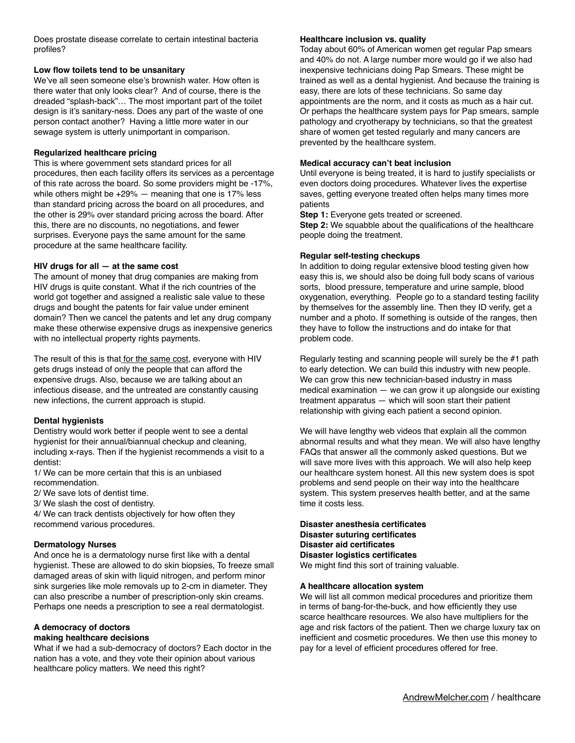Does prostate disease correlate to certain intestinal bacteria profiles?

**Low flow toilets tend to be unsanitary**

We've all seen someone else's brownish water. How often is there water that only looks clear? And of course, there is the dreaded "splash-back"… The most important part of the toilet design is it's sanitary-ness. Does any part of the waste of one person contact another? Having a little more water in our sewage system is utterly unimportant in comparison.

**Regularized healthcare pricing**

This is where government sets standard prices for all procedures, then each facility offers its services as a percentage of this rate across the board. So some providers might be -17%, while others might be +29% — meaning that one is 17% less than standard pricing across the board on all procedures, and the other is 29% over standard pricing across the board. After this, there are no discounts, no negotiations, and fewer surprises. Everyone pays the same amount for the same procedure at the same healthcare facility.

**HIV drugs for all — at the same cost**

The amount of money that drug companies are making from HIV drugs is quite constant. What if the rich countries of the world got together and assigned a realistic sale value to these drugs and bought the patents for fair value under eminent domain? Then we cancel the patents and let any drug company make these otherwise expensive drugs as inexpensive generics with no intellectual property rights payments.

The result of this is that for the same cost, everyone with HIV gets drugs instead of only the people that can afford the expensive drugs. Also, because we are talking about an infectious disease, and the untreated are constantly causing new infections, the current approach is stupid.

**Dental hygienists**

Dentistry would work better if people went to see a dental hygienist for their annual/biannual checkup and cleaning, including x-rays. Then if the hygienist recommends a visit to a dentist:

1/ We can be more certain that this is an unbiased recommendation.
2/ We save lots of dentist time.
3/ We slash the cost of dentistry.
4/ We can track dentists objectively for how often they recommend various procedures.

**Dermatology Nurses**

And once he is a dermatology nurse first like with a dental hygienist. These are allowed to do skin biopsies, To freeze small damaged areas of skin with liquid nitrogen, and perform minor sink surgeries like mole removals up to 2-cm in diameter. They can also prescribe a number of prescription-only skin creams. Perhaps one needs a prescription to see a real dermatologist.

**A democracy of doctors making healthcare decisions**

What if we had a sub-democracy of doctors? Each doctor in the nation has a vote, and they vote their opinion about various healthcare policy matters. We need this right?

**Healthcare inclusion vs. quality**

Today about 60% of American women get regular Pap smears and 40% do not. A large number more would go if we also had inexpensive technicians doing Pap Smears. These might be trained as well as a dental hygienist. And because the training is easy, there are lots of these technicians. So same day appointments are the norm, and it costs as much as a hair cut. Or perhaps the healthcare system pays for Pap smears, sample pathology and cryotherapy by technicians, so that the greatest share of women get tested regularly and many cancers are prevented by the healthcare system.

**Medical accuracy can't beat inclusion**

Until everyone is being treated, it is hard to justify specialists or even doctors doing procedures. Whatever lives the expertise saves, getting everyone treated often helps many times more patients

**Step 1:** Everyone gets treated or screened.
**Step 2:** We squabble about the qualifications of the healthcare people doing the treatment.

**Regular self-testing checkups**

In addition to doing regular extensive blood testing given how easy this is, we should also be doing full body scans of various sorts, blood pressure, temperature and urine sample, blood oxygenation, everything. People go to a standard testing facility by themselves for the assembly line. Then they ID verify, get a number and a photo. If something is outside of the ranges, then they have to follow the instructions and do intake for that problem code.

Regularly testing and scanning people will surely be the #1 path to early detection. We can build this industry with new people. We can grow this new technician-based industry in mass medical examination — we can grow it up alongside our existing treatment apparatus — which will soon start their patient relationship with giving each patient a second opinion.

We will have lengthy web videos that explain all the common abnormal results and what they mean. We will also have lengthy FAQs that answer all the commonly asked questions. But we will save more lives with this approach. We will also help keep our healthcare system honest. All this new system does is spot problems and send people on their way into the healthcare system. This system preserves health better, and at the same time it costs less.

**Disaster anesthesia certificates**
**Disaster suturing certificates**
**Disaster aid certificates**
**Disaster logistics certificates**

We might find this sort of training valuable.

**A healthcare allocation system**

We will list all common medical procedures and prioritize them in terms of bang-for-the-buck, and how efficiently they use scarce healthcare resources. We also have multipliers for the age and risk factors of the patient. Then we charge luxury tax on inefficient and cosmetic procedures. We then use this money to pay for a level of efficient procedures offered for free.